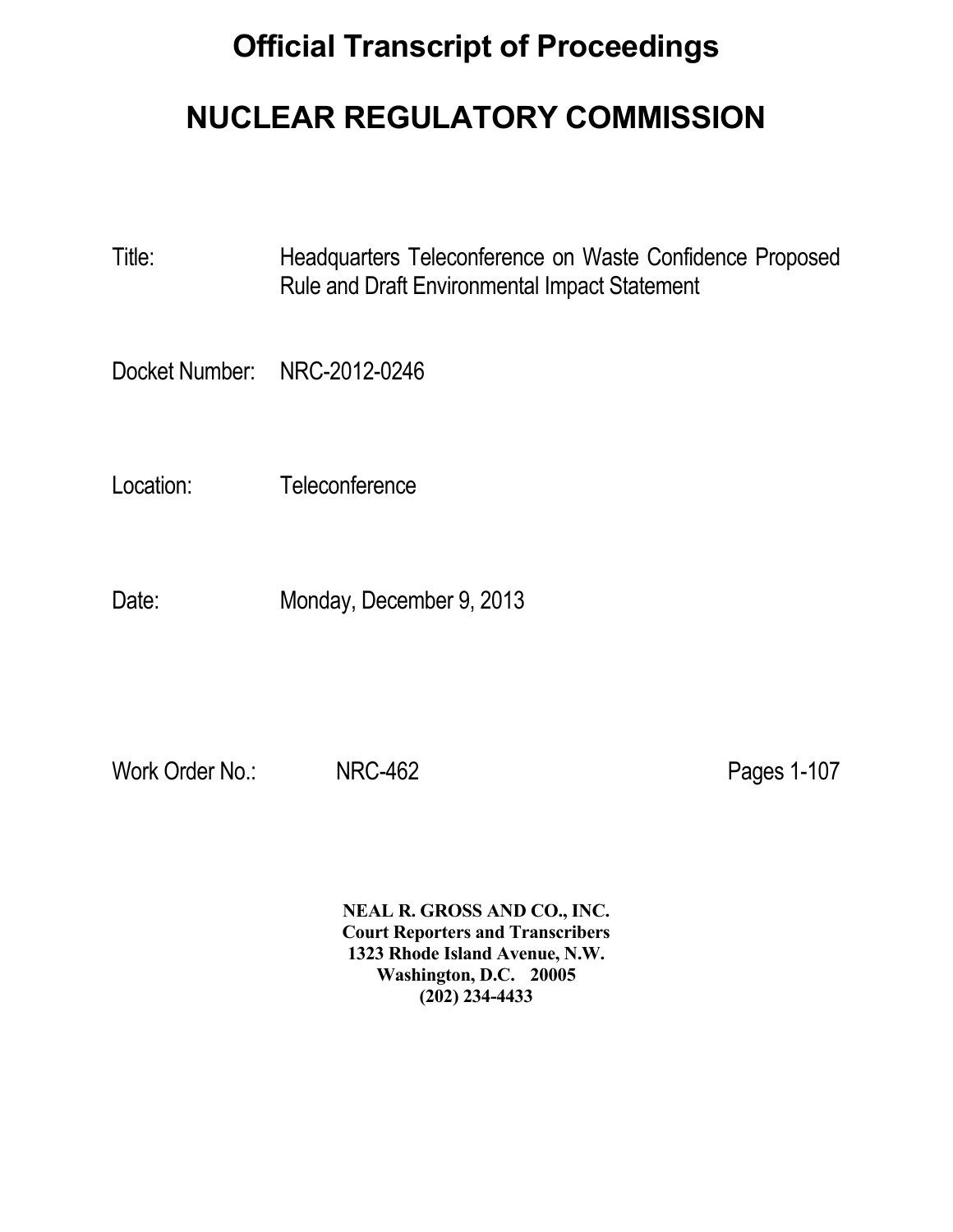# Official Transcript of Proceedings

# NUCLEAR REGULATORY COMMISSION

Title: Headquarters Teleconference on Waste Confidence Proposed Rule and Draft Environmental Impact Statement

Docket Number: NRC-2012-0246

Location: Teleconference

Date: Monday, December 9, 2013

Work Order No.: NRC-462 Pages 1-107

**NEAL R. GROSS AND CO., INC.**
**Court Reporters and Transcribers**
**1323 Rhode Island Avenue, N.W.**
**Washington, D.C. 20005**
**(202) 234-4433**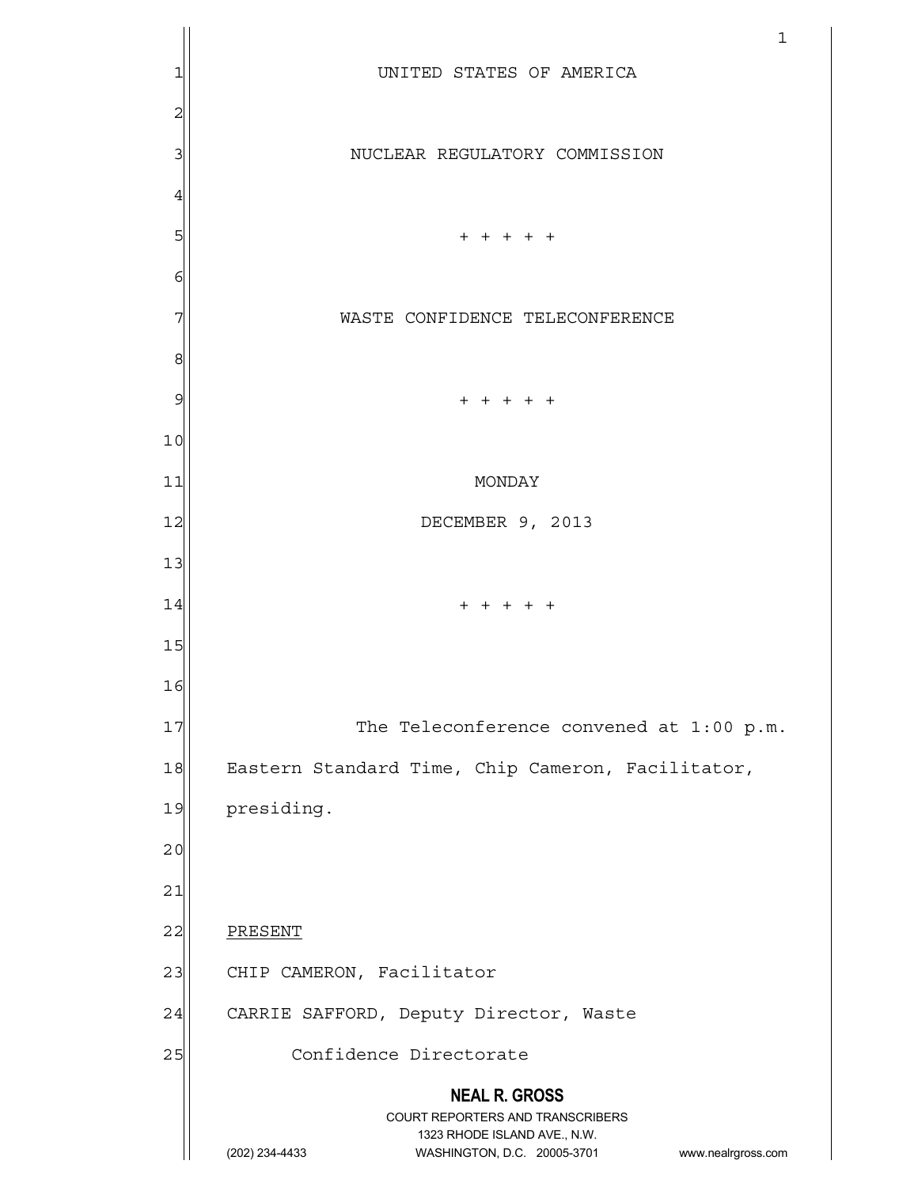UNITED STATES OF AMERICA

NUCLEAR REGULATORY COMMISSION

+ + + + +

WASTE CONFIDENCE TELECONFERENCE

+ + + + +

MONDAY

DECEMBER 9, 2013

+ + + + +

The Teleconference convened at 1:00 p.m. Eastern Standard Time, Chip Cameron, Facilitator, presiding.

PRESENT

CHIP CAMERON, Facilitator

CARRIE SAFFORD, Deputy Director, Waste Confidence Directorate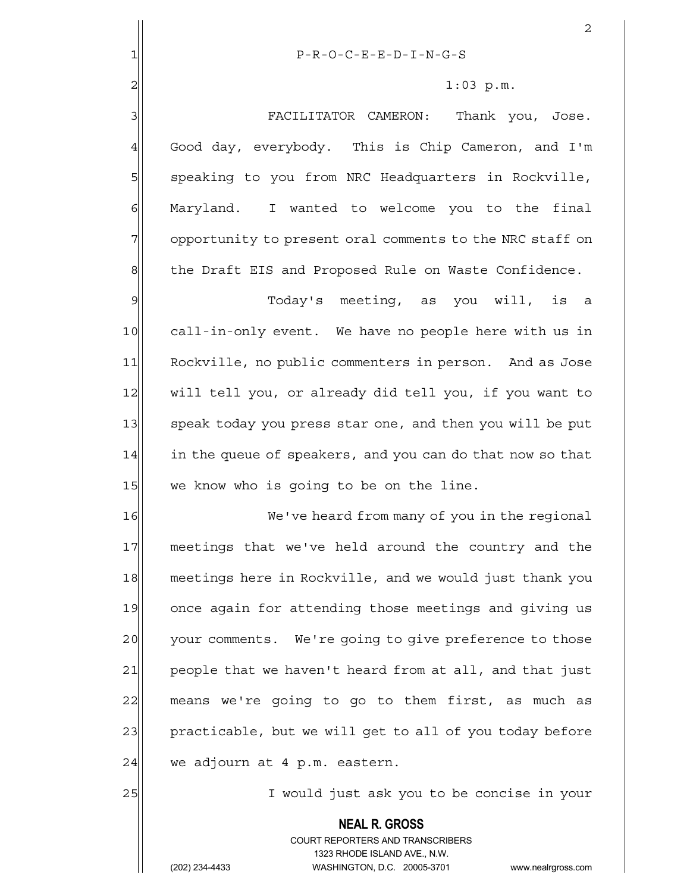P-R-O-C-E-E-D-I-N-G-S

1:03 p.m.

FACILITATOR CAMERON: Thank you, Jose. Good day, everybody. This is Chip Cameron, and I'm speaking to you from NRC Headquarters in Rockville, Maryland. I wanted to welcome you to the final opportunity to present oral comments to the NRC staff on the Draft EIS and Proposed Rule on Waste Confidence.

Today's meeting, as you will, is a call-in-only event. We have no people here with us in Rockville, no public commenters in person. And as Jose will tell you, or already did tell you, if you want to speak today you press star one, and then you will be put in the queue of speakers, and you can do that now so that we know who is going to be on the line.

We've heard from many of you in the regional meetings that we've held around the country and the meetings here in Rockville, and we would just thank you once again for attending those meetings and giving us your comments. We're going to give preference to those people that we haven't heard from at all, and that just means we're going to go to them first, as much as practicable, but we will get to all of you today before we adjourn at 4 p.m. eastern.

I would just ask you to be concise in your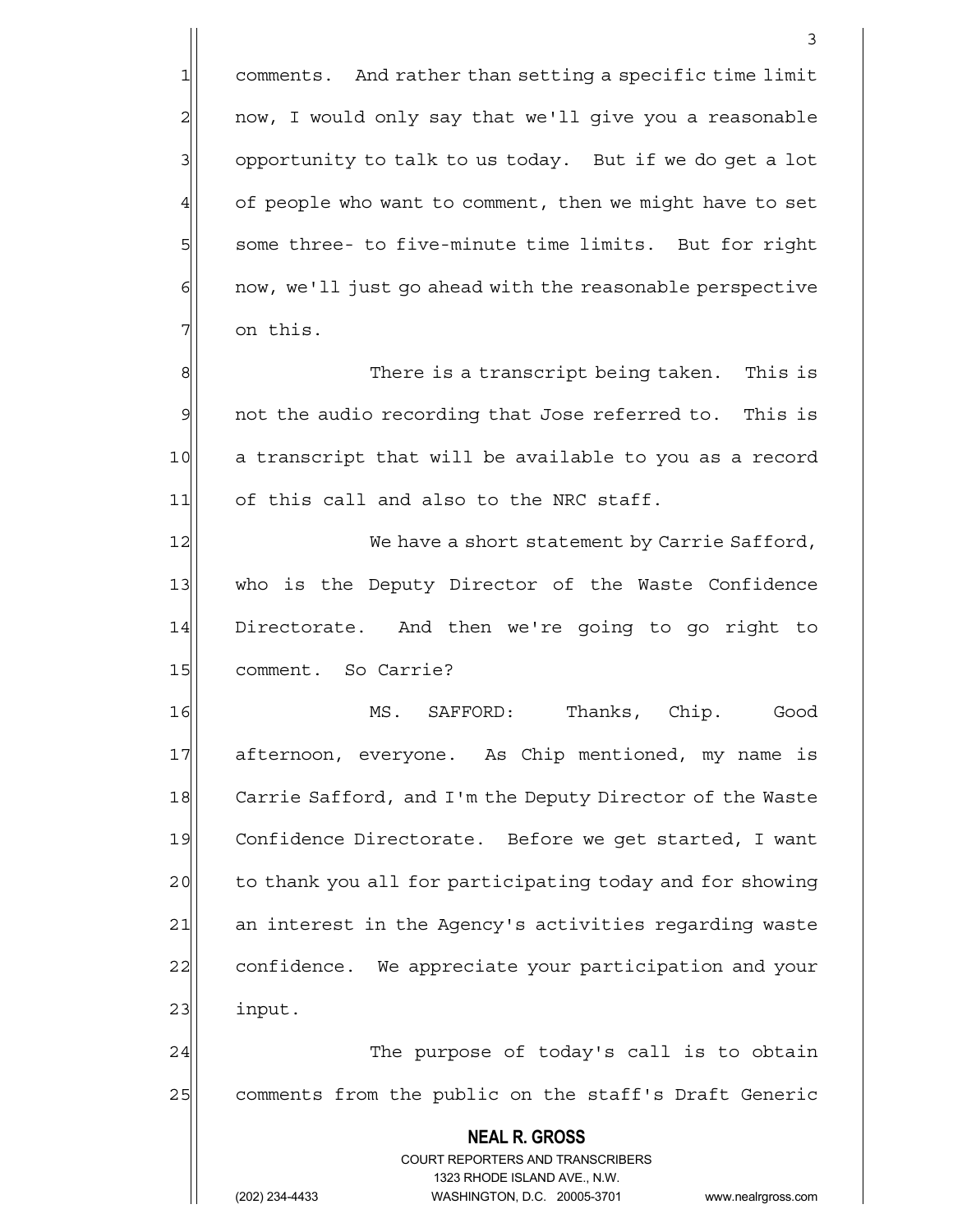comments. And rather than setting a specific time limit now, I would only say that we'll give you a reasonable opportunity to talk to us today. But if we do get a lot of people who want to comment, then we might have to set some three- to five-minute time limits. But for right now, we'll just go ahead with the reasonable perspective on this.

There is a transcript being taken. This is not the audio recording that Jose referred to. This is a transcript that will be available to you as a record of this call and also to the NRC staff.

We have a short statement by Carrie Safford, who is the Deputy Director of the Waste Confidence Directorate. And then we're going to go right to comment. So Carrie?

MS. SAFFORD: Thanks, Chip. Good afternoon, everyone. As Chip mentioned, my name is Carrie Safford, and I'm the Deputy Director of the Waste Confidence Directorate. Before we get started, I want to thank you all for participating today and for showing an interest in the Agency's activities regarding waste confidence. We appreciate your participation and your input.

The purpose of today's call is to obtain comments from the public on the staff's Draft Generic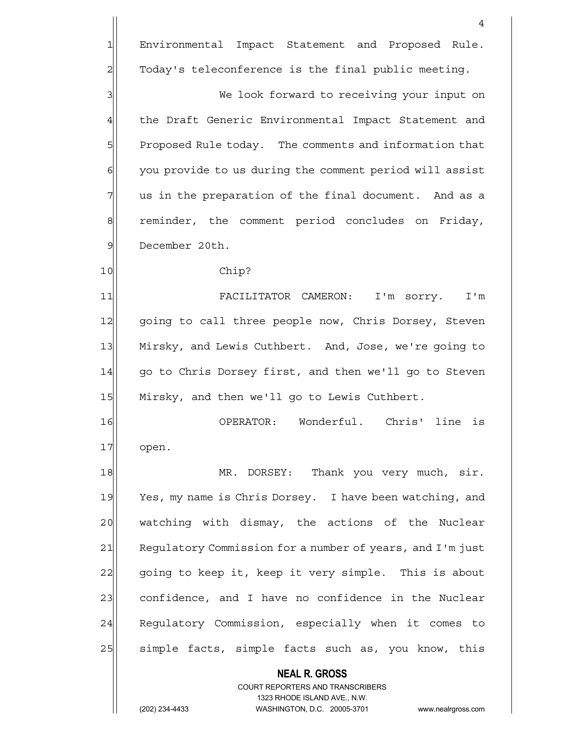Environmental Impact Statement and Proposed Rule. Today's teleconference is the final public meeting.

We look forward to receiving your input on the Draft Generic Environmental Impact Statement and Proposed Rule today. The comments and information that you provide to us during the comment period will assist us in the preparation of the final document. And as a reminder, the comment period concludes on Friday, December 20th.

Chip?

FACILITATOR CAMERON: I'm sorry. I'm going to call three people now, Chris Dorsey, Steven Mirsky, and Lewis Cuthbert. And, Jose, we're going to go to Chris Dorsey first, and then we'll go to Steven Mirsky, and then we'll go to Lewis Cuthbert.

OPERATOR: Wonderful. Chris' line is open.

MR. DORSEY: Thank you very much, sir. Yes, my name is Chris Dorsey. I have been watching, and watching with dismay, the actions of the Nuclear Regulatory Commission for a number of years, and I'm just going to keep it, keep it very simple. This is about confidence, and I have no confidence in the Nuclear Regulatory Commission, especially when it comes to simple facts, simple facts such as, you know, this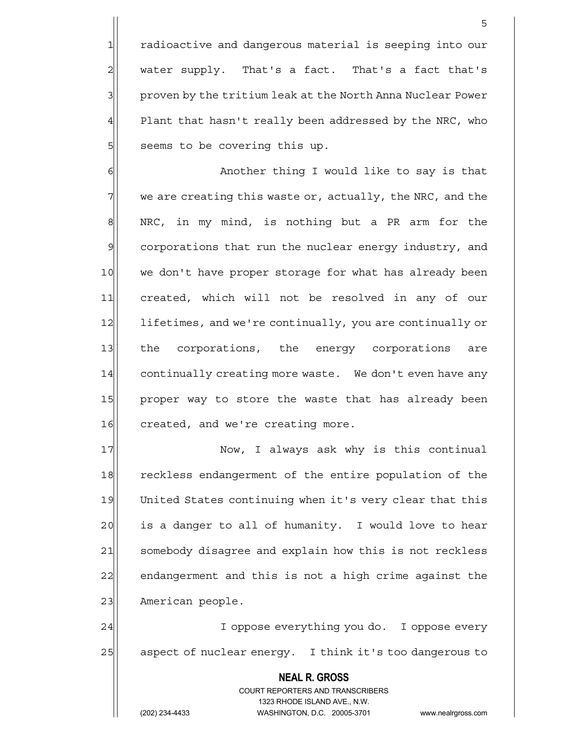radioactive and dangerous material is seeping into our water supply. That's a fact. That's a fact that's proven by the tritium leak at the North Anna Nuclear Power Plant that hasn't really been addressed by the NRC, who seems to be covering this up.

Another thing I would like to say is that we are creating this waste or, actually, the NRC, and the NRC, in my mind, is nothing but a PR arm for the corporations that run the nuclear energy industry, and we don't have proper storage for what has already been created, which will not be resolved in any of our lifetimes, and we're continually, you are continually or the corporations, the energy corporations are continually creating more waste. We don't even have any proper way to store the waste that has already been created, and we're creating more.

Now, I always ask why is this continual reckless endangerment of the entire population of the United States continuing when it's very clear that this is a danger to all of humanity. I would love to hear somebody disagree and explain how this is not reckless endangerment and this is not a high crime against the American people.

I oppose everything you do. I oppose every aspect of nuclear energy. I think it's too dangerous to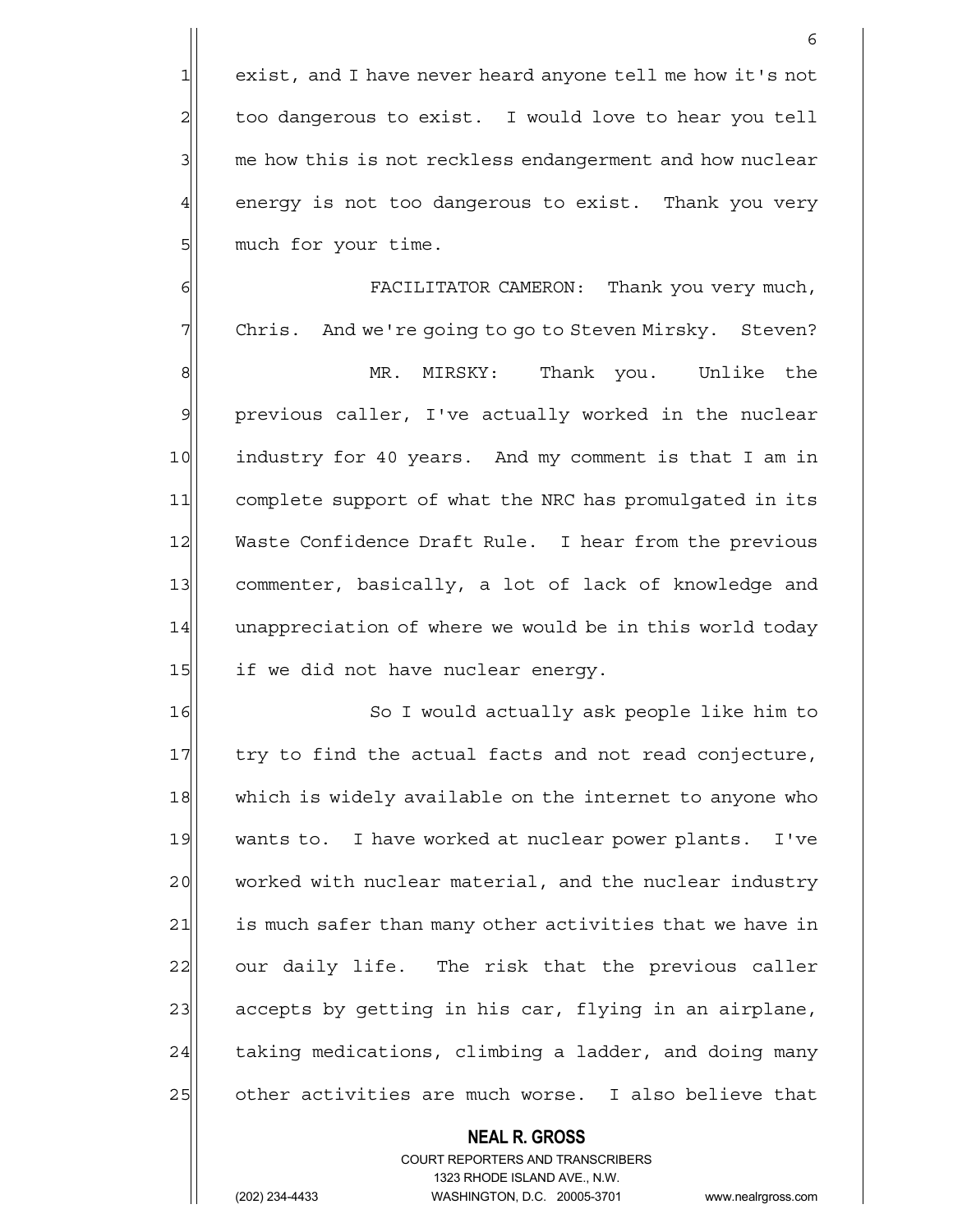exist, and I have never heard anyone tell me how it's not too dangerous to exist. I would love to hear you tell me how this is not reckless endangerment and how nuclear energy is not too dangerous to exist. Thank you very much for your time.

FACILITATOR CAMERON: Thank you very much, Chris. And we're going to go to Steven Mirsky. Steven?

MR. MIRSKY: Thank you. Unlike the previous caller, I've actually worked in the nuclear industry for 40 years. And my comment is that I am in complete support of what the NRC has promulgated in its Waste Confidence Draft Rule. I hear from the previous commenter, basically, a lot of lack of knowledge and unappreciation of where we would be in this world today if we did not have nuclear energy.

So I would actually ask people like him to try to find the actual facts and not read conjecture, which is widely available on the internet to anyone who wants to. I have worked at nuclear power plants. I've worked with nuclear material, and the nuclear industry is much safer than many other activities that we have in our daily life. The risk that the previous caller accepts by getting in his car, flying in an airplane, taking medications, climbing a ladder, and doing many other activities are much worse. I also believe that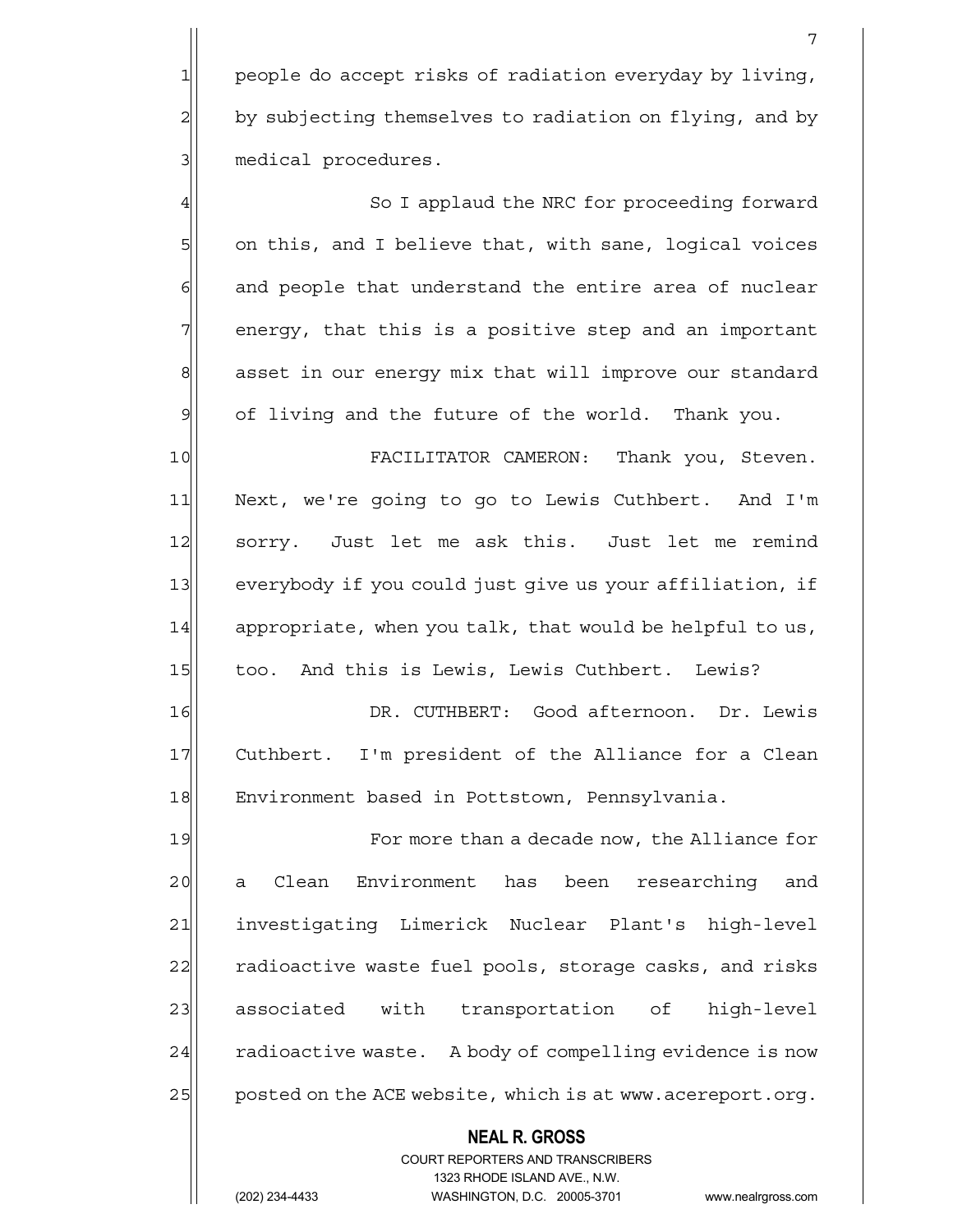people do accept risks of radiation everyday by living, by subjecting themselves to radiation on flying, and by medical procedures.

So I applaud the NRC for proceeding forward on this, and I believe that, with sane, logical voices and people that understand the entire area of nuclear energy, that this is a positive step and an important asset in our energy mix that will improve our standard of living and the future of the world. Thank you.

FACILITATOR CAMERON: Thank you, Steven. Next, we're going to go to Lewis Cuthbert. And I'm sorry. Just let me ask this. Just let me remind everybody if you could just give us your affiliation, if appropriate, when you talk, that would be helpful to us, too. And this is Lewis, Lewis Cuthbert. Lewis?

DR. CUTHBERT: Good afternoon. Dr. Lewis Cuthbert. I'm president of the Alliance for a Clean Environment based in Pottstown, Pennsylvania.

For more than a decade now, the Alliance for a Clean Environment has been researching and investigating Limerick Nuclear Plant's high-level radioactive waste fuel pools, storage casks, and risks associated with transportation of high-level radioactive waste. A body of compelling evidence is now posted on the ACE website, which is at www.acereport.org.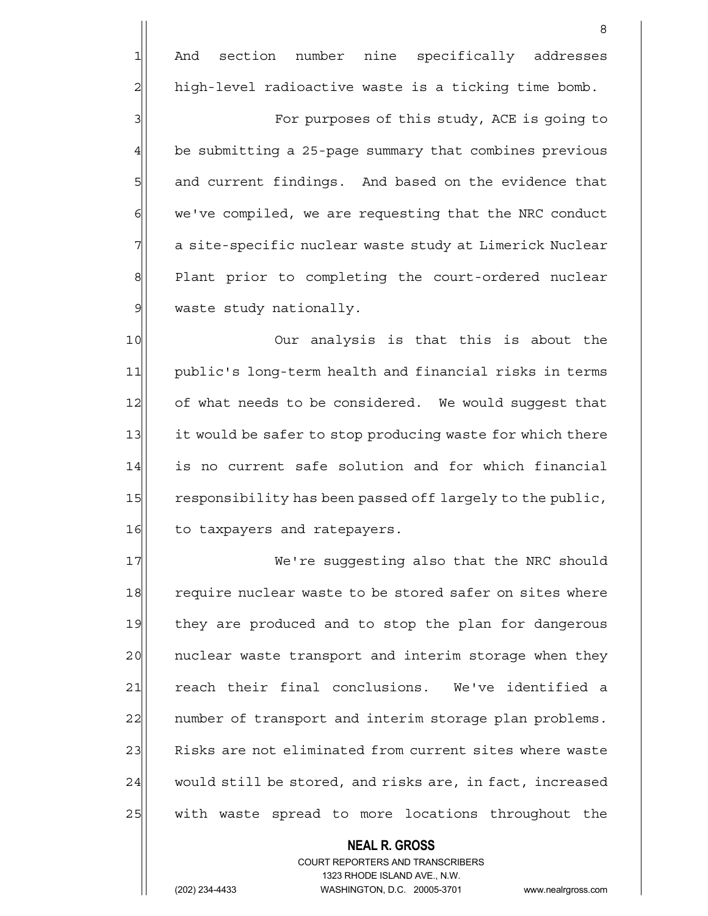And section number nine specifically addresses high-level radioactive waste is a ticking time bomb.

For purposes of this study, ACE is going to be submitting a 25-page summary that combines previous and current findings. And based on the evidence that we've compiled, we are requesting that the NRC conduct a site-specific nuclear waste study at Limerick Nuclear Plant prior to completing the court-ordered nuclear waste study nationally.

Our analysis is that this is about the public's long-term health and financial risks in terms of what needs to be considered. We would suggest that it would be safer to stop producing waste for which there is no current safe solution and for which financial responsibility has been passed off largely to the public, to taxpayers and ratepayers.

We're suggesting also that the NRC should require nuclear waste to be stored safer on sites where they are produced and to stop the plan for dangerous nuclear waste transport and interim storage when they reach their final conclusions. We've identified a number of transport and interim storage plan problems. Risks are not eliminated from current sites where waste would still be stored, and risks are, in fact, increased with waste spread to more locations throughout the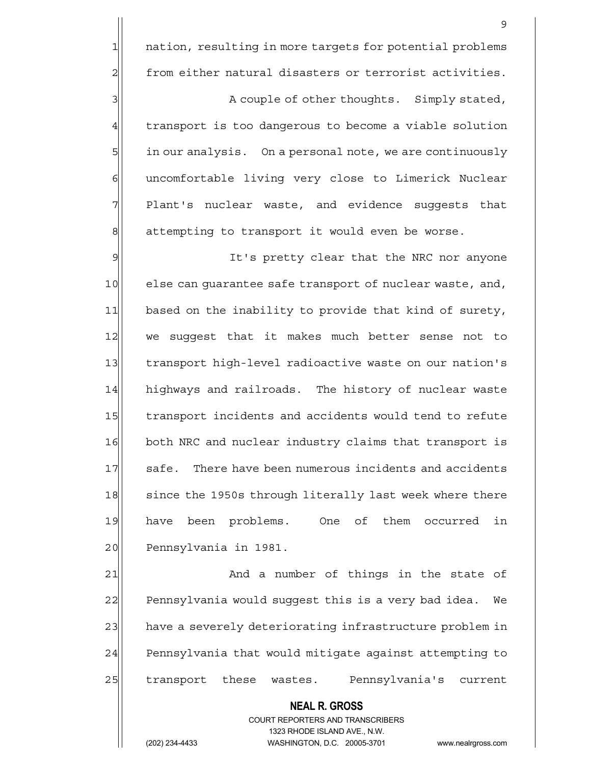nation, resulting in more targets for potential problems from either natural disasters or terrorist activities.

A couple of other thoughts. Simply stated, transport is too dangerous to become a viable solution in our analysis. On a personal note, we are continuously uncomfortable living very close to Limerick Nuclear Plant's nuclear waste, and evidence suggests that attempting to transport it would even be worse.

It's pretty clear that the NRC nor anyone else can guarantee safe transport of nuclear waste, and, based on the inability to provide that kind of surety, we suggest that it makes much better sense not to transport high-level radioactive waste on our nation's highways and railroads. The history of nuclear waste transport incidents and accidents would tend to refute both NRC and nuclear industry claims that transport is safe. There have been numerous incidents and accidents since the 1950s through literally last week where there have been problems. One of them occurred in Pennsylvania in 1981.

And a number of things in the state of Pennsylvania would suggest this is a very bad idea. We have a severely deteriorating infrastructure problem in Pennsylvania that would mitigate against attempting to transport these wastes. Pennsylvania's current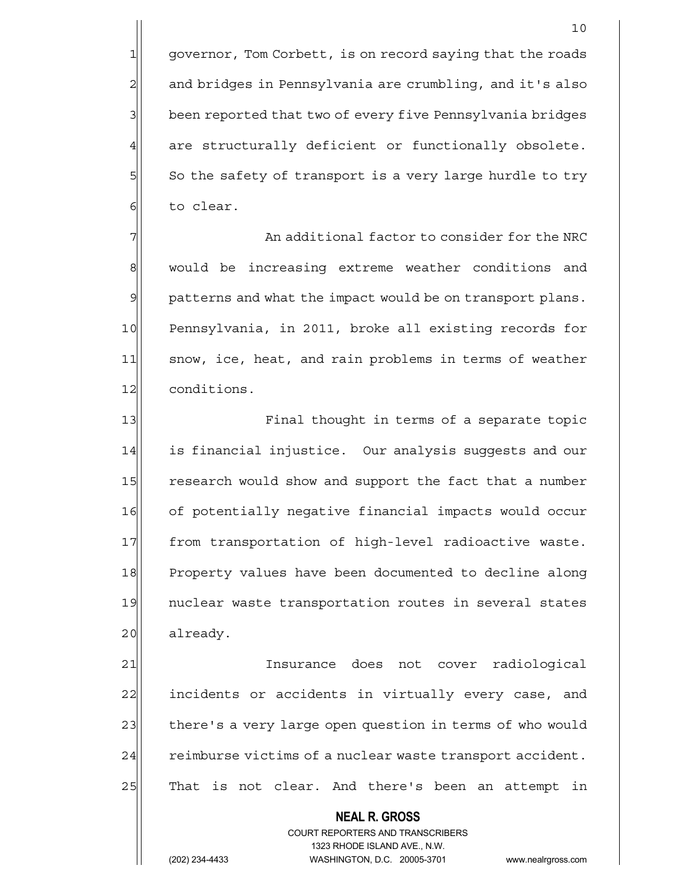governor, Tom Corbett, is on record saying that the roads and bridges in Pennsylvania are crumbling, and it's also been reported that two of every five Pennsylvania bridges are structurally deficient or functionally obsolete. So the safety of transport is a very large hurdle to try to clear.

An additional factor to consider for the NRC would be increasing extreme weather conditions and patterns and what the impact would be on transport plans. Pennsylvania, in 2011, broke all existing records for snow, ice, heat, and rain problems in terms of weather conditions.

Final thought in terms of a separate topic is financial injustice. Our analysis suggests and our research would show and support the fact that a number of potentially negative financial impacts would occur from transportation of high-level radioactive waste. Property values have been documented to decline along nuclear waste transportation routes in several states already.

Insurance does not cover radiological incidents or accidents in virtually every case, and there's a very large open question in terms of who would reimburse victims of a nuclear waste transport accident. That is not clear. And there's been an attempt in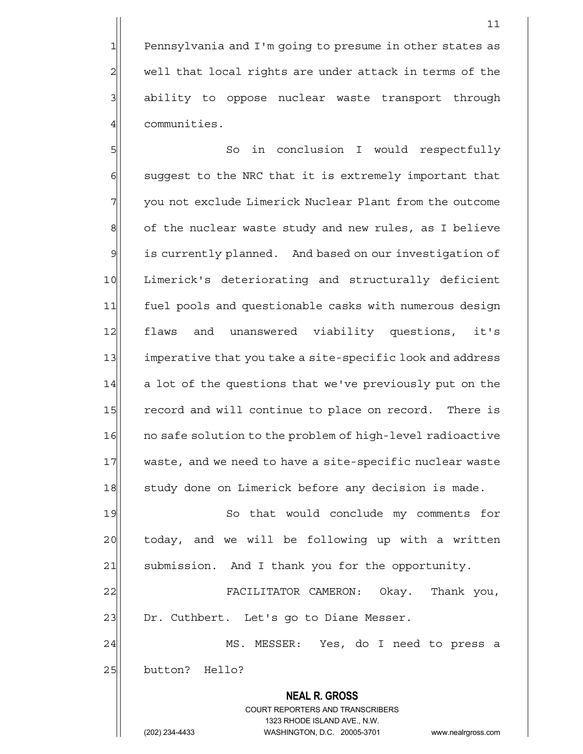Pennsylvania and I'm going to presume in other states as well that local rights are under attack in terms of the ability to oppose nuclear waste transport through communities.

So in conclusion I would respectfully suggest to the NRC that it is extremely important that you not exclude Limerick Nuclear Plant from the outcome of the nuclear waste study and new rules, as I believe is currently planned. And based on our investigation of Limerick's deteriorating and structurally deficient fuel pools and questionable casks with numerous design flaws and unanswered viability questions, it's imperative that you take a site-specific look and address a lot of the questions that we've previously put on the record and will continue to place on record. There is no safe solution to the problem of high-level radioactive waste, and we need to have a site-specific nuclear waste study done on Limerick before any decision is made.

So that would conclude my comments for today, and we will be following up with a written submission. And I thank you for the opportunity.

FACILITATOR CAMERON: Okay. Thank you, Dr. Cuthbert. Let's go to Diane Messer.

MS. MESSER: Yes, do I need to press a button? Hello?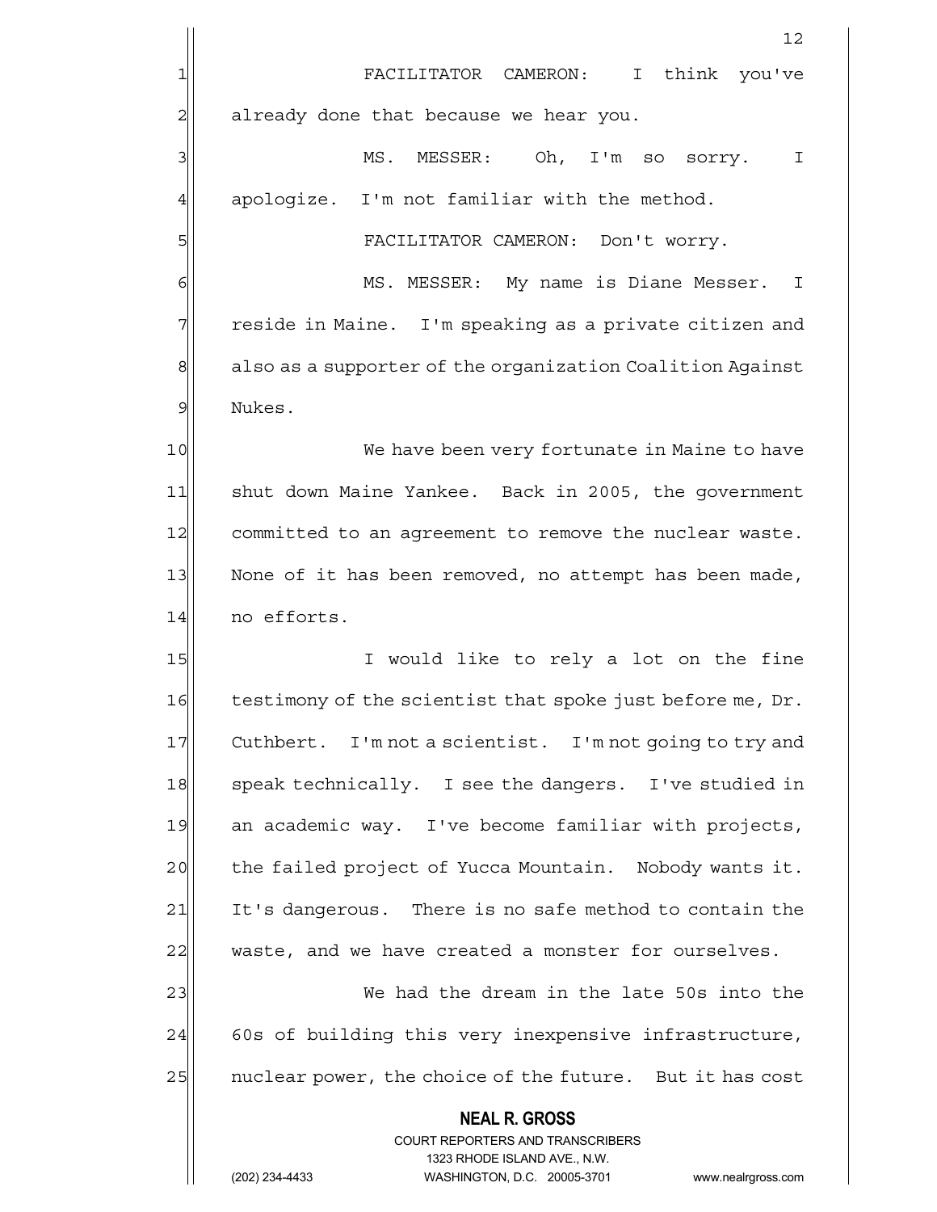FACILITATOR CAMERON: I think you've already done that because we hear you.

MS. MESSER: Oh, I'm so sorry. I apologize. I'm not familiar with the method.

FACILITATOR CAMERON: Don't worry.

MS. MESSER: My name is Diane Messer. I reside in Maine. I'm speaking as a private citizen and also as a supporter of the organization Coalition Against Nukes.

We have been very fortunate in Maine to have shut down Maine Yankee. Back in 2005, the government committed to an agreement to remove the nuclear waste. None of it has been removed, no attempt has been made, no efforts.

I would like to rely a lot on the fine testimony of the scientist that spoke just before me, Dr. Cuthbert. I'm not a scientist. I'm not going to try and speak technically. I see the dangers. I've studied in an academic way. I've become familiar with projects, the failed project of Yucca Mountain. Nobody wants it. It's dangerous. There is no safe method to contain the waste, and we have created a monster for ourselves.

We had the dream in the late 50s into the 60s of building this very inexpensive infrastructure, nuclear power, the choice of the future. But it has cost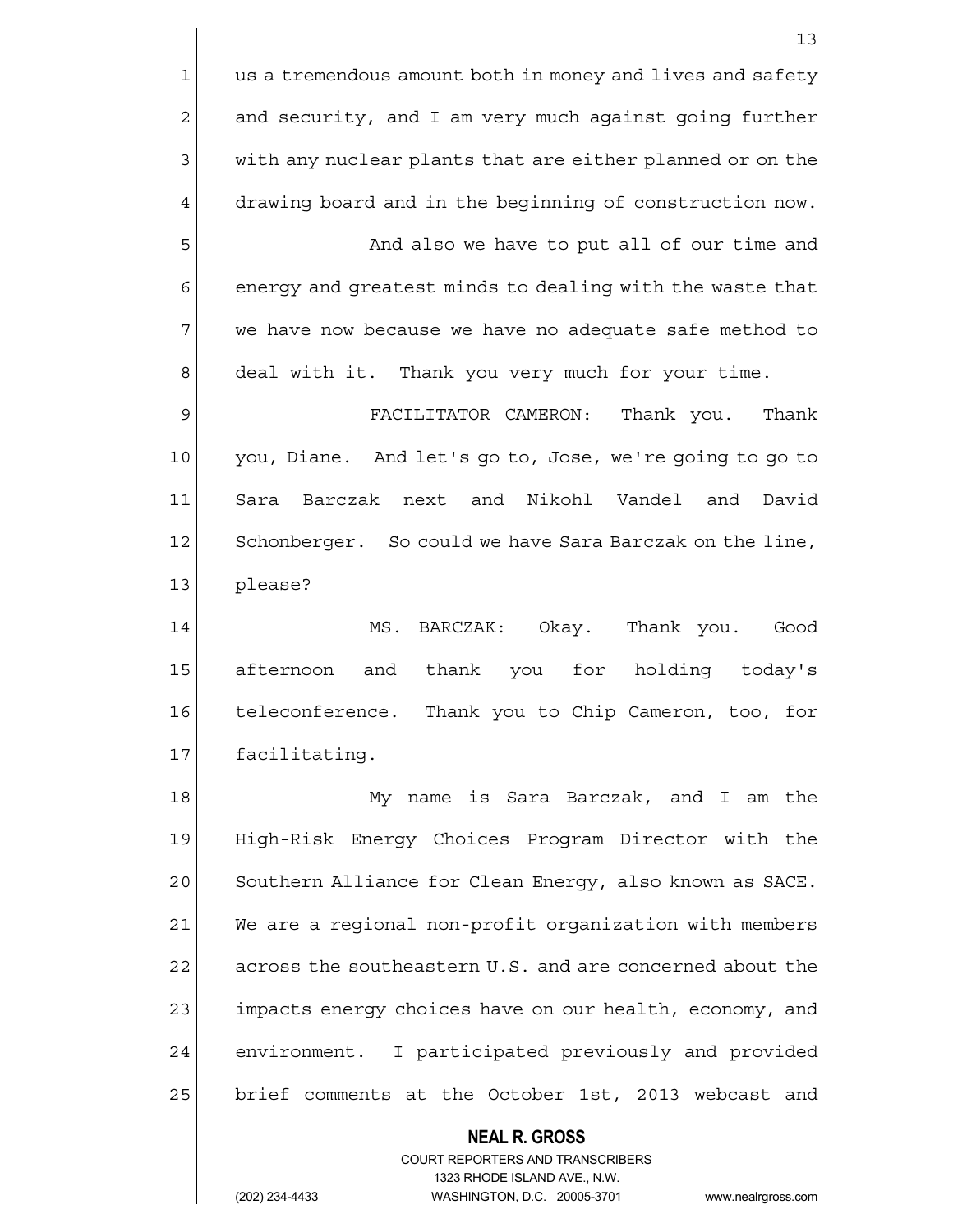us a tremendous amount both in money and lives and safety and security, and I am very much against going further with any nuclear plants that are either planned or on the drawing board and in the beginning of construction now.

And also we have to put all of our time and energy and greatest minds to dealing with the waste that we have now because we have no adequate safe method to deal with it. Thank you very much for your time.

FACILITATOR CAMERON: Thank you. Thank you, Diane. And let's go to, Jose, we're going to go to Sara Barczak next and Nikohl Vandel and David Schonberger. So could we have Sara Barczak on the line, please?

MS. BARCZAK: Okay. Thank you. Good afternoon and thank you for holding today's teleconference. Thank you to Chip Cameron, too, for facilitating.

My name is Sara Barczak, and I am the High-Risk Energy Choices Program Director with the Southern Alliance for Clean Energy, also known as SACE. We are a regional non-profit organization with members across the southeastern U.S. and are concerned about the impacts energy choices have on our health, economy, and environment. I participated previously and provided brief comments at the October 1st, 2013 webcast and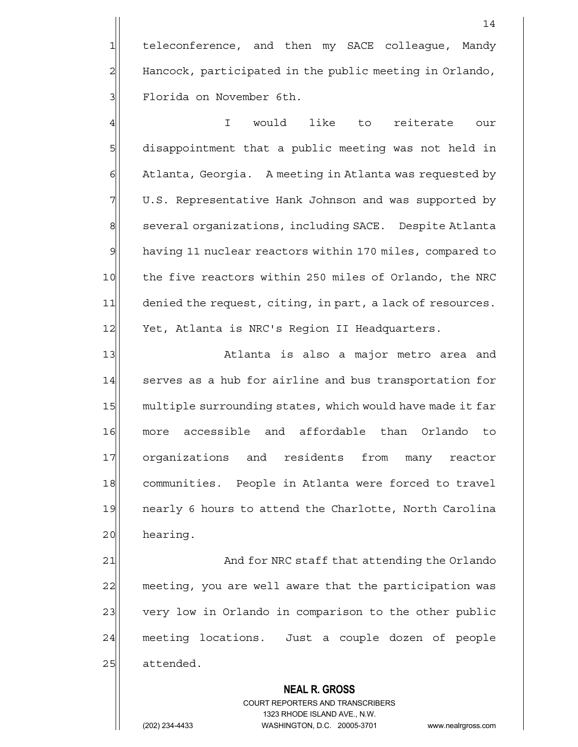teleconference, and then my SACE colleague, Mandy Hancock, participated in the public meeting in Orlando, Florida on November 6th.

I would like to reiterate our disappointment that a public meeting was not held in Atlanta, Georgia. A meeting in Atlanta was requested by U.S. Representative Hank Johnson and was supported by several organizations, including SACE. Despite Atlanta having 11 nuclear reactors within 170 miles, compared to the five reactors within 250 miles of Orlando, the NRC denied the request, citing, in part, a lack of resources. Yet, Atlanta is NRC's Region II Headquarters.

Atlanta is also a major metro area and serves as a hub for airline and bus transportation for multiple surrounding states, which would have made it far more accessible and affordable than Orlando to organizations and residents from many reactor communities. People in Atlanta were forced to travel nearly 6 hours to attend the Charlotte, North Carolina hearing.

And for NRC staff that attending the Orlando meeting, you are well aware that the participation was very low in Orlando in comparison to the other public meeting locations. Just a couple dozen of people attended.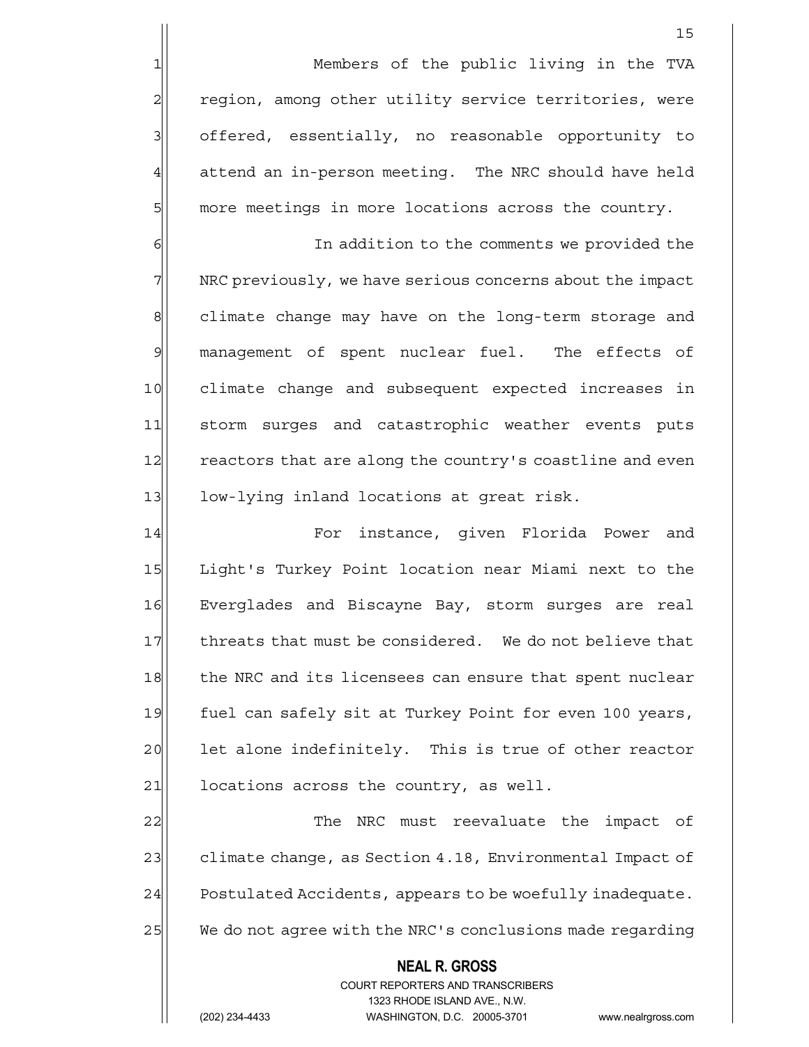Members of the public living in the TVA region, among other utility service territories, were offered, essentially, no reasonable opportunity to attend an in-person meeting. The NRC should have held more meetings in more locations across the country.

In addition to the comments we provided the NRC previously, we have serious concerns about the impact climate change may have on the long-term storage and management of spent nuclear fuel. The effects of climate change and subsequent expected increases in storm surges and catastrophic weather events puts reactors that are along the country's coastline and even low-lying inland locations at great risk.

For instance, given Florida Power and Light's Turkey Point location near Miami next to the Everglades and Biscayne Bay, storm surges are real threats that must be considered. We do not believe that the NRC and its licensees can ensure that spent nuclear fuel can safely sit at Turkey Point for even 100 years, let alone indefinitely. This is true of other reactor locations across the country, as well.

The NRC must reevaluate the impact of climate change, as Section 4.18, Environmental Impact of Postulated Accidents, appears to be woefully inadequate. We do not agree with the NRC's conclusions made regarding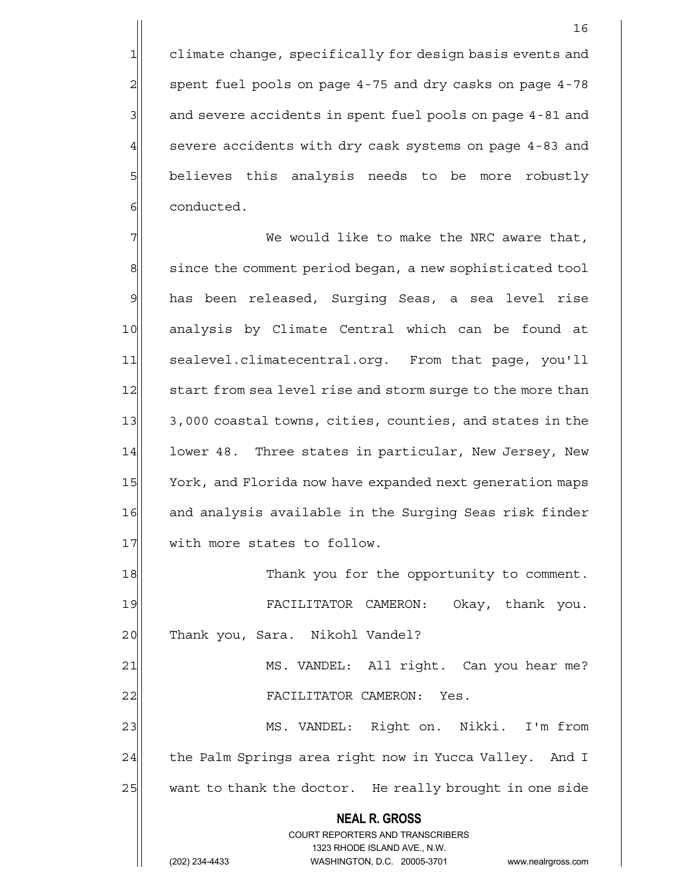climate change, specifically for design basis events and spent fuel pools on page 4-75 and dry casks on page 4-78 and severe accidents in spent fuel pools on page 4-81 and severe accidents with dry cask systems on page 4-83 and believes this analysis needs to be more robustly conducted.

We would like to make the NRC aware that, since the comment period began, a new sophisticated tool has been released, Surging Seas, a sea level rise analysis by Climate Central which can be found at sealevel.climatecentral.org. From that page, you'll start from sea level rise and storm surge to the more than 3,000 coastal towns, cities, counties, and states in the lower 48. Three states in particular, New Jersey, New York, and Florida now have expanded next generation maps and analysis available in the Surging Seas risk finder with more states to follow.

Thank you for the opportunity to comment.

FACILITATOR CAMERON: Okay, thank you. Thank you, Sara. Nikohl Vandel?

MS. VANDEL: All right. Can you hear me?

FACILITATOR CAMERON: Yes.

MS. VANDEL: Right on. Nikki. I'm from the Palm Springs area right now in Yucca Valley. And I want to thank the doctor. He really brought in one side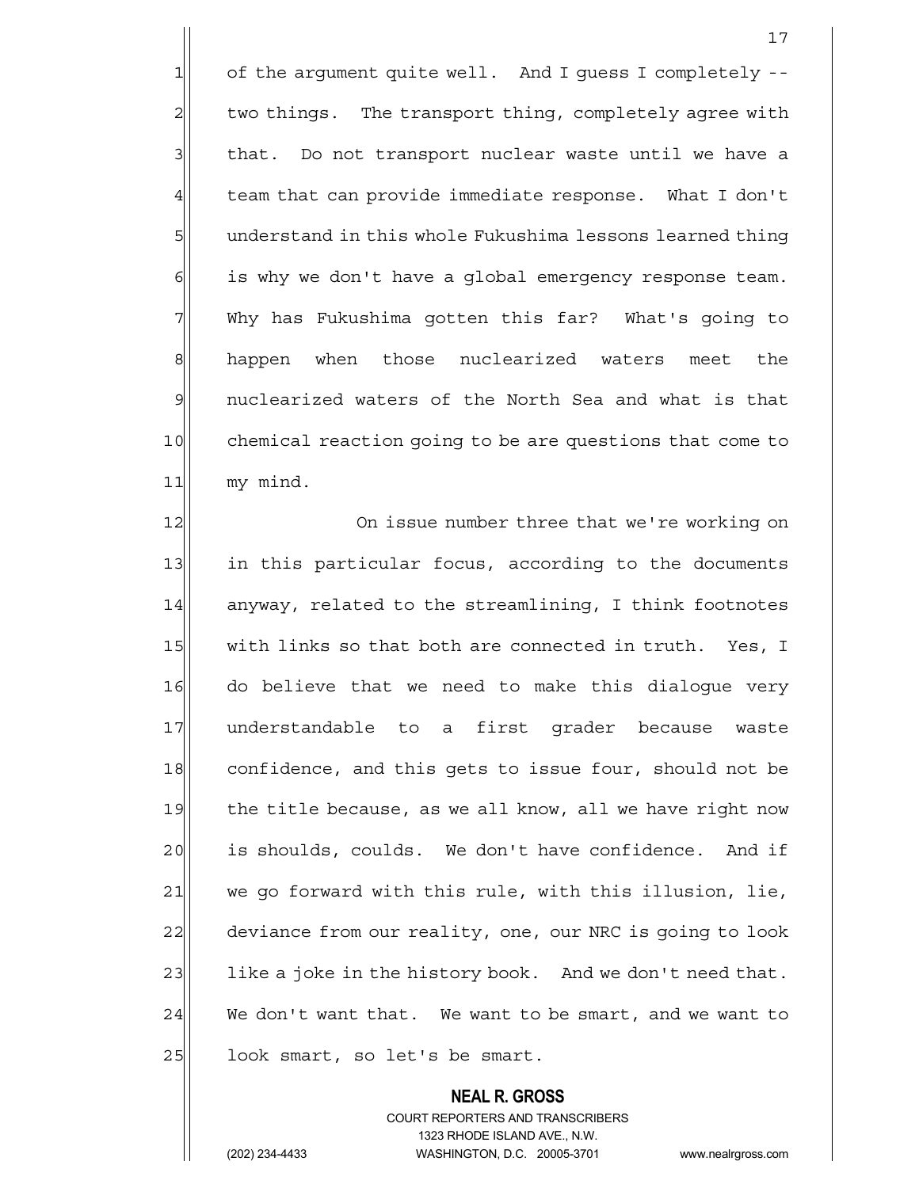of the argument quite well. And I guess I completely -- two things. The transport thing, completely agree with that. Do not transport nuclear waste until we have a team that can provide immediate response. What I don't understand in this whole Fukushima lessons learned thing is why we don't have a global emergency response team. Why has Fukushima gotten this far? What's going to happen when those nuclearized waters meet the nuclearized waters of the North Sea and what is that chemical reaction going to be are questions that come to my mind.

On issue number three that we're working on in this particular focus, according to the documents anyway, related to the streamlining, I think footnotes with links so that both are connected in truth. Yes, I do believe that we need to make this dialogue very understandable to a first grader because waste confidence, and this gets to issue four, should not be the title because, as we all know, all we have right now is shoulds, coulds. We don't have confidence. And if we go forward with this rule, with this illusion, lie, deviance from our reality, one, our NRC is going to look like a joke in the history book. And we don't need that. We don't want that. We want to be smart, and we want to look smart, so let's be smart.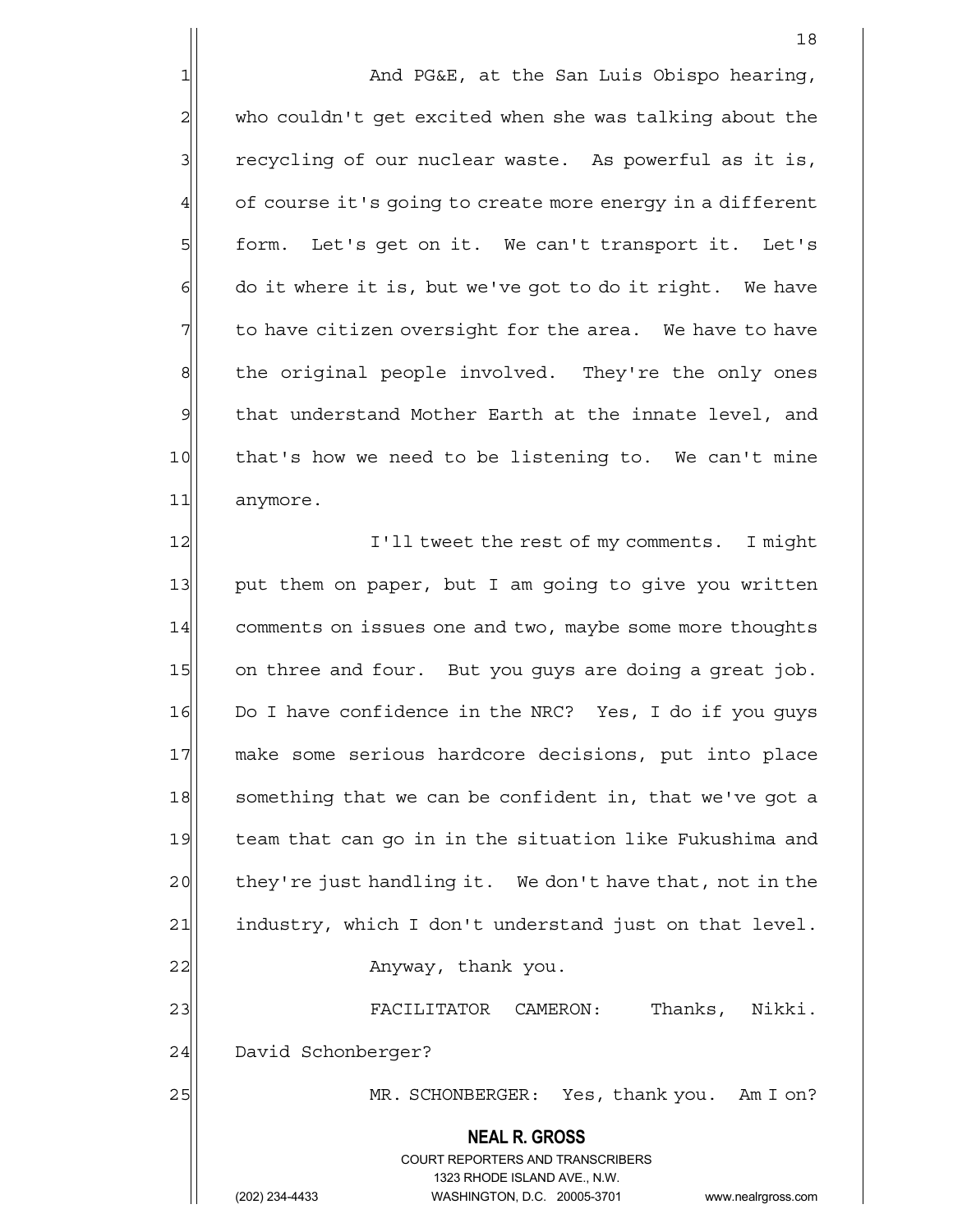And PG&E, at the San Luis Obispo hearing, who couldn't get excited when she was talking about the recycling of our nuclear waste. As powerful as it is, of course it's going to create more energy in a different form. Let's get on it. We can't transport it. Let's do it where it is, but we've got to do it right. We have to have citizen oversight for the area. We have to have the original people involved. They're the only ones that understand Mother Earth at the innate level, and that's how we need to be listening to. We can't mine anymore.

I'll tweet the rest of my comments. I might put them on paper, but I am going to give you written comments on issues one and two, maybe some more thoughts on three and four. But you guys are doing a great job. Do I have confidence in the NRC? Yes, I do if you guys make some serious hardcore decisions, put into place something that we can be confident in, that we've got a team that can go in in the situation like Fukushima and they're just handling it. We don't have that, not in the industry, which I don't understand just on that level.

Anyway, thank you.

FACILITATOR CAMERON: Thanks, Nikki. David Schonberger?

MR. SCHONBERGER: Yes, thank you. Am I on?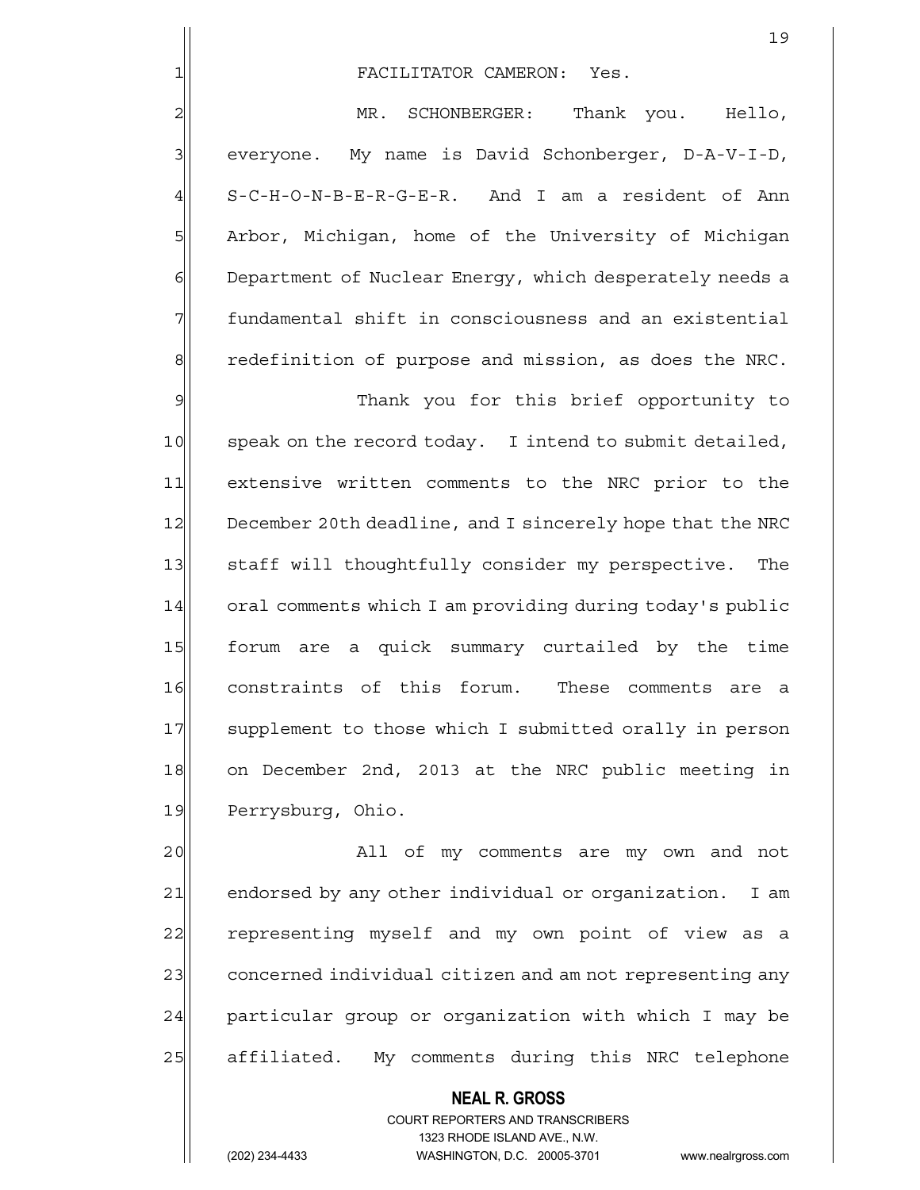FACILITATOR CAMERON: Yes.

MR. SCHONBERGER: Thank you. Hello, everyone. My name is David Schonberger, D-A-V-I-D, S-C-H-O-N-B-E-R-G-E-R. And I am a resident of Ann Arbor, Michigan, home of the University of Michigan Department of Nuclear Energy, which desperately needs a fundamental shift in consciousness and an existential redefinition of purpose and mission, as does the NRC.

Thank you for this brief opportunity to speak on the record today. I intend to submit detailed, extensive written comments to the NRC prior to the December 20th deadline, and I sincerely hope that the NRC staff will thoughtfully consider my perspective. The oral comments which I am providing during today's public forum are a quick summary curtailed by the time constraints of this forum. These comments are a supplement to those which I submitted orally in person on December 2nd, 2013 at the NRC public meeting in Perrysburg, Ohio.

All of my comments are my own and not endorsed by any other individual or organization. I am representing myself and my own point of view as a concerned individual citizen and am not representing any particular group or organization with which I may be affiliated. My comments during this NRC telephone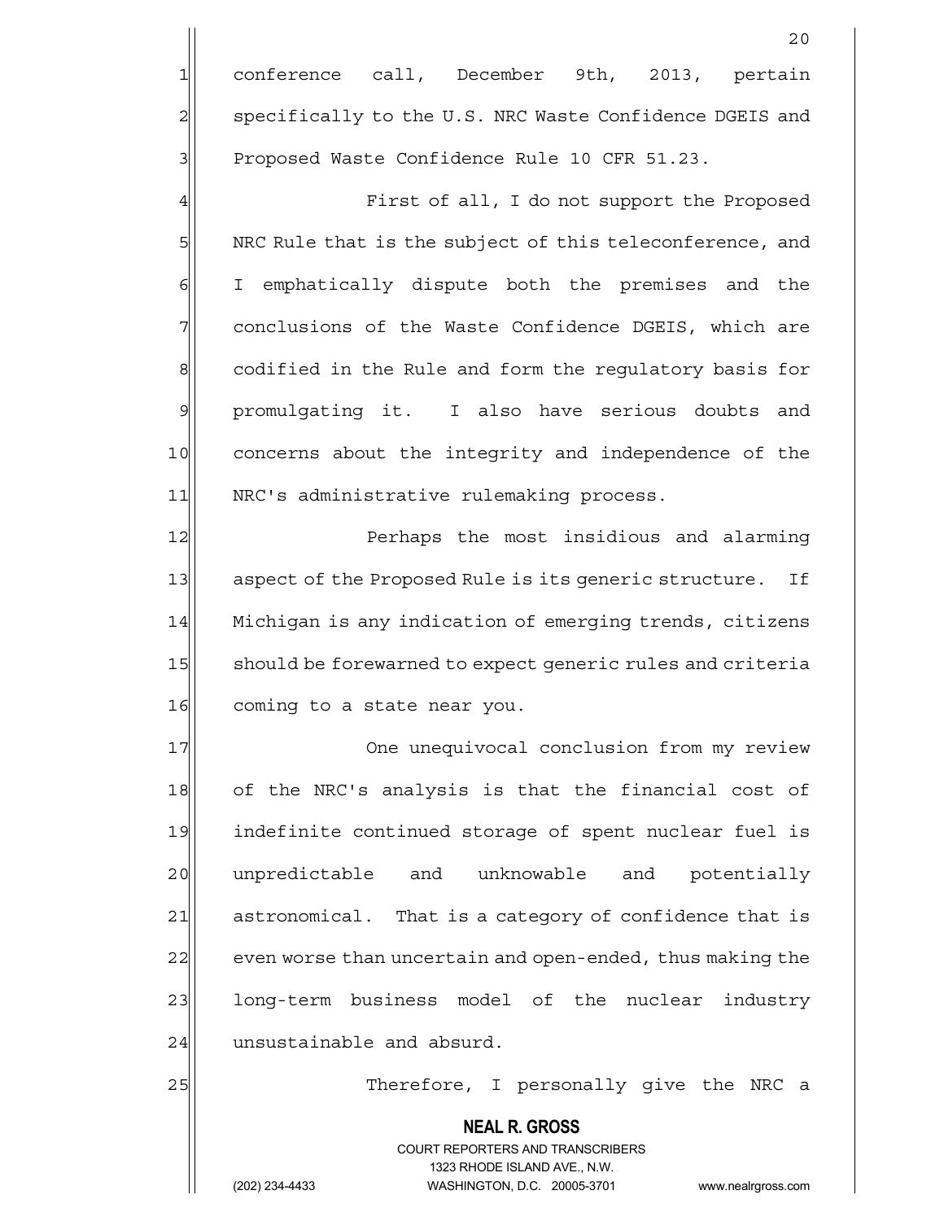conference call, December 9th, 2013, pertain specifically to the U.S. NRC Waste Confidence DGEIS and Proposed Waste Confidence Rule 10 CFR 51.23.

First of all, I do not support the Proposed NRC Rule that is the subject of this teleconference, and I emphatically dispute both the premises and the conclusions of the Waste Confidence DGEIS, which are codified in the Rule and form the regulatory basis for promulgating it. I also have serious doubts and concerns about the integrity and independence of the NRC's administrative rulemaking process.

Perhaps the most insidious and alarming aspect of the Proposed Rule is its generic structure. If Michigan is any indication of emerging trends, citizens should be forewarned to expect generic rules and criteria coming to a state near you.

One unequivocal conclusion from my review of the NRC's analysis is that the financial cost of indefinite continued storage of spent nuclear fuel is unpredictable and unknowable and potentially astronomical. That is a category of confidence that is even worse than uncertain and open-ended, thus making the long-term business model of the nuclear industry unsustainable and absurd.

Therefore, I personally give the NRC a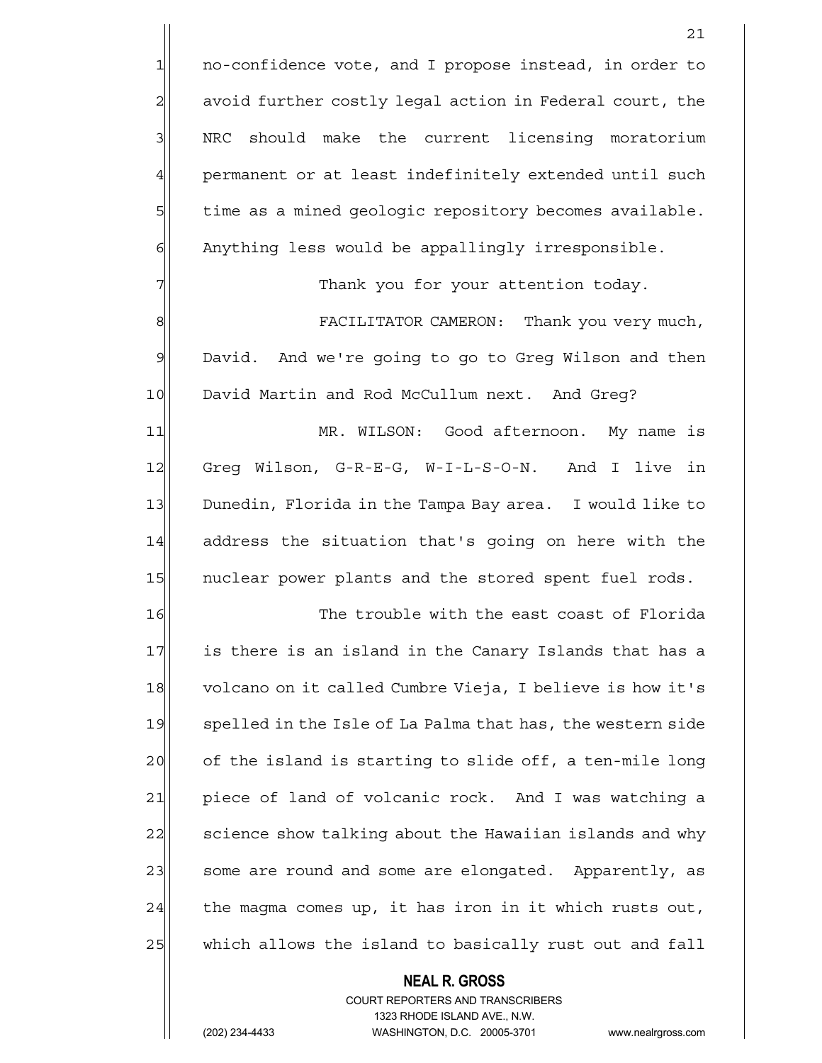no-confidence vote, and I propose instead, in order to avoid further costly legal action in Federal court, the NRC should make the current licensing moratorium permanent or at least indefinitely extended until such time as a mined geologic repository becomes available. Anything less would be appallingly irresponsible.

Thank you for your attention today.

FACILITATOR CAMERON: Thank you very much, David. And we're going to go to Greg Wilson and then David Martin and Rod McCullum next. And Greg?

MR. WILSON: Good afternoon. My name is Greg Wilson, G-R-E-G, W-I-L-S-O-N. And I live in Dunedin, Florida in the Tampa Bay area. I would like to address the situation that's going on here with the nuclear power plants and the stored spent fuel rods.

The trouble with the east coast of Florida is there is an island in the Canary Islands that has a volcano on it called Cumbre Vieja, I believe is how it's spelled in the Isle of La Palma that has, the western side of the island is starting to slide off, a ten-mile long piece of land of volcanic rock. And I was watching a science show talking about the Hawaiian islands and why some are round and some are elongated. Apparently, as the magma comes up, it has iron in it which rusts out, which allows the island to basically rust out and fall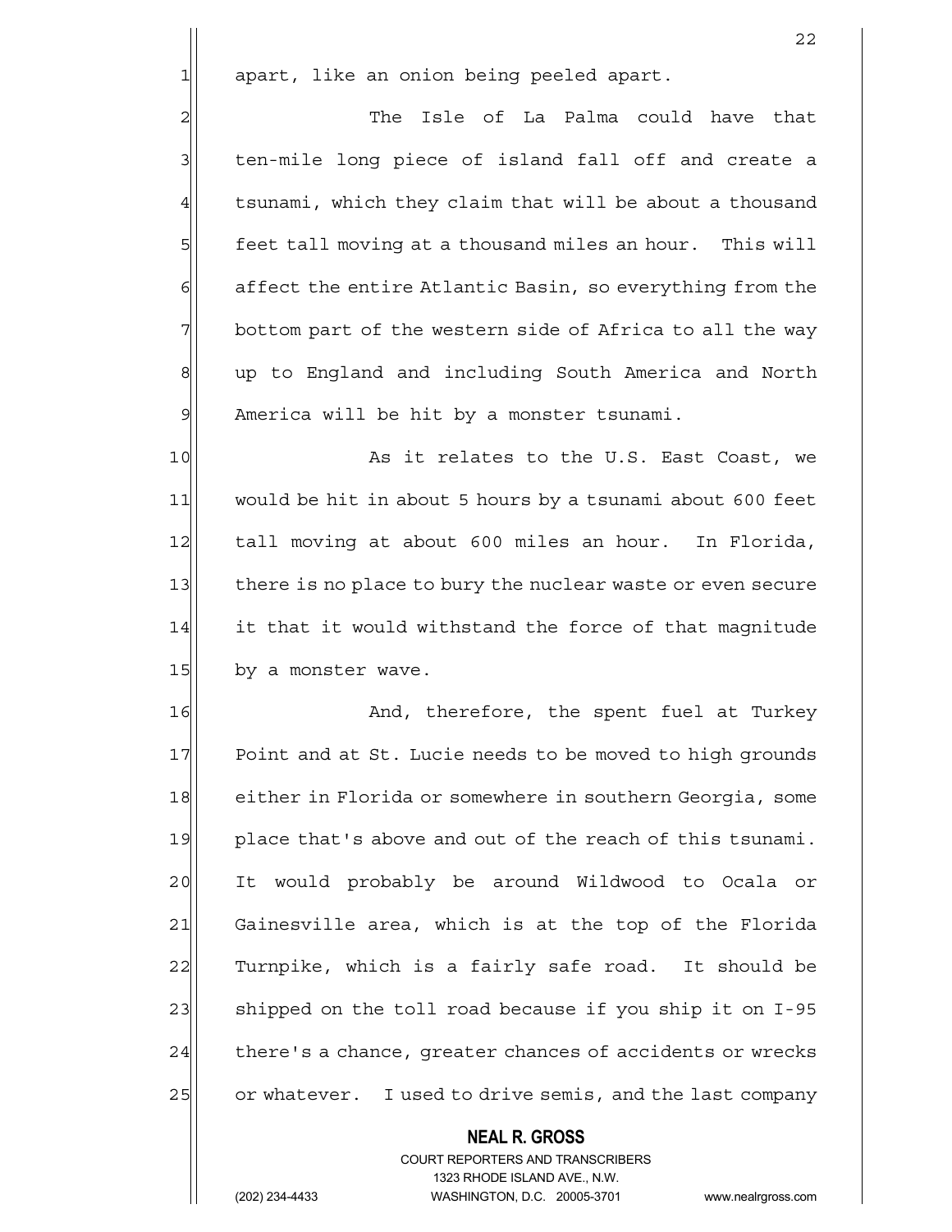apart, like an onion being peeled apart.

The Isle of La Palma could have that ten-mile long piece of island fall off and create a tsunami, which they claim that will be about a thousand feet tall moving at a thousand miles an hour. This will affect the entire Atlantic Basin, so everything from the bottom part of the western side of Africa to all the way up to England and including South America and North America will be hit by a monster tsunami.

As it relates to the U.S. East Coast, we would be hit in about 5 hours by a tsunami about 600 feet tall moving at about 600 miles an hour. In Florida, there is no place to bury the nuclear waste or even secure it that it would withstand the force of that magnitude by a monster wave.

And, therefore, the spent fuel at Turkey Point and at St. Lucie needs to be moved to high grounds either in Florida or somewhere in southern Georgia, some place that's above and out of the reach of this tsunami. It would probably be around Wildwood to Ocala or Gainesville area, which is at the top of the Florida Turnpike, which is a fairly safe road. It should be shipped on the toll road because if you ship it on I-95 there's a chance, greater chances of accidents or wrecks or whatever. I used to drive semis, and the last company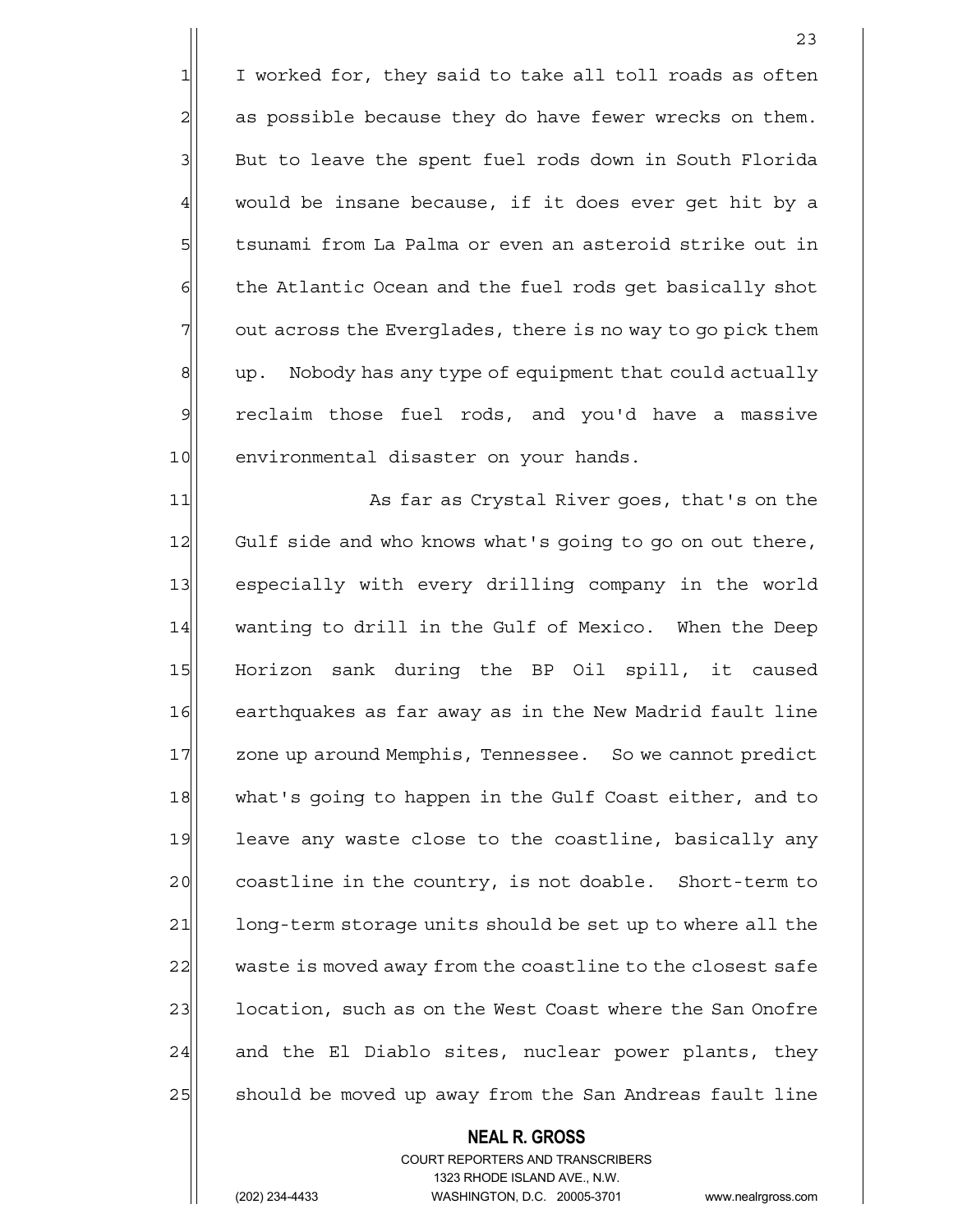I worked for, they said to take all toll roads as often as possible because they do have fewer wrecks on them. But to leave the spent fuel rods down in South Florida would be insane because, if it does ever get hit by a tsunami from La Palma or even an asteroid strike out in the Atlantic Ocean and the fuel rods get basically shot out across the Everglades, there is no way to go pick them up. Nobody has any type of equipment that could actually reclaim those fuel rods, and you'd have a massive environmental disaster on your hands.

As far as Crystal River goes, that's on the Gulf side and who knows what's going to go on out there, especially with every drilling company in the world wanting to drill in the Gulf of Mexico. When the Deep Horizon sank during the BP Oil spill, it caused earthquakes as far away as in the New Madrid fault line zone up around Memphis, Tennessee. So we cannot predict what's going to happen in the Gulf Coast either, and to leave any waste close to the coastline, basically any coastline in the country, is not doable. Short-term to long-term storage units should be set up to where all the waste is moved away from the coastline to the closest safe location, such as on the West Coast where the San Onofre and the El Diablo sites, nuclear power plants, they should be moved up away from the San Andreas fault line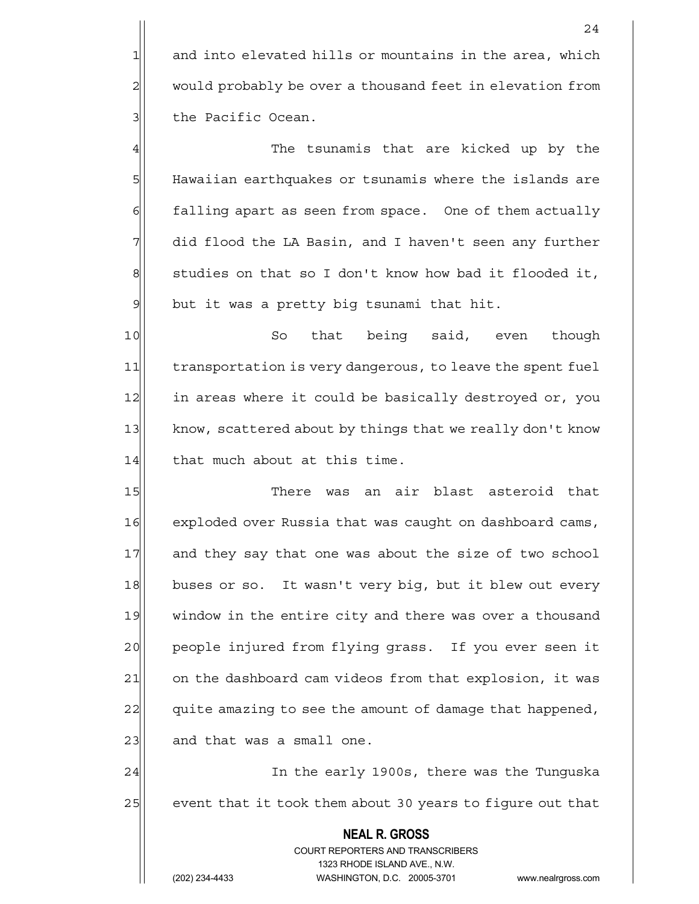and into elevated hills or mountains in the area, which would probably be over a thousand feet in elevation from the Pacific Ocean.

The tsunamis that are kicked up by the Hawaiian earthquakes or tsunamis where the islands are falling apart as seen from space. One of them actually did flood the LA Basin, and I haven't seen any further studies on that so I don't know how bad it flooded it, but it was a pretty big tsunami that hit.

So that being said, even though transportation is very dangerous, to leave the spent fuel in areas where it could be basically destroyed or, you know, scattered about by things that we really don't know that much about at this time.

There was an air blast asteroid that exploded over Russia that was caught on dashboard cams, and they say that one was about the size of two school buses or so. It wasn't very big, but it blew out every window in the entire city and there was over a thousand people injured from flying grass. If you ever seen it on the dashboard cam videos from that explosion, it was quite amazing to see the amount of damage that happened, and that was a small one.

In the early 1900s, there was the Tunguska event that it took them about 30 years to figure out that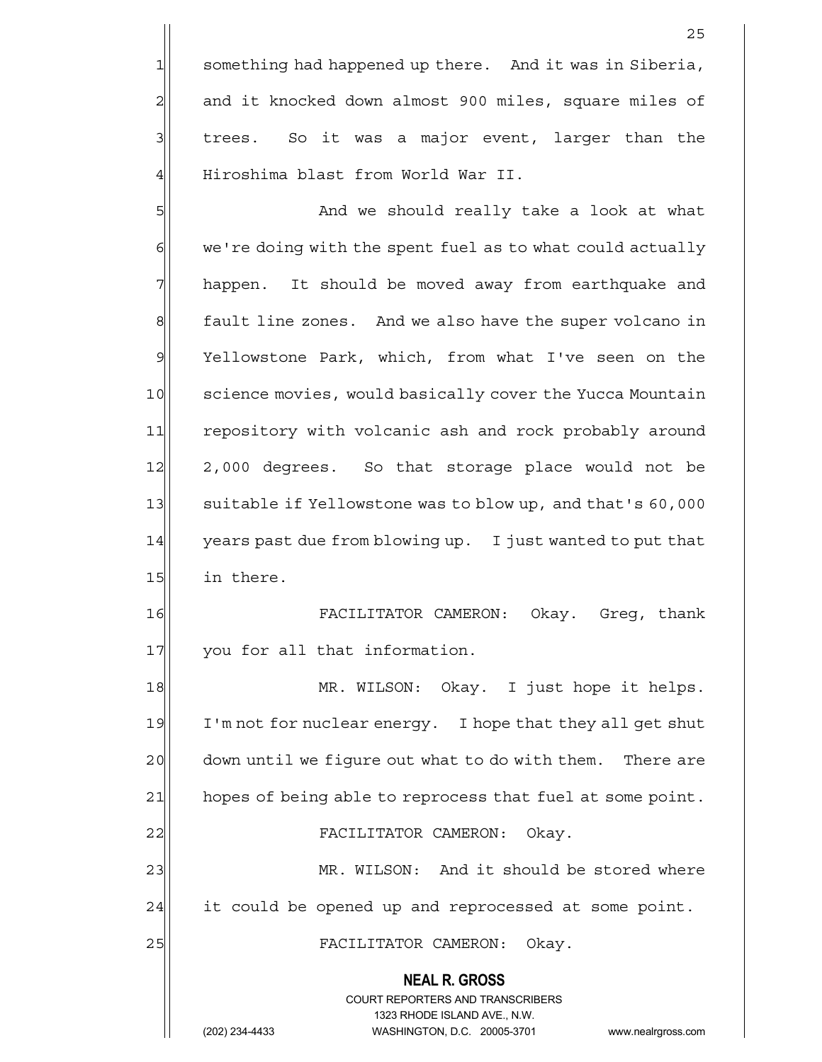something had happened up there. And it was in Siberia, and it knocked down almost 900 miles, square miles of trees. So it was a major event, larger than the Hiroshima blast from World War II.

And we should really take a look at what we're doing with the spent fuel as to what could actually happen. It should be moved away from earthquake and fault line zones. And we also have the super volcano in Yellowstone Park, which, from what I've seen on the science movies, would basically cover the Yucca Mountain repository with volcanic ash and rock probably around 2,000 degrees. So that storage place would not be suitable if Yellowstone was to blow up, and that's 60,000 years past due from blowing up. I just wanted to put that in there.

FACILITATOR CAMERON: Okay. Greg, thank you for all that information.

MR. WILSON: Okay. I just hope it helps. I'm not for nuclear energy. I hope that they all get shut down until we figure out what to do with them. There are hopes of being able to reprocess that fuel at some point.

FACILITATOR CAMERON: Okay.

MR. WILSON: And it should be stored where it could be opened up and reprocessed at some point.

FACILITATOR CAMERON: Okay.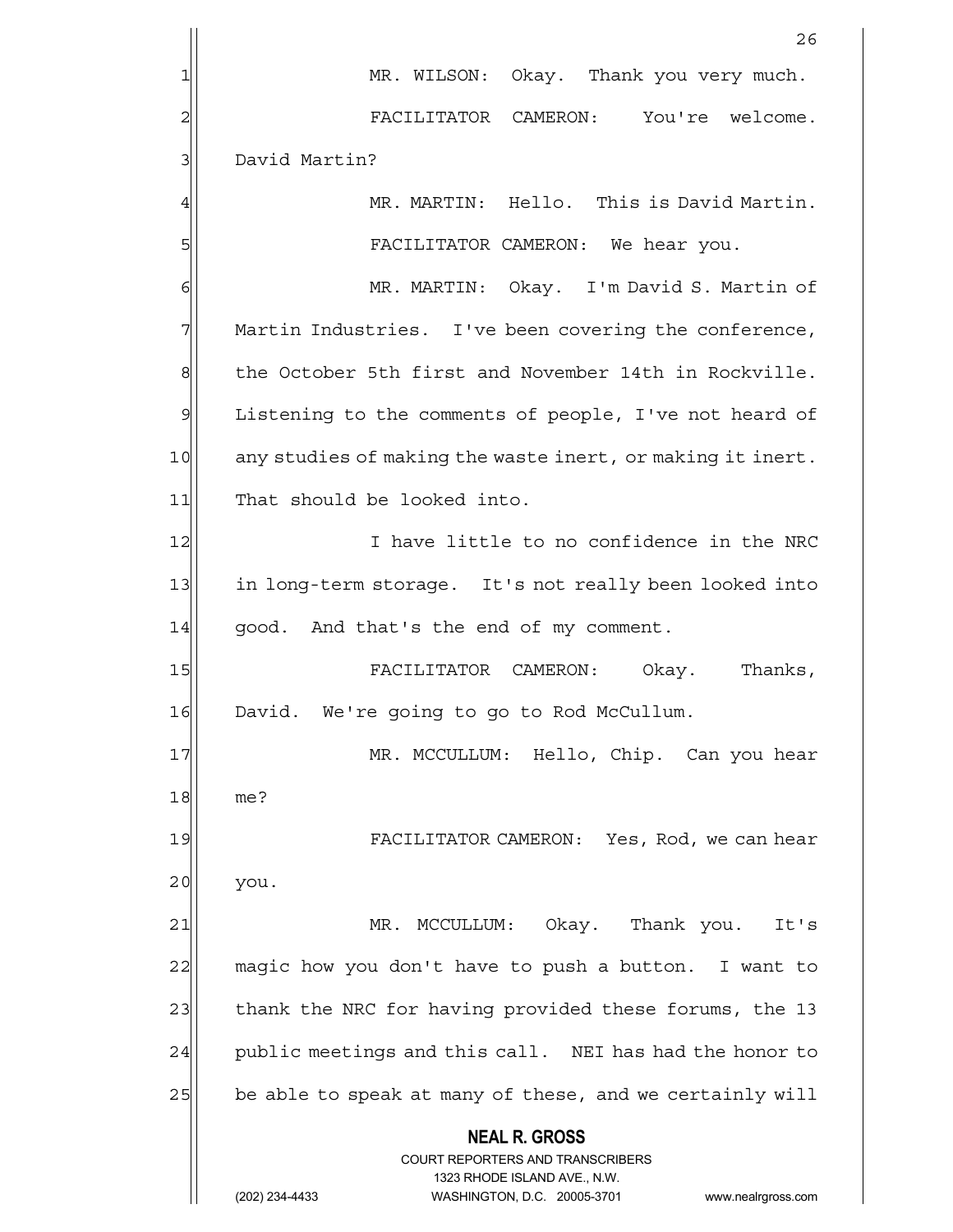MR. WILSON: Okay. Thank you very much.

FACILITATOR CAMERON: You're welcome. David Martin?

MR. MARTIN: Hello. This is David Martin.

FACILITATOR CAMERON: We hear you.

MR. MARTIN: Okay. I'm David S. Martin of Martin Industries. I've been covering the conference, the October 5th first and November 14th in Rockville. Listening to the comments of people, I've not heard of any studies of making the waste inert, or making it inert. That should be looked into.

I have little to no confidence in the NRC in long-term storage. It's not really been looked into good. And that's the end of my comment.

FACILITATOR CAMERON: Okay. Thanks, David. We're going to go to Rod McCullum.

MR. MCCULLUM: Hello, Chip. Can you hear me?

FACILITATOR CAMERON: Yes, Rod, we can hear you.

MR. MCCULLUM: Okay. Thank you. It's magic how you don't have to push a button. I want to thank the NRC for having provided these forums, the 13 public meetings and this call. NEI has had the honor to be able to speak at many of these, and we certainly will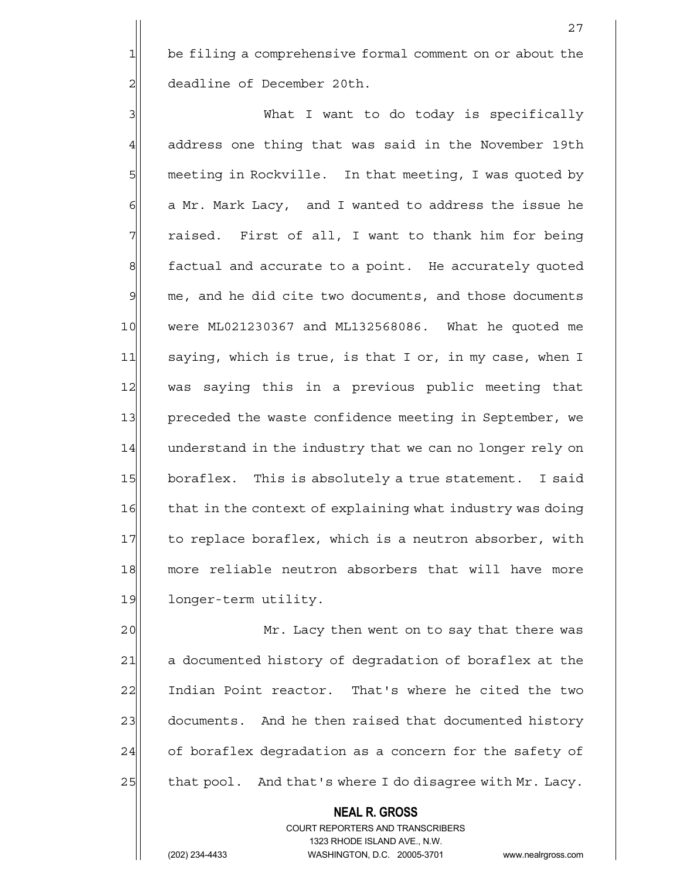be filing a comprehensive formal comment on or about the deadline of December 20th.

What I want to do today is specifically address one thing that was said in the November 19th meeting in Rockville. In that meeting, I was quoted by a Mr. Mark Lacy, and I wanted to address the issue he raised. First of all, I want to thank him for being factual and accurate to a point. He accurately quoted me, and he did cite two documents, and those documents were ML021230367 and ML132568086. What he quoted me saying, which is true, is that I or, in my case, when I was saying this in a previous public meeting that preceded the waste confidence meeting in September, we understand in the industry that we can no longer rely on boraflex. This is absolutely a true statement. I said that in the context of explaining what industry was doing to replace boraflex, which is a neutron absorber, with more reliable neutron absorbers that will have more longer-term utility.

Mr. Lacy then went on to say that there was a documented history of degradation of boraflex at the Indian Point reactor. That's where he cited the two documents. And he then raised that documented history of boraflex degradation as a concern for the safety of that pool. And that's where I do disagree with Mr. Lacy.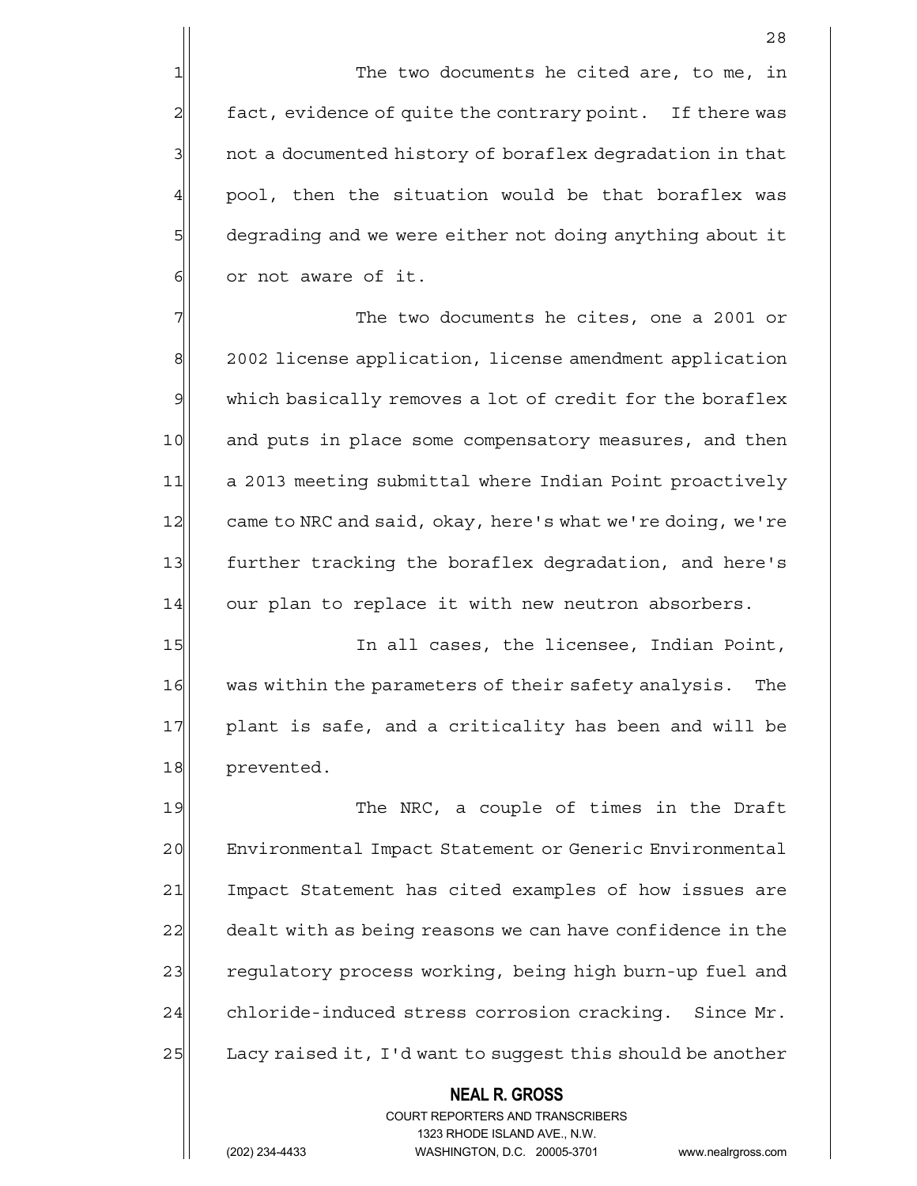The two documents he cited are, to me, in fact, evidence of quite the contrary point. If there was not a documented history of boraflex degradation in that pool, then the situation would be that boraflex was degrading and we were either not doing anything about it or not aware of it.

The two documents he cites, one a 2001 or 2002 license application, license amendment application which basically removes a lot of credit for the boraflex and puts in place some compensatory measures, and then a 2013 meeting submittal where Indian Point proactively came to NRC and said, okay, here's what we're doing, we're further tracking the boraflex degradation, and here's our plan to replace it with new neutron absorbers.

In all cases, the licensee, Indian Point, was within the parameters of their safety analysis. The plant is safe, and a criticality has been and will be prevented.

The NRC, a couple of times in the Draft Environmental Impact Statement or Generic Environmental Impact Statement has cited examples of how issues are dealt with as being reasons we can have confidence in the regulatory process working, being high burn-up fuel and chloride-induced stress corrosion cracking. Since Mr. Lacy raised it, I'd want to suggest this should be another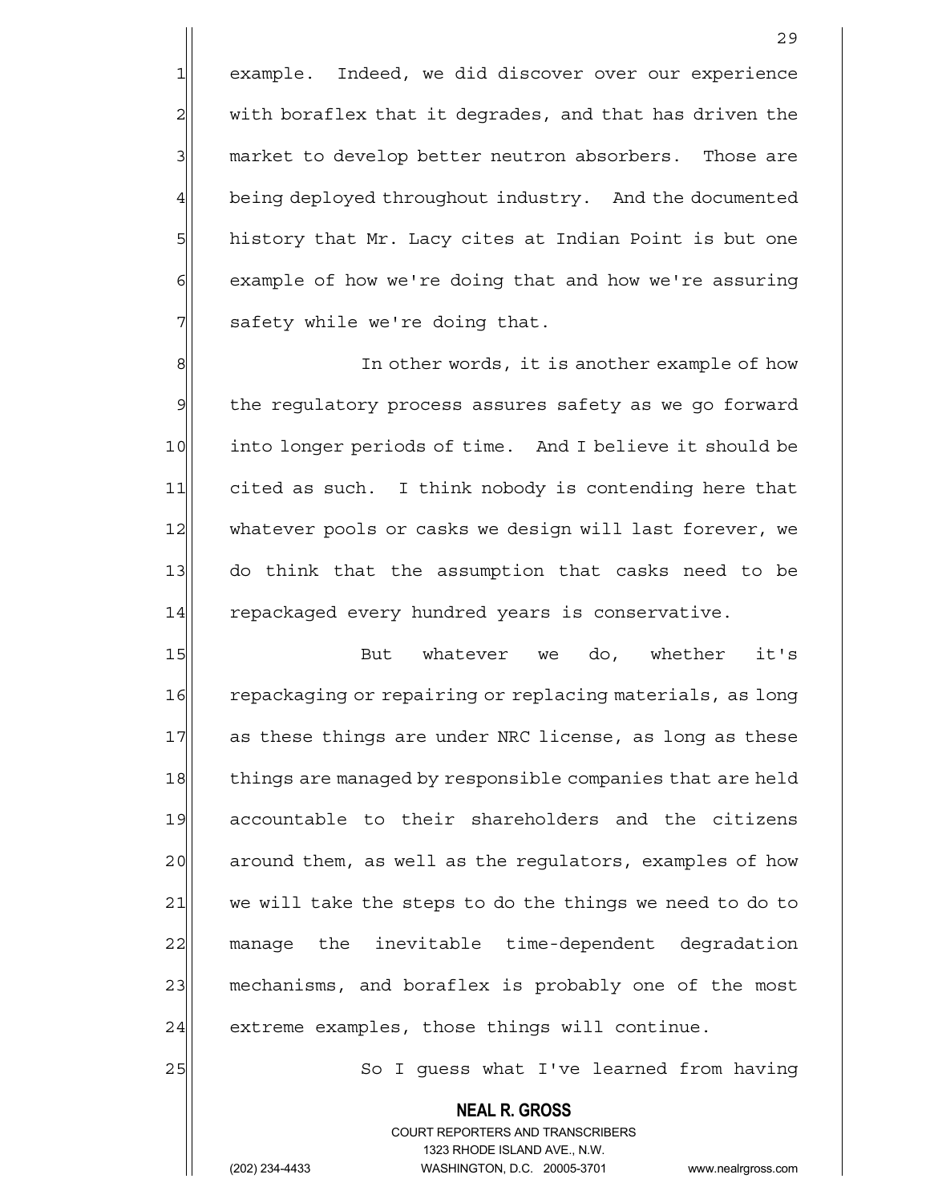example. Indeed, we did discover over our experience with boraflex that it degrades, and that has driven the market to develop better neutron absorbers. Those are being deployed throughout industry. And the documented history that Mr. Lacy cites at Indian Point is but one example of how we're doing that and how we're assuring safety while we're doing that.

In other words, it is another example of how the regulatory process assures safety as we go forward into longer periods of time. And I believe it should be cited as such. I think nobody is contending here that whatever pools or casks we design will last forever, we do think that the assumption that casks need to be repackaged every hundred years is conservative.

But whatever we do, whether it's repackaging or repairing or replacing materials, as long as these things are under NRC license, as long as these things are managed by responsible companies that are held accountable to their shareholders and the citizens around them, as well as the regulators, examples of how we will take the steps to do the things we need to do to manage the inevitable time-dependent degradation mechanisms, and boraflex is probably one of the most extreme examples, those things will continue.

So I guess what I've learned from having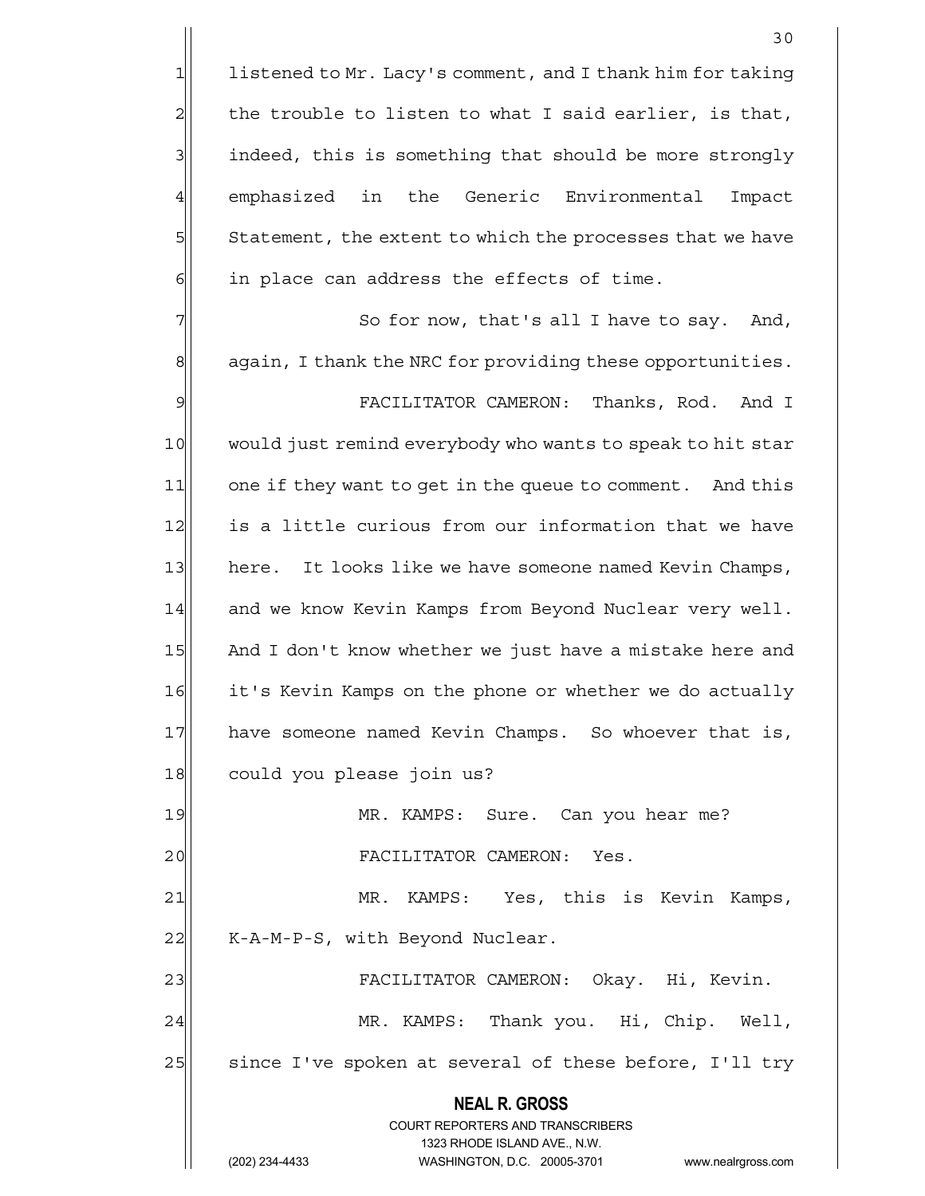listened to Mr. Lacy's comment, and I thank him for taking the trouble to listen to what I said earlier, is that, indeed, this is something that should be more strongly emphasized in the Generic Environmental Impact Statement, the extent to which the processes that we have in place can address the effects of time.

So for now, that's all I have to say. And, again, I thank the NRC for providing these opportunities.

FACILITATOR CAMERON: Thanks, Rod. And I would just remind everybody who wants to speak to hit star one if they want to get in the queue to comment. And this is a little curious from our information that we have here. It looks like we have someone named Kevin Champs, and we know Kevin Kamps from Beyond Nuclear very well. And I don't know whether we just have a mistake here and it's Kevin Kamps on the phone or whether we do actually have someone named Kevin Champs. So whoever that is, could you please join us?

MR. KAMPS: Sure. Can you hear me?

FACILITATOR CAMERON: Yes.

MR. KAMPS: Yes, this is Kevin Kamps, K-A-M-P-S, with Beyond Nuclear.

FACILITATOR CAMERON: Okay. Hi, Kevin.

MR. KAMPS: Thank you. Hi, Chip. Well, since I've spoken at several of these before, I'll try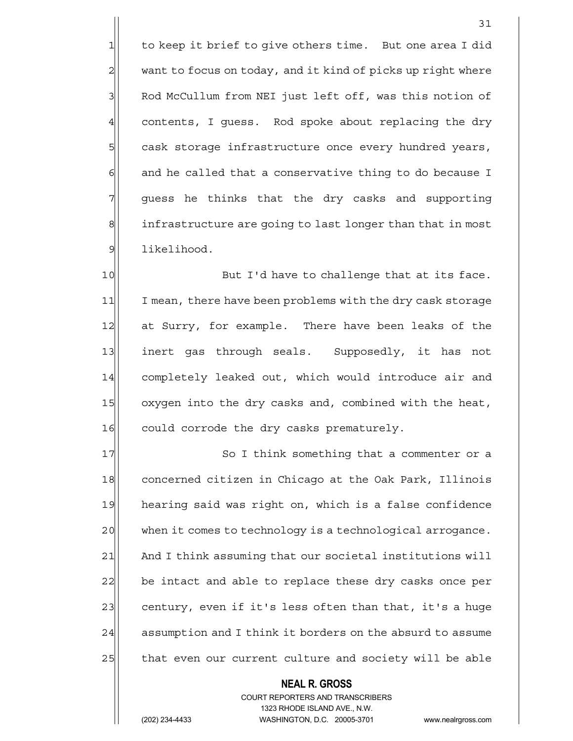to keep it brief to give others time. But one area I did want to focus on today, and it kind of picks up right where Rod McCullum from NEI just left off, was this notion of contents, I guess. Rod spoke about replacing the dry cask storage infrastructure once every hundred years, and he called that a conservative thing to do because I guess he thinks that the dry casks and supporting infrastructure are going to last longer than that in most likelihood.

But I'd have to challenge that at its face. I mean, there have been problems with the dry cask storage at Surry, for example. There have been leaks of the inert gas through seals. Supposedly, it has not completely leaked out, which would introduce air and oxygen into the dry casks and, combined with the heat, could corrode the dry casks prematurely.

So I think something that a commenter or a concerned citizen in Chicago at the Oak Park, Illinois hearing said was right on, which is a false confidence when it comes to technology is a technological arrogance. And I think assuming that our societal institutions will be intact and able to replace these dry casks once per century, even if it's less often than that, it's a huge assumption and I think it borders on the absurd to assume that even our current culture and society will be able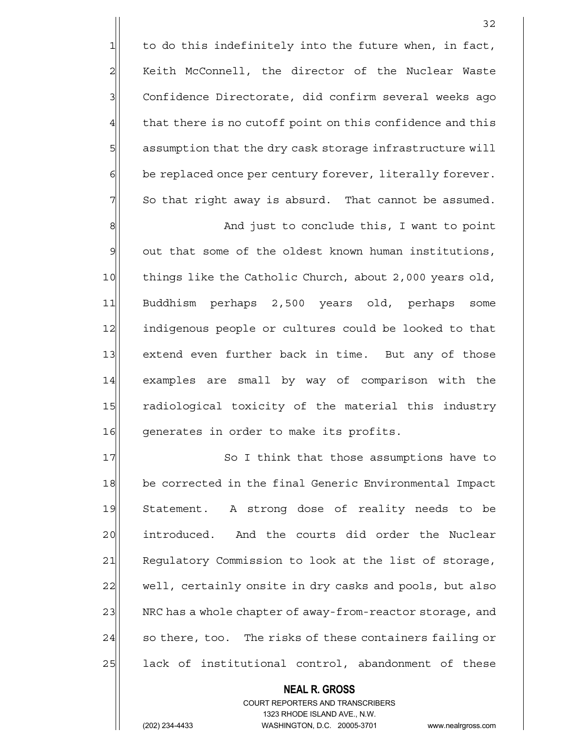to do this indefinitely into the future when, in fact, Keith McConnell, the director of the Nuclear Waste Confidence Directorate, did confirm several weeks ago that there is no cutoff point on this confidence and this assumption that the dry cask storage infrastructure will be replaced once per century forever, literally forever. So that right away is absurd. That cannot be assumed.

And just to conclude this, I want to point out that some of the oldest known human institutions, things like the Catholic Church, about 2,000 years old, Buddhism perhaps 2,500 years old, perhaps some indigenous people or cultures could be looked to that extend even further back in time. But any of those examples are small by way of comparison with the radiological toxicity of the material this industry generates in order to make its profits.

So I think that those assumptions have to be corrected in the final Generic Environmental Impact Statement. A strong dose of reality needs to be introduced. And the courts did order the Nuclear Regulatory Commission to look at the list of storage, well, certainly onsite in dry casks and pools, but also NRC has a whole chapter of away-from-reactor storage, and so there, too. The risks of these containers failing or lack of institutional control, abandonment of these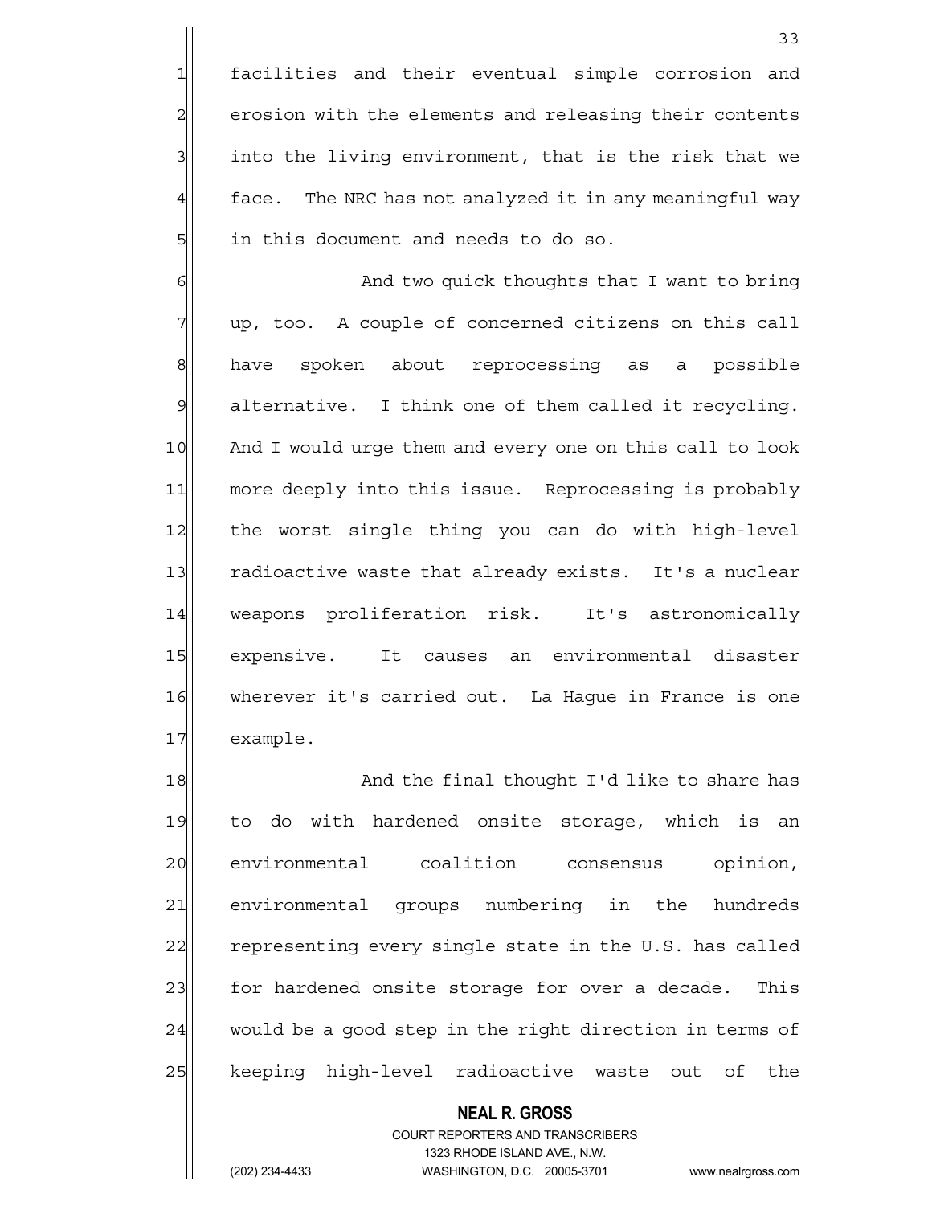facilities and their eventual simple corrosion and erosion with the elements and releasing their contents into the living environment, that is the risk that we face. The NRC has not analyzed it in any meaningful way in this document and needs to do so.

And two quick thoughts that I want to bring up, too. A couple of concerned citizens on this call have spoken about reprocessing as a possible alternative. I think one of them called it recycling. And I would urge them and every one on this call to look more deeply into this issue. Reprocessing is probably the worst single thing you can do with high-level radioactive waste that already exists. It's a nuclear weapons proliferation risk. It's astronomically expensive. It causes an environmental disaster wherever it's carried out. La Hague in France is one example.

And the final thought I'd like to share has to do with hardened onsite storage, which is an environmental coalition consensus opinion, environmental groups numbering in the hundreds representing every single state in the U.S. has called for hardened onsite storage for over a decade. This would be a good step in the right direction in terms of keeping high-level radioactive waste out of the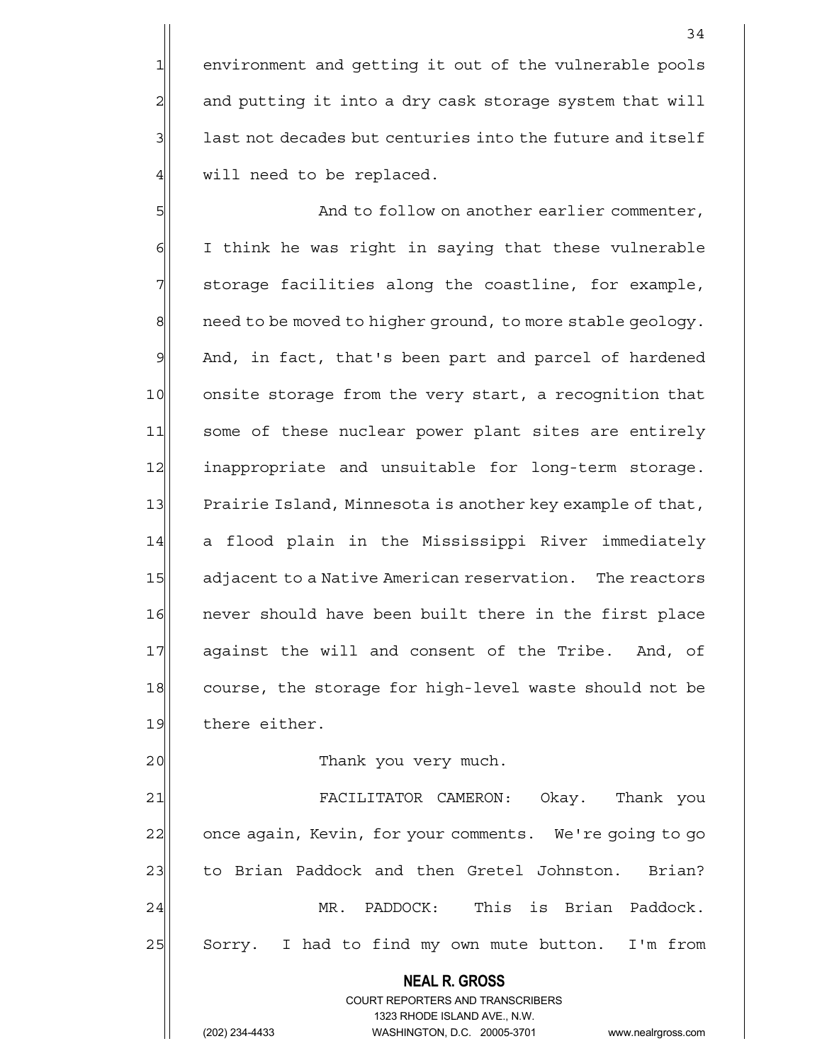environment and getting it out of the vulnerable pools and putting it into a dry cask storage system that will last not decades but centuries into the future and itself will need to be replaced.

And to follow on another earlier commenter, I think he was right in saying that these vulnerable storage facilities along the coastline, for example, need to be moved to higher ground, to more stable geology. And, in fact, that's been part and parcel of hardened onsite storage from the very start, a recognition that some of these nuclear power plant sites are entirely inappropriate and unsuitable for long-term storage. Prairie Island, Minnesota is another key example of that, a flood plain in the Mississippi River immediately adjacent to a Native American reservation. The reactors never should have been built there in the first place against the will and consent of the Tribe. And, of course, the storage for high-level waste should not be there either.

Thank you very much.

FACILITATOR CAMERON: Okay. Thank you once again, Kevin, for your comments. We're going to go to Brian Paddock and then Gretel Johnston. Brian?

MR. PADDOCK: This is Brian Paddock. Sorry. I had to find my own mute button. I'm from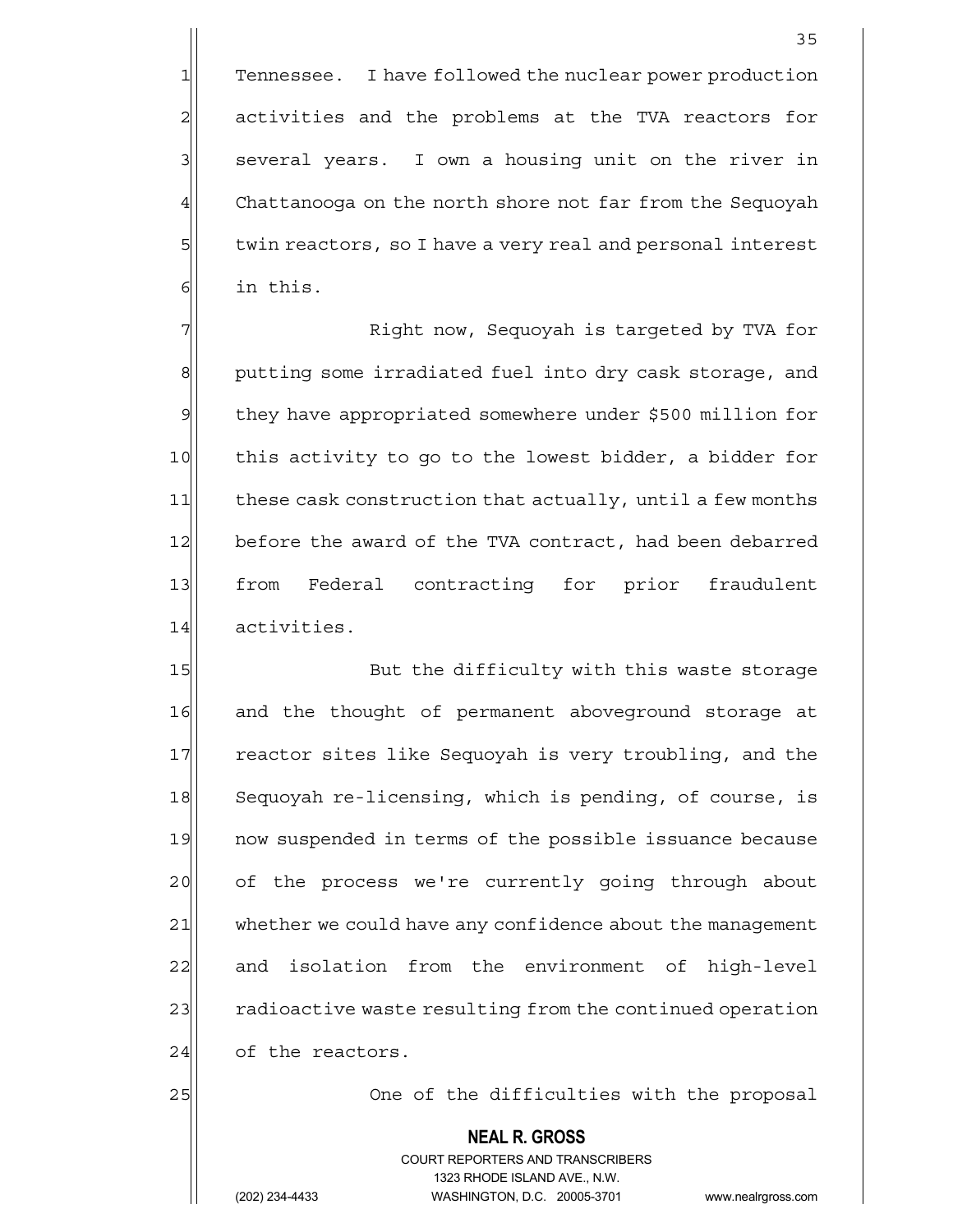Tennessee. I have followed the nuclear power production activities and the problems at the TVA reactors for several years. I own a housing unit on the river in Chattanooga on the north shore not far from the Sequoyah twin reactors, so I have a very real and personal interest in this.

Right now, Sequoyah is targeted by TVA for putting some irradiated fuel into dry cask storage, and they have appropriated somewhere under $500 million for this activity to go to the lowest bidder, a bidder for these cask construction that actually, until a few months before the award of the TVA contract, had been debarred from Federal contracting for prior fraudulent activities.

But the difficulty with this waste storage and the thought of permanent aboveground storage at reactor sites like Sequoyah is very troubling, and the Sequoyah re-licensing, which is pending, of course, is now suspended in terms of the possible issuance because of the process we're currently going through about whether we could have any confidence about the management and isolation from the environment of high-level radioactive waste resulting from the continued operation of the reactors.

One of the difficulties with the proposal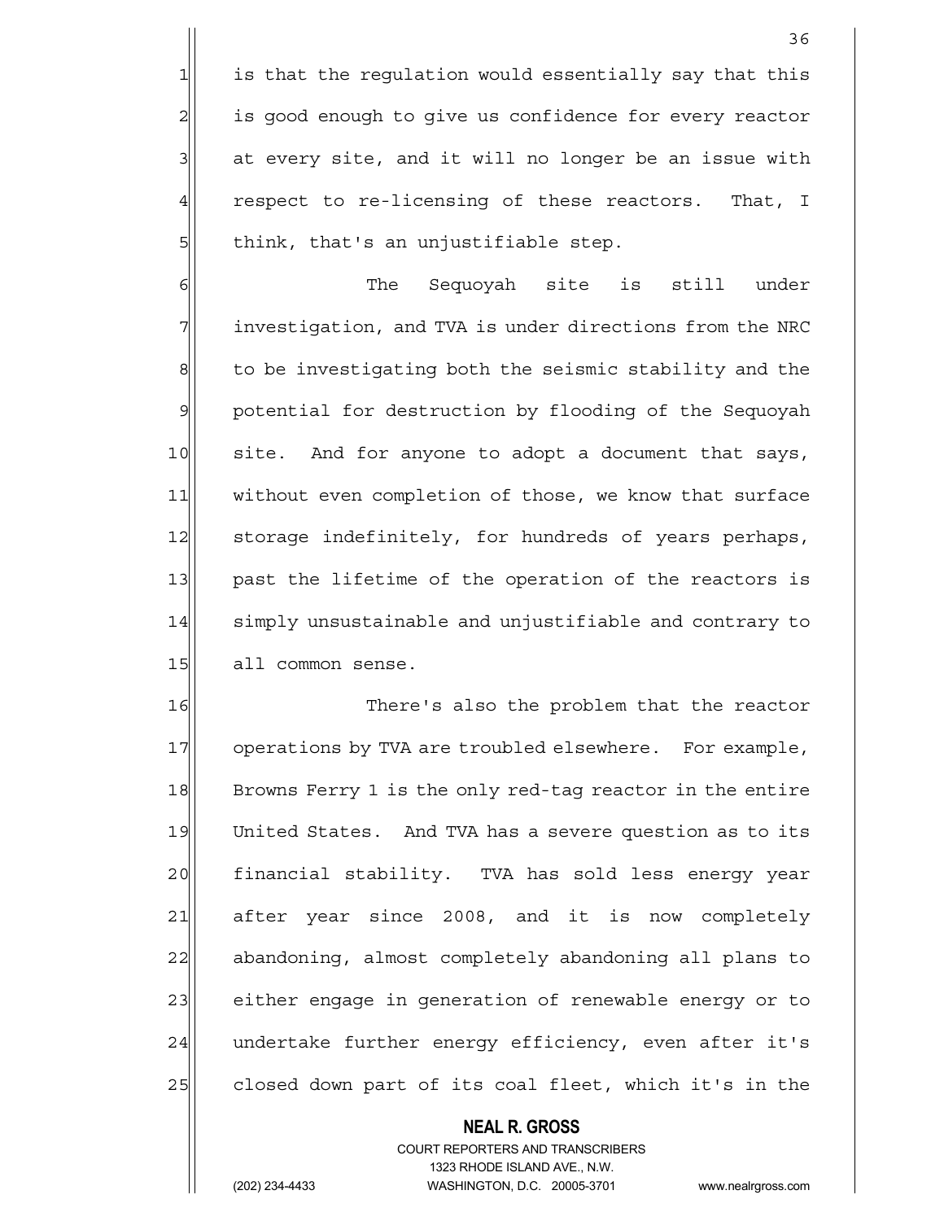is that the regulation would essentially say that this is good enough to give us confidence for every reactor at every site, and it will no longer be an issue with respect to re-licensing of these reactors. That, I think, that's an unjustifiable step.

The Sequoyah site is still under investigation, and TVA is under directions from the NRC to be investigating both the seismic stability and the potential for destruction by flooding of the Sequoyah site. And for anyone to adopt a document that says, without even completion of those, we know that surface storage indefinitely, for hundreds of years perhaps, past the lifetime of the operation of the reactors is simply unsustainable and unjustifiable and contrary to all common sense.

There's also the problem that the reactor operations by TVA are troubled elsewhere. For example, Browns Ferry 1 is the only red-tag reactor in the entire United States. And TVA has a severe question as to its financial stability. TVA has sold less energy year after year since 2008, and it is now completely abandoning, almost completely abandoning all plans to either engage in generation of renewable energy or to undertake further energy efficiency, even after it's closed down part of its coal fleet, which it's in the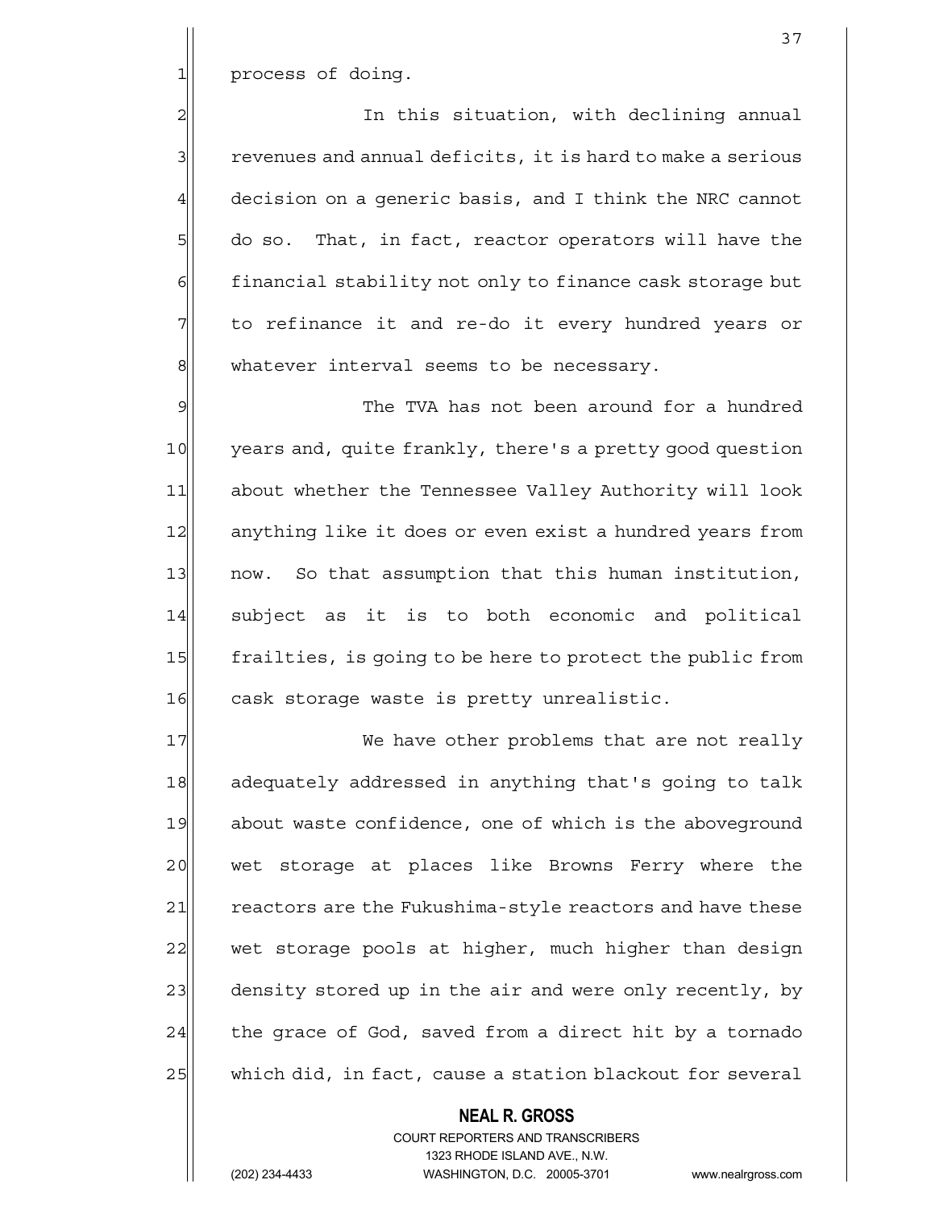process of doing.

In this situation, with declining annual revenues and annual deficits, it is hard to make a serious decision on a generic basis, and I think the NRC cannot do so. That, in fact, reactor operators will have the financial stability not only to finance cask storage but to refinance it and re-do it every hundred years or whatever interval seems to be necessary.

The TVA has not been around for a hundred years and, quite frankly, there's a pretty good question about whether the Tennessee Valley Authority will look anything like it does or even exist a hundred years from now. So that assumption that this human institution, subject as it is to both economic and political frailties, is going to be here to protect the public from cask storage waste is pretty unrealistic.

We have other problems that are not really adequately addressed in anything that's going to talk about waste confidence, one of which is the aboveground wet storage at places like Browns Ferry where the reactors are the Fukushima-style reactors and have these wet storage pools at higher, much higher than design density stored up in the air and were only recently, by the grace of God, saved from a direct hit by a tornado which did, in fact, cause a station blackout for several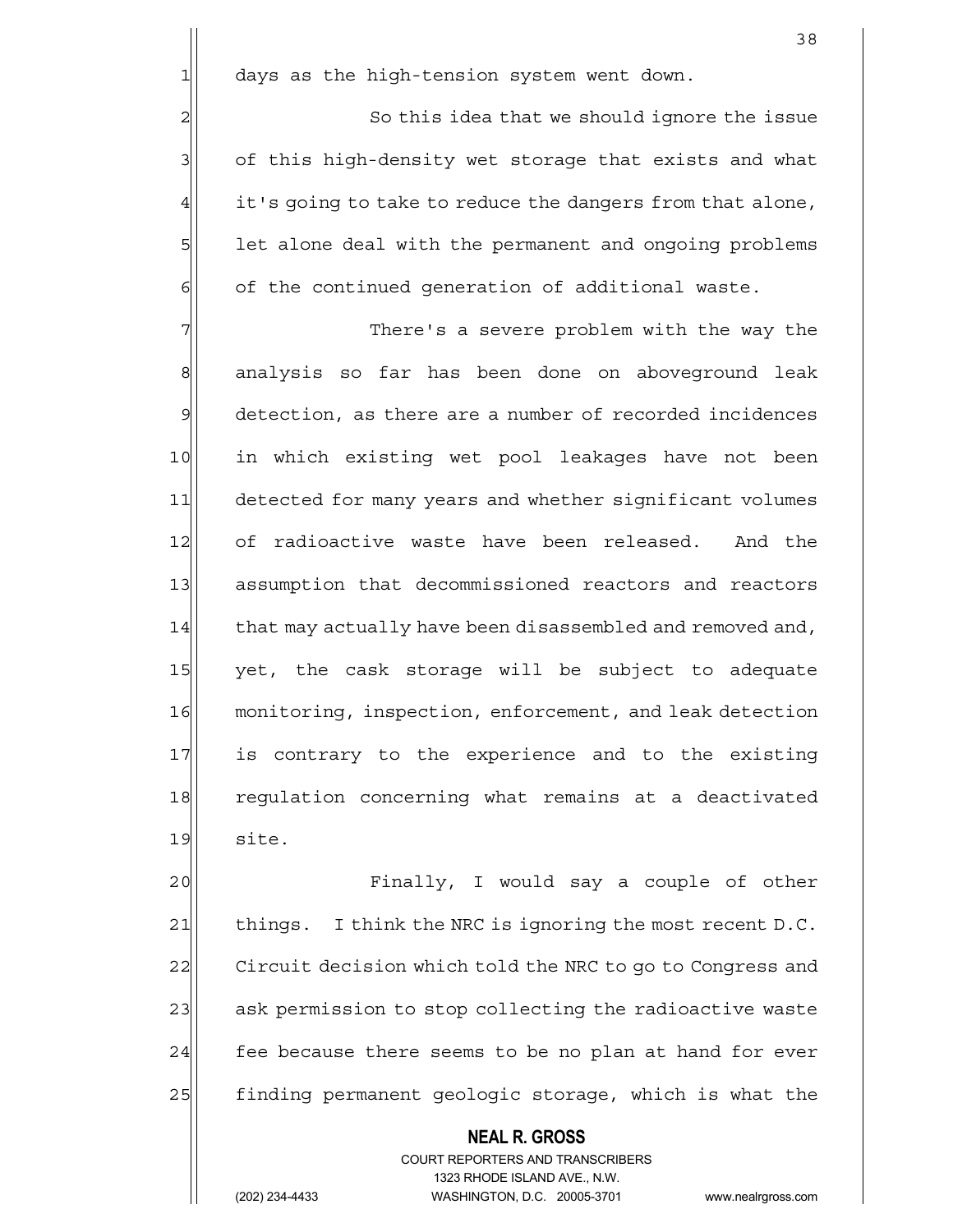days as the high-tension system went down.

So this idea that we should ignore the issue of this high-density wet storage that exists and what it's going to take to reduce the dangers from that alone, let alone deal with the permanent and ongoing problems of the continued generation of additional waste.

There's a severe problem with the way the analysis so far has been done on aboveground leak detection, as there are a number of recorded incidences in which existing wet pool leakages have not been detected for many years and whether significant volumes of radioactive waste have been released. And the assumption that decommissioned reactors and reactors that may actually have been disassembled and removed and, yet, the cask storage will be subject to adequate monitoring, inspection, enforcement, and leak detection is contrary to the experience and to the existing regulation concerning what remains at a deactivated site.

Finally, I would say a couple of other things. I think the NRC is ignoring the most recent D.C. Circuit decision which told the NRC to go to Congress and ask permission to stop collecting the radioactive waste fee because there seems to be no plan at hand for ever finding permanent geologic storage, which is what the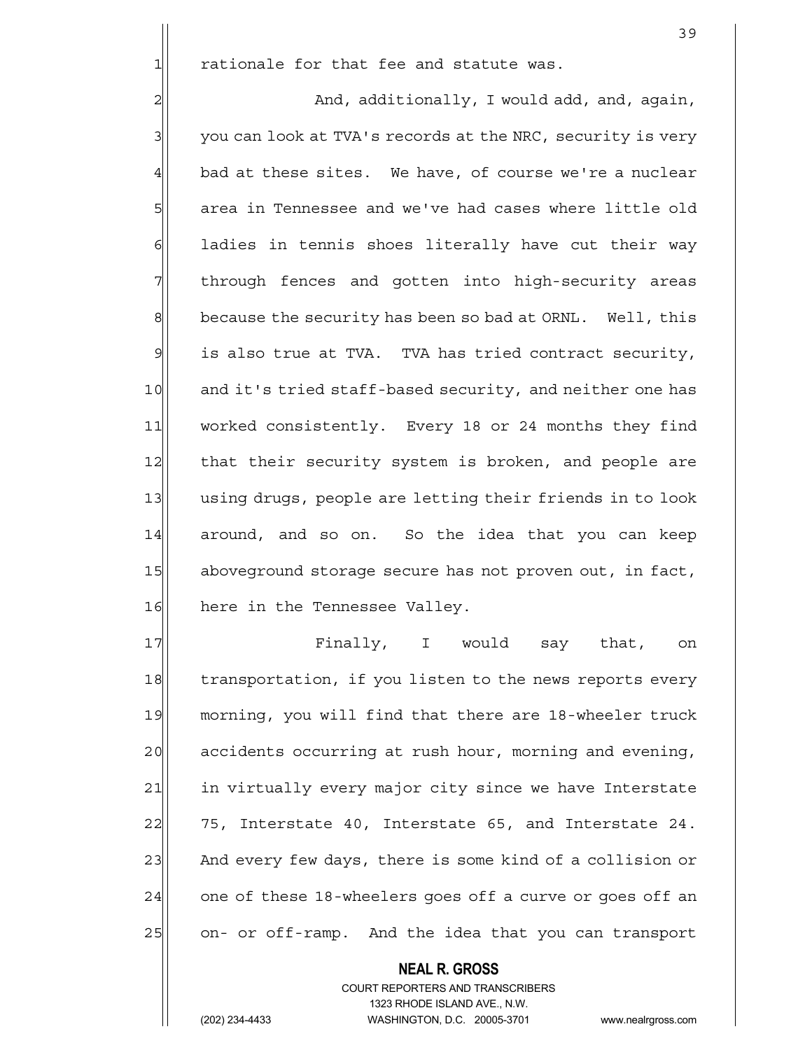rationale for that fee and statute was.

And, additionally, I would add, and, again, you can look at TVA's records at the NRC, security is very bad at these sites. We have, of course we're a nuclear area in Tennessee and we've had cases where little old ladies in tennis shoes literally have cut their way through fences and gotten into high-security areas because the security has been so bad at ORNL. Well, this is also true at TVA. TVA has tried contract security, and it's tried staff-based security, and neither one has worked consistently. Every 18 or 24 months they find that their security system is broken, and people are using drugs, people are letting their friends in to look around, and so on. So the idea that you can keep aboveground storage secure has not proven out, in fact, here in the Tennessee Valley.

Finally, I would say that, on transportation, if you listen to the news reports every morning, you will find that there are 18-wheeler truck accidents occurring at rush hour, morning and evening, in virtually every major city since we have Interstate 75, Interstate 40, Interstate 65, and Interstate 24. And every few days, there is some kind of a collision or one of these 18-wheelers goes off a curve or goes off an on- or off-ramp. And the idea that you can transport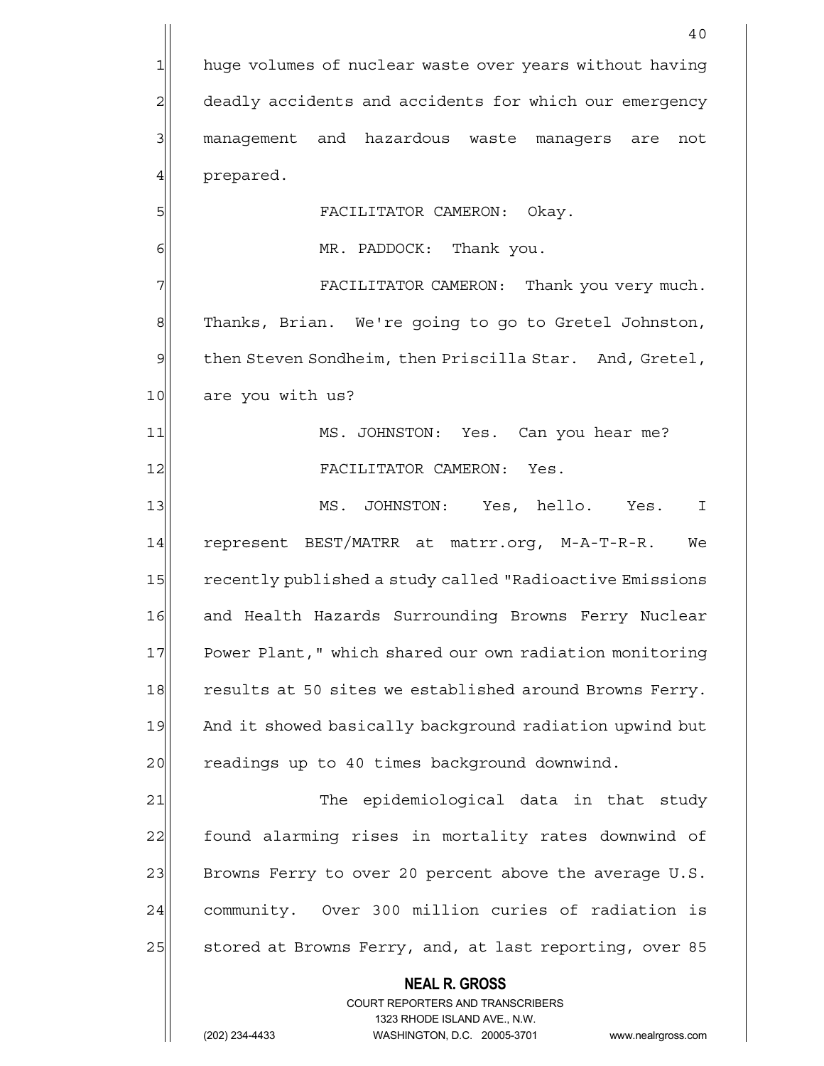huge volumes of nuclear waste over years without having deadly accidents and accidents for which our emergency management and hazardous waste managers are not prepared.

FACILITATOR CAMERON: Okay.

MR. PADDOCK: Thank you.

FACILITATOR CAMERON: Thank you very much. Thanks, Brian. We're going to go to Gretel Johnston, then Steven Sondheim, then Priscilla Star. And, Gretel, are you with us?

MS. JOHNSTON: Yes. Can you hear me?

FACILITATOR CAMERON: Yes.

MS. JOHNSTON: Yes, hello. Yes. I represent BEST/MATRR at matrr.org, M-A-T-R-R. We recently published a study called "Radioactive Emissions and Health Hazards Surrounding Browns Ferry Nuclear Power Plant," which shared our own radiation monitoring results at 50 sites we established around Browns Ferry. And it showed basically background radiation upwind but readings up to 40 times background downwind.

The epidemiological data in that study found alarming rises in mortality rates downwind of Browns Ferry to over 20 percent above the average U.S. community. Over 300 million curies of radiation is stored at Browns Ferry, and, at last reporting, over 85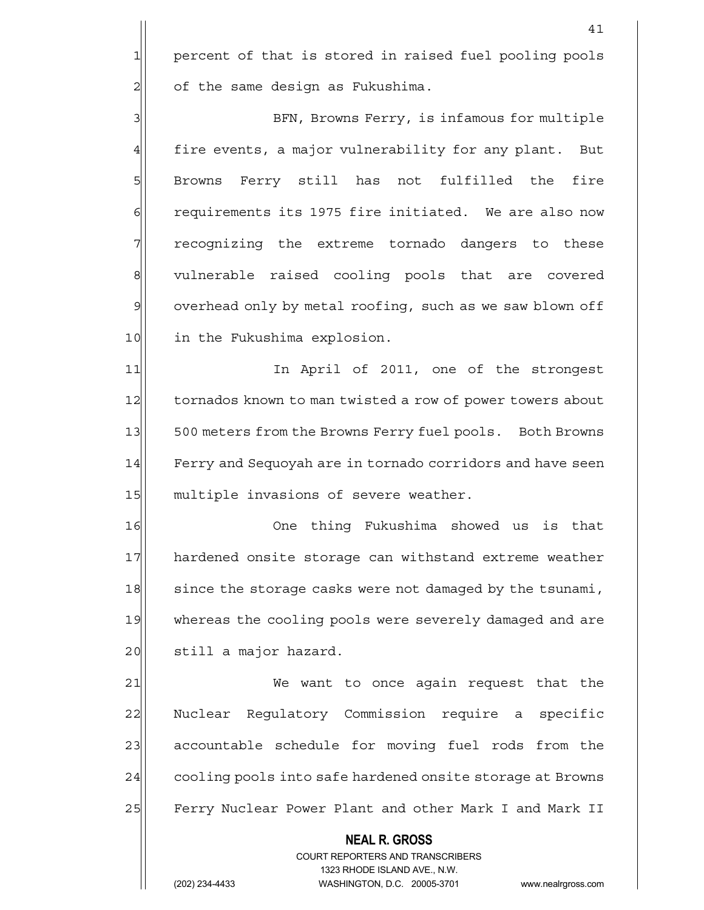percent of that is stored in raised fuel pooling pools of the same design as Fukushima.

BFN, Browns Ferry, is infamous for multiple fire events, a major vulnerability for any plant. But Browns Ferry still has not fulfilled the fire requirements its 1975 fire initiated. We are also now recognizing the extreme tornado dangers to these vulnerable raised cooling pools that are covered overhead only by metal roofing, such as we saw blown off in the Fukushima explosion.

In April of 2011, one of the strongest tornados known to man twisted a row of power towers about 500 meters from the Browns Ferry fuel pools. Both Browns Ferry and Sequoyah are in tornado corridors and have seen multiple invasions of severe weather.

One thing Fukushima showed us is that hardened onsite storage can withstand extreme weather since the storage casks were not damaged by the tsunami, whereas the cooling pools were severely damaged and are still a major hazard.

We want to once again request that the Nuclear Regulatory Commission require a specific accountable schedule for moving fuel rods from the cooling pools into safe hardened onsite storage at Browns Ferry Nuclear Power Plant and other Mark I and Mark II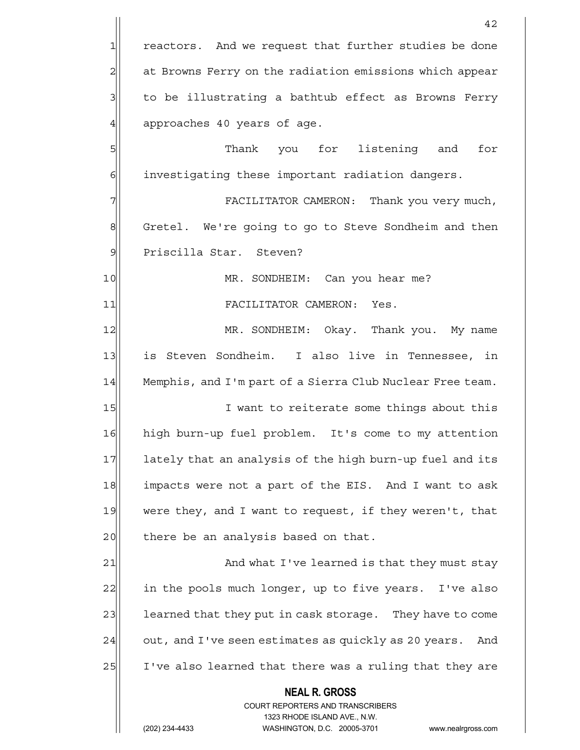reactors. And we request that further studies be done at Browns Ferry on the radiation emissions which appear to be illustrating a bathtub effect as Browns Ferry approaches 40 years of age.

Thank you for listening and for investigating these important radiation dangers.

FACILITATOR CAMERON: Thank you very much, Gretel. We're going to go to Steve Sondheim and then Priscilla Star. Steven?

MR. SONDHEIM: Can you hear me?

FACILITATOR CAMERON: Yes.

MR. SONDHEIM: Okay. Thank you. My name is Steven Sondheim. I also live in Tennessee, in Memphis, and I'm part of a Sierra Club Nuclear Free team.

I want to reiterate some things about this high burn-up fuel problem. It's come to my attention lately that an analysis of the high burn-up fuel and its impacts were not a part of the EIS. And I want to ask were they, and I want to request, if they weren't, that there be an analysis based on that.

And what I've learned is that they must stay in the pools much longer, up to five years. I've also learned that they put in cask storage. They have to come out, and I've seen estimates as quickly as 20 years. And I've also learned that there was a ruling that they are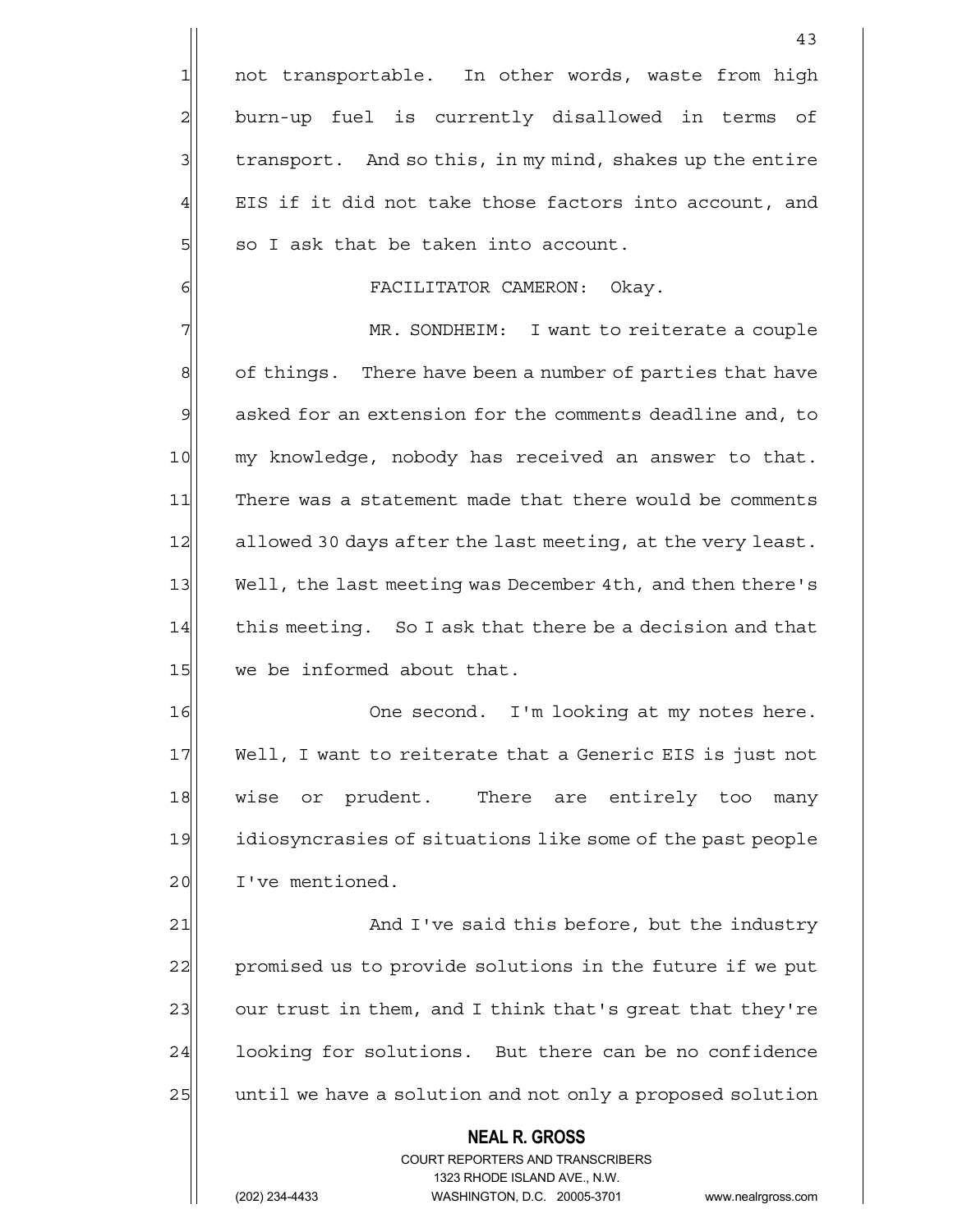not transportable. In other words, waste from high burn-up fuel is currently disallowed in terms of transport. And so this, in my mind, shakes up the entire EIS if it did not take those factors into account, and so I ask that be taken into account.

FACILITATOR CAMERON: Okay.

MR. SONDHEIM: I want to reiterate a couple of things. There have been a number of parties that have asked for an extension for the comments deadline and, to my knowledge, nobody has received an answer to that. There was a statement made that there would be comments allowed 30 days after the last meeting, at the very least. Well, the last meeting was December 4th, and then there's this meeting. So I ask that there be a decision and that we be informed about that.

One second. I'm looking at my notes here. Well, I want to reiterate that a Generic EIS is just not wise or prudent. There are entirely too many idiosyncrasies of situations like some of the past people I've mentioned.

And I've said this before, but the industry promised us to provide solutions in the future if we put our trust in them, and I think that's great that they're looking for solutions. But there can be no confidence until we have a solution and not only a proposed solution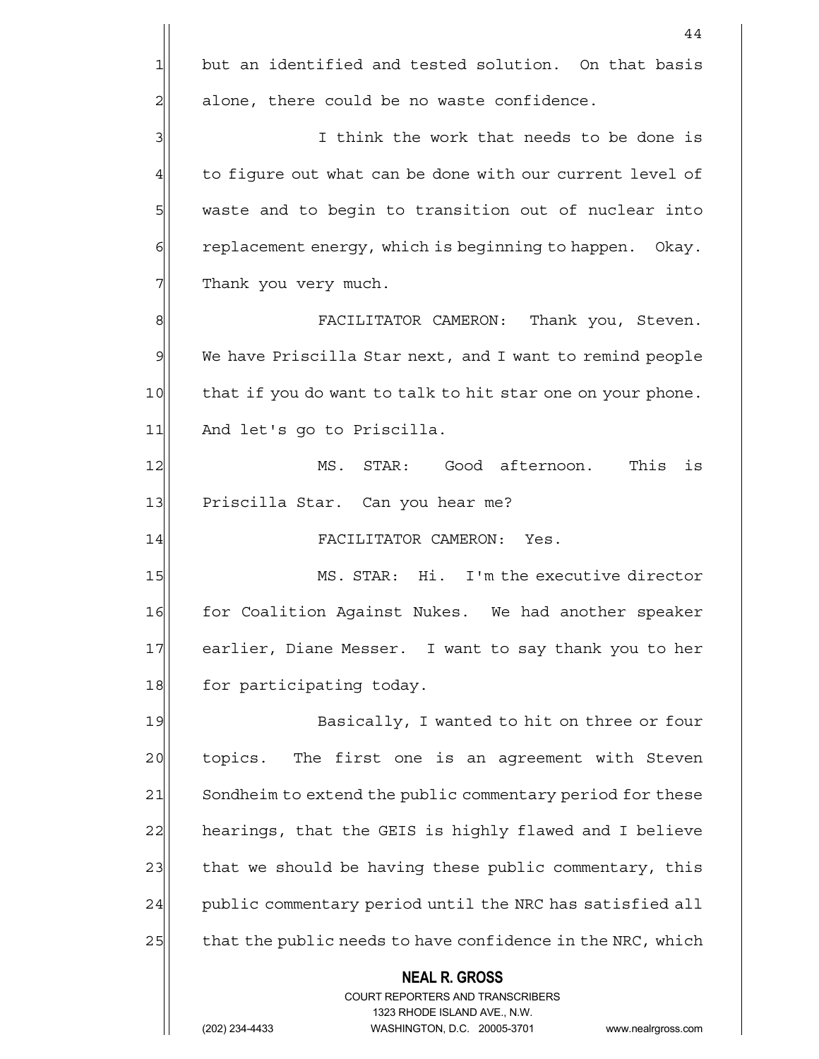but an identified and tested solution. On that basis alone, there could be no waste confidence.

I think the work that needs to be done is to figure out what can be done with our current level of waste and to begin to transition out of nuclear into replacement energy, which is beginning to happen. Okay. Thank you very much.

FACILITATOR CAMERON: Thank you, Steven. We have Priscilla Star next, and I want to remind people that if you do want to talk to hit star one on your phone. And let's go to Priscilla.

MS. STAR: Good afternoon. This is Priscilla Star. Can you hear me?

FACILITATOR CAMERON: Yes.

MS. STAR: Hi. I'm the executive director for Coalition Against Nukes. We had another speaker earlier, Diane Messer. I want to say thank you to her for participating today.

Basically, I wanted to hit on three or four topics. The first one is an agreement with Steven Sondheim to extend the public commentary period for these hearings, that the GEIS is highly flawed and I believe that we should be having these public commentary, this public commentary period until the NRC has satisfied all that the public needs to have confidence in the NRC, which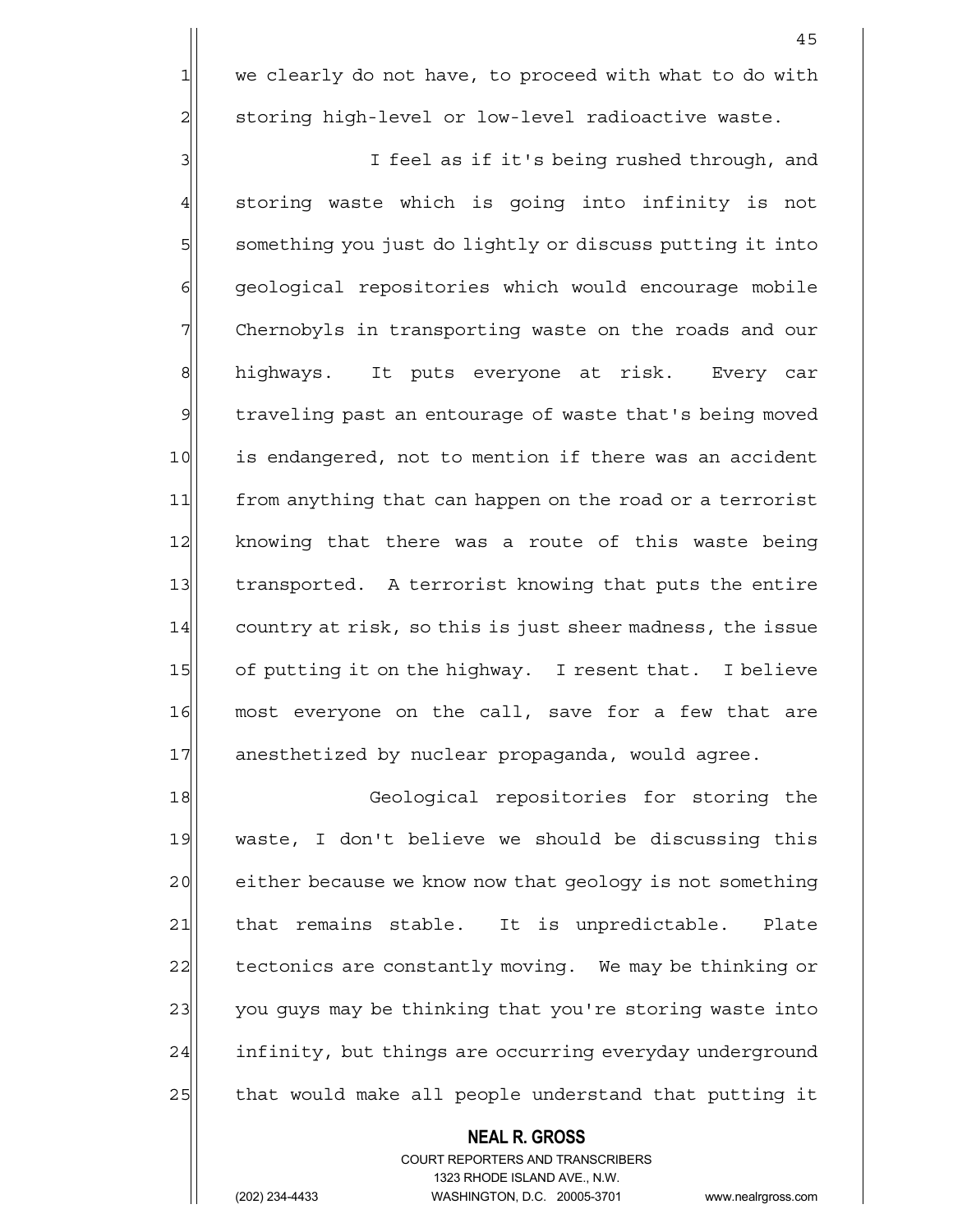we clearly do not have, to proceed with what to do with storing high-level or low-level radioactive waste.

I feel as if it's being rushed through, and storing waste which is going into infinity is not something you just do lightly or discuss putting it into geological repositories which would encourage mobile Chernobyls in transporting waste on the roads and our highways. It puts everyone at risk. Every car traveling past an entourage of waste that's being moved is endangered, not to mention if there was an accident from anything that can happen on the road or a terrorist knowing that there was a route of this waste being transported. A terrorist knowing that puts the entire country at risk, so this is just sheer madness, the issue of putting it on the highway. I resent that. I believe most everyone on the call, save for a few that are anesthetized by nuclear propaganda, would agree.

Geological repositories for storing the waste, I don't believe we should be discussing this either because we know now that geology is not something that remains stable. It is unpredictable. Plate tectonics are constantly moving. We may be thinking or you guys may be thinking that you're storing waste into infinity, but things are occurring everyday underground that would make all people understand that putting it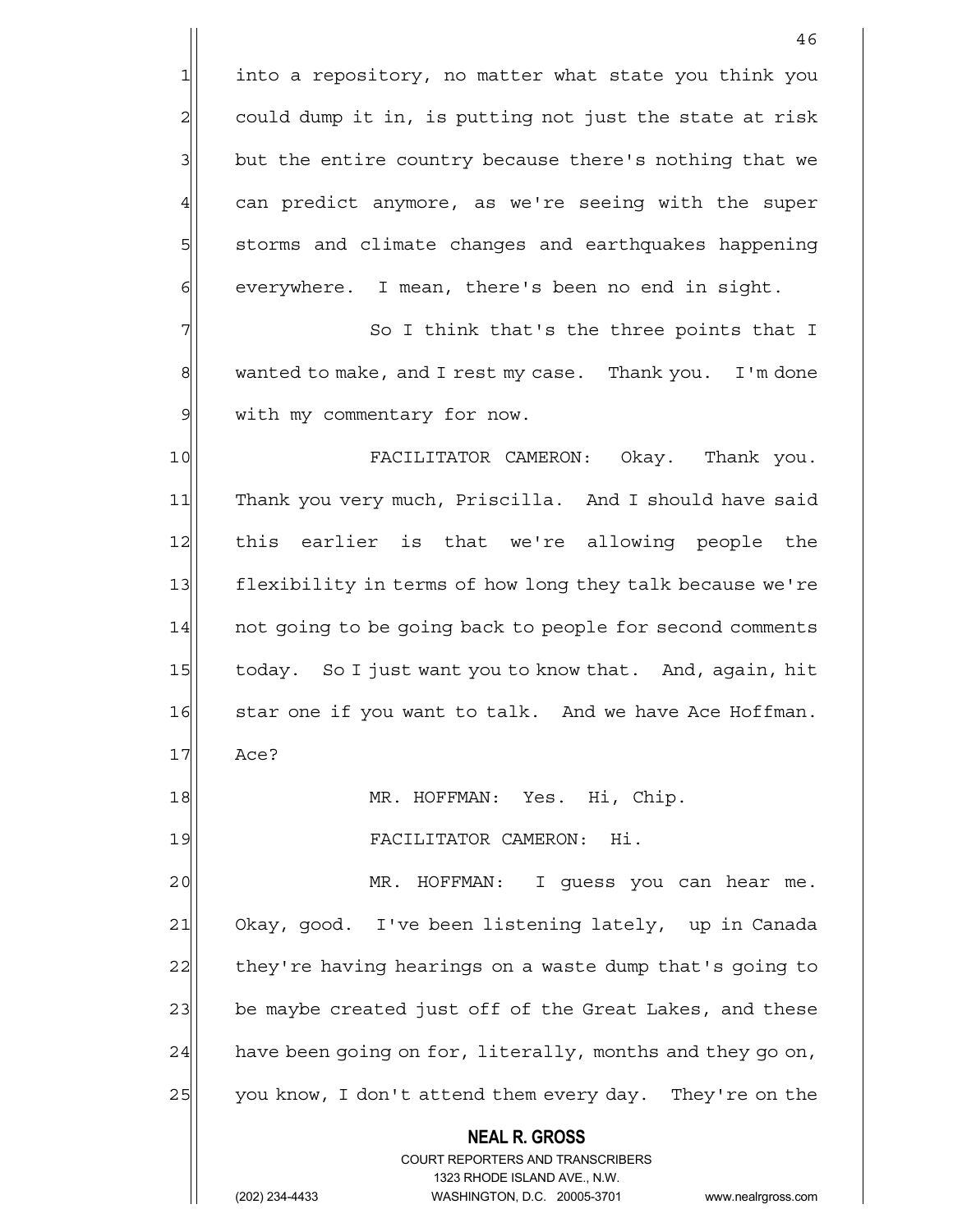into a repository, no matter what state you think you could dump it in, is putting not just the state at risk but the entire country because there's nothing that we can predict anymore, as we're seeing with the super storms and climate changes and earthquakes happening everywhere. I mean, there's been no end in sight.

So I think that's the three points that I wanted to make, and I rest my case. Thank you. I'm done with my commentary for now.

FACILITATOR CAMERON: Okay. Thank you. Thank you very much, Priscilla. And I should have said this earlier is that we're allowing people the flexibility in terms of how long they talk because we're not going to be going back to people for second comments today. So I just want you to know that. And, again, hit star one if you want to talk. And we have Ace Hoffman. Ace?

MR. HOFFMAN: Yes. Hi, Chip.

FACILITATOR CAMERON: Hi.

MR. HOFFMAN: I guess you can hear me. Okay, good. I've been listening lately, up in Canada they're having hearings on a waste dump that's going to be maybe created just off of the Great Lakes, and these have been going on for, literally, months and they go on, you know, I don't attend them every day. They're on the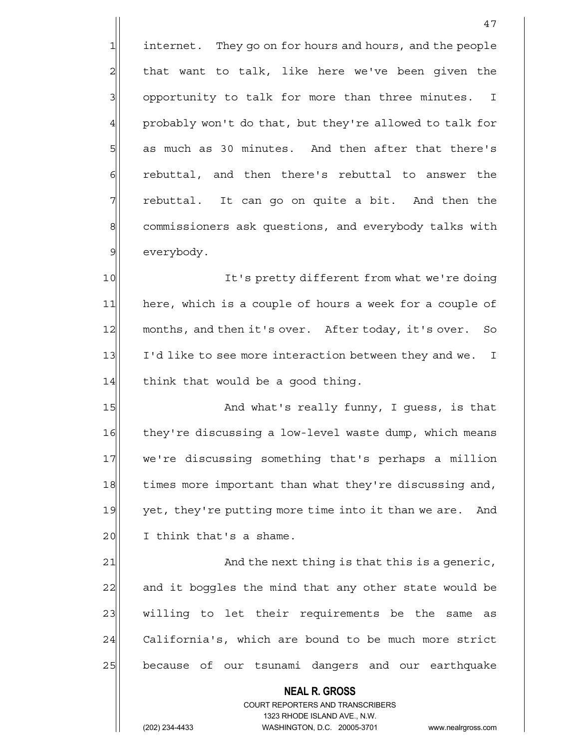internet. They go on for hours and hours, and the people that want to talk, like here we've been given the opportunity to talk for more than three minutes. I probably won't do that, but they're allowed to talk for as much as 30 minutes. And then after that there's rebuttal, and then there's rebuttal to answer the rebuttal. It can go on quite a bit. And then the commissioners ask questions, and everybody talks with everybody.

It's pretty different from what we're doing here, which is a couple of hours a week for a couple of months, and then it's over. After today, it's over. So I'd like to see more interaction between they and we. I think that would be a good thing.

And what's really funny, I guess, is that they're discussing a low-level waste dump, which means we're discussing something that's perhaps a million times more important than what they're discussing and, yet, they're putting more time into it than we are. And I think that's a shame.

And the next thing is that this is a generic, and it boggles the mind that any other state would be willing to let their requirements be the same as California's, which are bound to be much more strict because of our tsunami dangers and our earthquake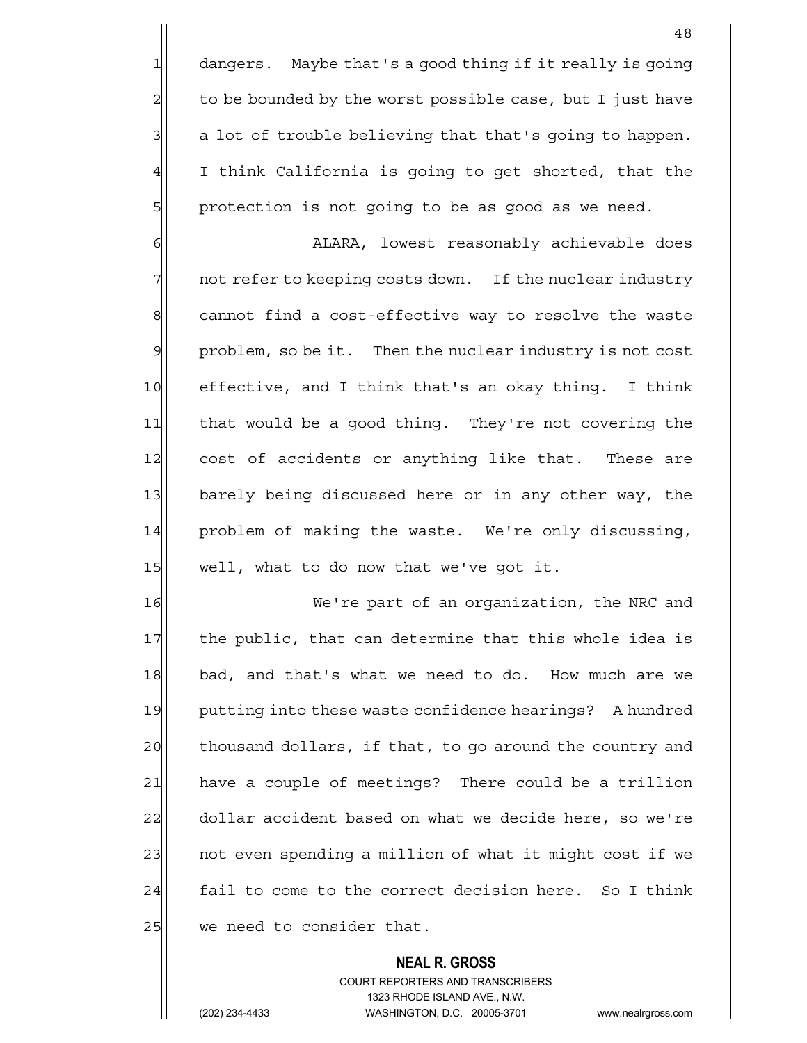dangers. Maybe that's a good thing if it really is going to be bounded by the worst possible case, but I just have a lot of trouble believing that that's going to happen. I think California is going to get shorted, that the protection is not going to be as good as we need.

ALARA, lowest reasonably achievable does not refer to keeping costs down. If the nuclear industry cannot find a cost-effective way to resolve the waste problem, so be it. Then the nuclear industry is not cost effective, and I think that's an okay thing. I think that would be a good thing. They're not covering the cost of accidents or anything like that. These are barely being discussed here or in any other way, the problem of making the waste. We're only discussing, well, what to do now that we've got it.

We're part of an organization, the NRC and the public, that can determine that this whole idea is bad, and that's what we need to do. How much are we putting into these waste confidence hearings? A hundred thousand dollars, if that, to go around the country and have a couple of meetings? There could be a trillion dollar accident based on what we decide here, so we're not even spending a million of what it might cost if we fail to come to the correct decision here. So I think we need to consider that.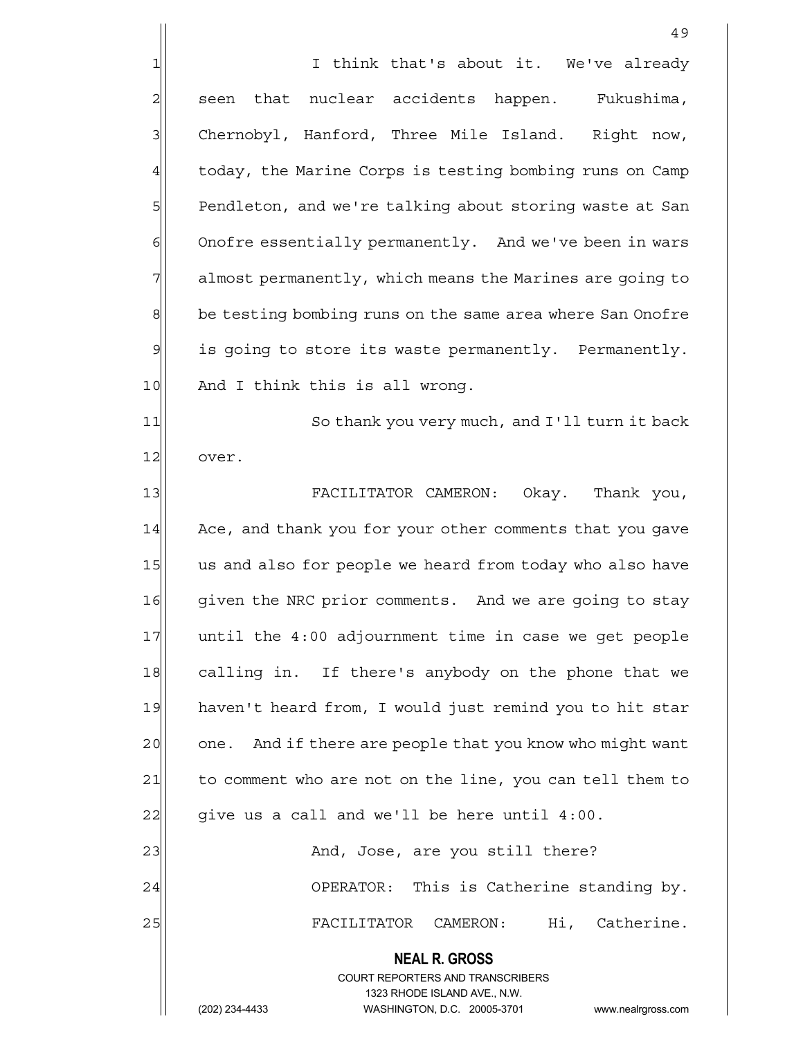I think that's about it. We've already seen that nuclear accidents happen. Fukushima, Chernobyl, Hanford, Three Mile Island. Right now, today, the Marine Corps is testing bombing runs on Camp Pendleton, and we're talking about storing waste at San Onofre essentially permanently. And we've been in wars almost permanently, which means the Marines are going to be testing bombing runs on the same area where San Onofre is going to store its waste permanently. Permanently. And I think this is all wrong.

So thank you very much, and I'll turn it back over.

FACILITATOR CAMERON: Okay. Thank you, Ace, and thank you for your other comments that you gave us and also for people we heard from today who also have given the NRC prior comments. And we are going to stay until the 4:00 adjournment time in case we get people calling in. If there's anybody on the phone that we haven't heard from, I would just remind you to hit star one. And if there are people that you know who might want to comment who are not on the line, you can tell them to give us a call and we'll be here until 4:00.

And, Jose, are you still there?

OPERATOR: This is Catherine standing by.

FACILITATOR CAMERON: Hi, Catherine.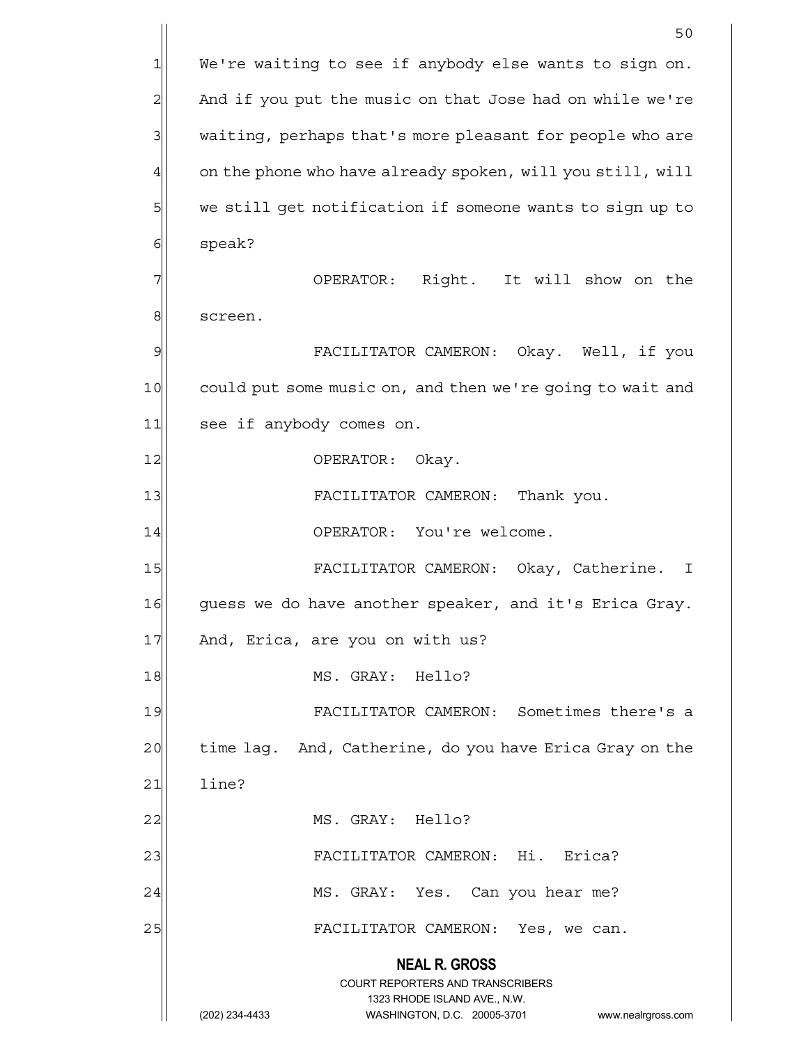We're waiting to see if anybody else wants to sign on. And if you put the music on that Jose had on while we're waiting, perhaps that's more pleasant for people who are on the phone who have already spoken, will you still, will we still get notification if someone wants to sign up to speak?

OPERATOR: Right. It will show on the screen.

FACILITATOR CAMERON: Okay. Well, if you could put some music on, and then we're going to wait and see if anybody comes on.

OPERATOR: Okay.

FACILITATOR CAMERON: Thank you.

OPERATOR: You're welcome.

FACILITATOR CAMERON: Okay, Catherine. I guess we do have another speaker, and it's Erica Gray. And, Erica, are you on with us?

MS. GRAY: Hello?

FACILITATOR CAMERON: Sometimes there's a time lag. And, Catherine, do you have Erica Gray on the line?

MS. GRAY: Hello?

FACILITATOR CAMERON: Hi. Erica?

MS. GRAY: Yes. Can you hear me?

FACILITATOR CAMERON: Yes, we can.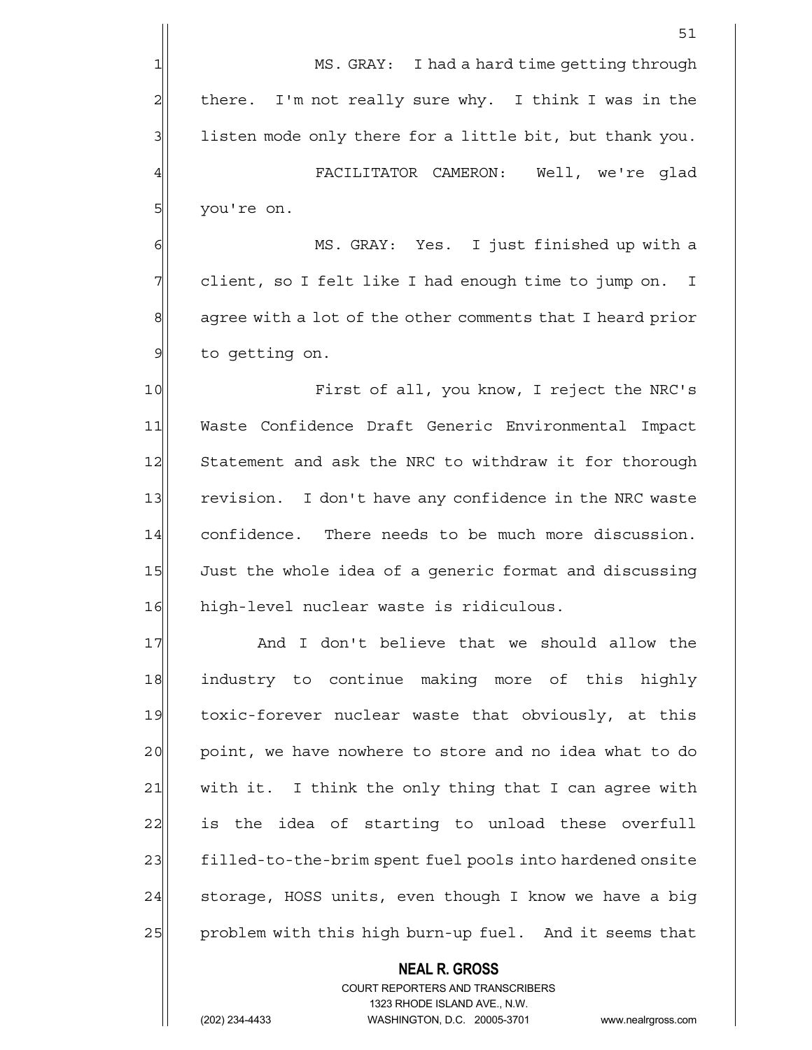MS. GRAY: I had a hard time getting through there. I'm not really sure why. I think I was in the listen mode only there for a little bit, but thank you.

FACILITATOR CAMERON: Well, we're glad you're on.

MS. GRAY: Yes. I just finished up with a client, so I felt like I had enough time to jump on. I agree with a lot of the other comments that I heard prior to getting on.

First of all, you know, I reject the NRC's Waste Confidence Draft Generic Environmental Impact Statement and ask the NRC to withdraw it for thorough revision. I don't have any confidence in the NRC waste confidence. There needs to be much more discussion. Just the whole idea of a generic format and discussing high-level nuclear waste is ridiculous.

And I don't believe that we should allow the industry to continue making more of this highly toxic-forever nuclear waste that obviously, at this point, we have nowhere to store and no idea what to do with it. I think the only thing that I can agree with is the idea of starting to unload these overfull filled-to-the-brim spent fuel pools into hardened onsite storage, HOSS units, even though I know we have a big problem with this high burn-up fuel. And it seems that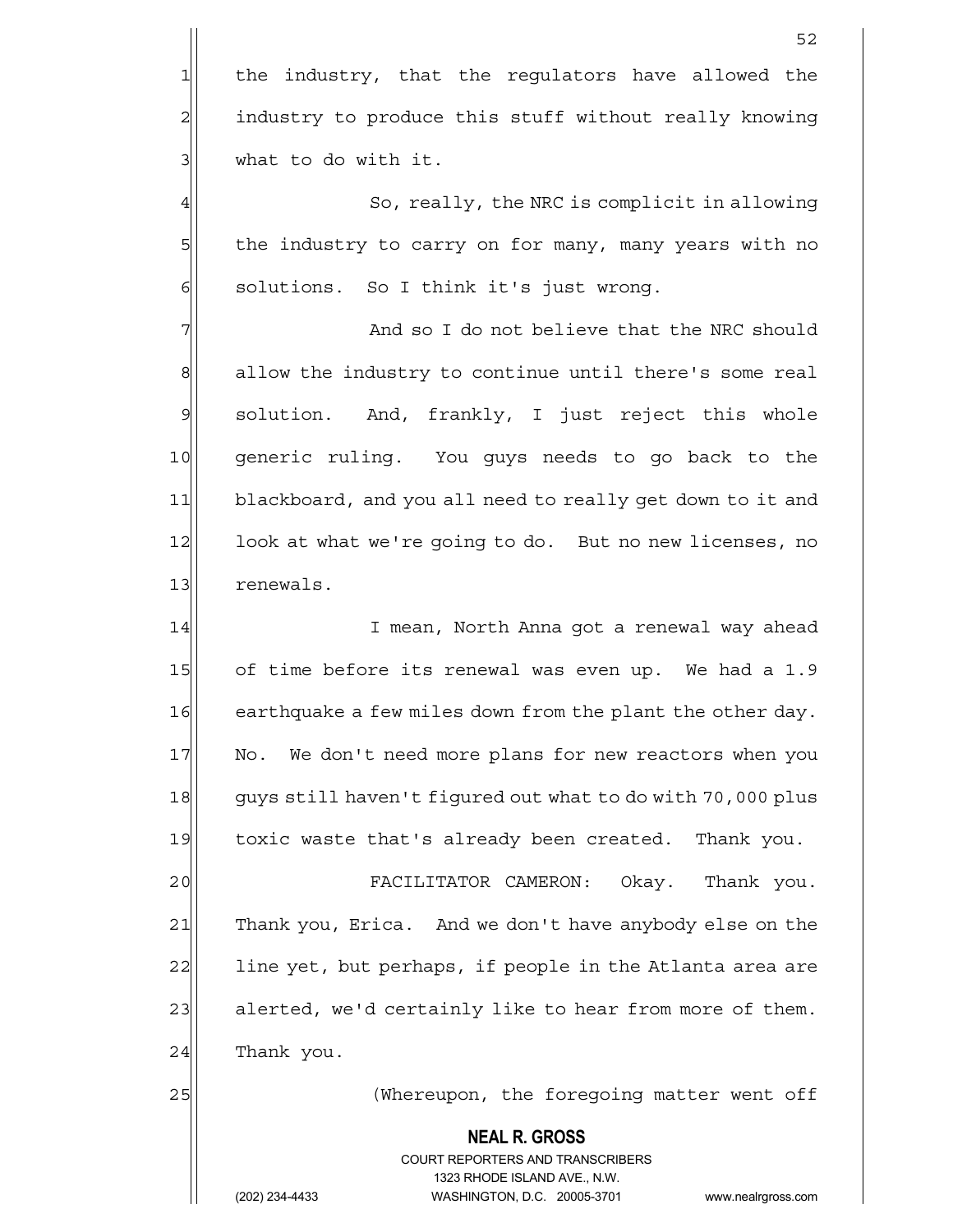the industry, that the regulators have allowed the industry to produce this stuff without really knowing what to do with it.

So, really, the NRC is complicit in allowing the industry to carry on for many, many years with no solutions. So I think it's just wrong.

And so I do not believe that the NRC should allow the industry to continue until there's some real solution. And, frankly, I just reject this whole generic ruling. You guys needs to go back to the blackboard, and you all need to really get down to it and look at what we're going to do. But no new licenses, no renewals.

I mean, North Anna got a renewal way ahead of time before its renewal was even up. We had a 1.9 earthquake a few miles down from the plant the other day. No. We don't need more plans for new reactors when you guys still haven't figured out what to do with 70,000 plus toxic waste that's already been created. Thank you.

FACILITATOR CAMERON: Okay. Thank you. Thank you, Erica. And we don't have anybody else on the line yet, but perhaps, if people in the Atlanta area are alerted, we'd certainly like to hear from more of them. Thank you.

(Whereupon, the foregoing matter went off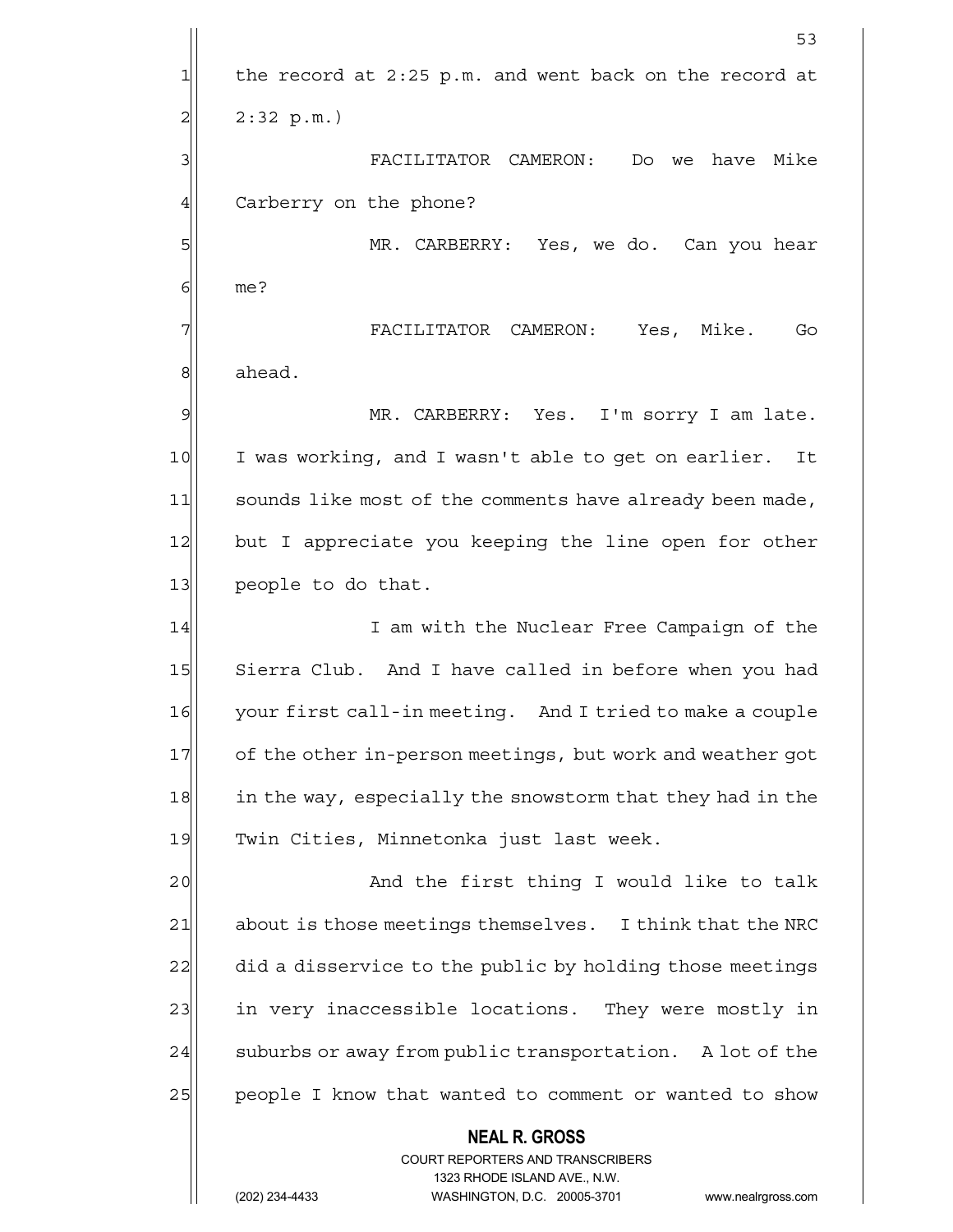the record at 2:25 p.m. and went back on the record at 2:32 p.m.)

FACILITATOR CAMERON: Do we have Mike Carberry on the phone?

MR. CARBERRY: Yes, we do. Can you hear me?

FACILITATOR CAMERON: Yes, Mike. Go ahead.

MR. CARBERRY: Yes. I'm sorry I am late. I was working, and I wasn't able to get on earlier. It sounds like most of the comments have already been made, but I appreciate you keeping the line open for other people to do that.

I am with the Nuclear Free Campaign of the Sierra Club. And I have called in before when you had your first call-in meeting. And I tried to make a couple of the other in-person meetings, but work and weather got in the way, especially the snowstorm that they had in the Twin Cities, Minnetonka just last week.

And the first thing I would like to talk about is those meetings themselves. I think that the NRC did a disservice to the public by holding those meetings in very inaccessible locations. They were mostly in suburbs or away from public transportation. A lot of the people I know that wanted to comment or wanted to show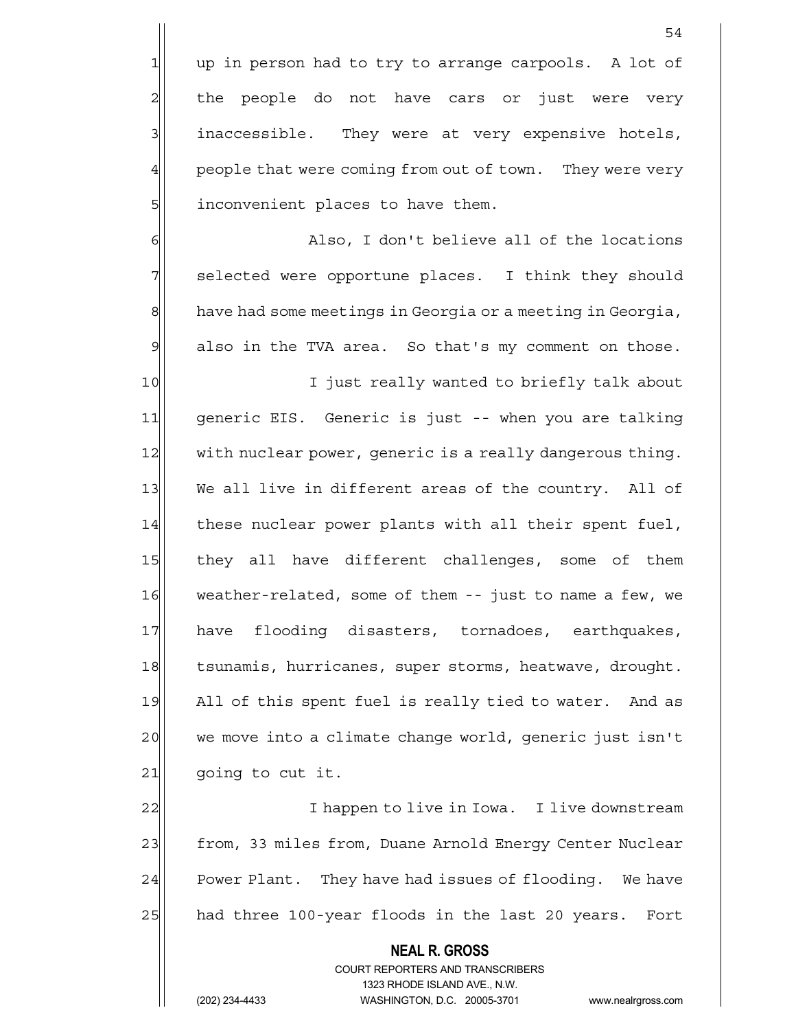up in person had to try to arrange carpools. A lot of the people do not have cars or just were very inaccessible. They were at very expensive hotels, people that were coming from out of town. They were very inconvenient places to have them.

Also, I don't believe all of the locations selected were opportune places. I think they should have had some meetings in Georgia or a meeting in Georgia, also in the TVA area. So that's my comment on those.

I just really wanted to briefly talk about generic EIS. Generic is just -- when you are talking with nuclear power, generic is a really dangerous thing. We all live in different areas of the country. All of these nuclear power plants with all their spent fuel, they all have different challenges, some of them weather-related, some of them -- just to name a few, we have flooding disasters, tornadoes, earthquakes, tsunamis, hurricanes, super storms, heatwave, drought. All of this spent fuel is really tied to water. And as we move into a climate change world, generic just isn't going to cut it.

I happen to live in Iowa. I live downstream from, 33 miles from, Duane Arnold Energy Center Nuclear Power Plant. They have had issues of flooding. We have had three 100-year floods in the last 20 years. Fort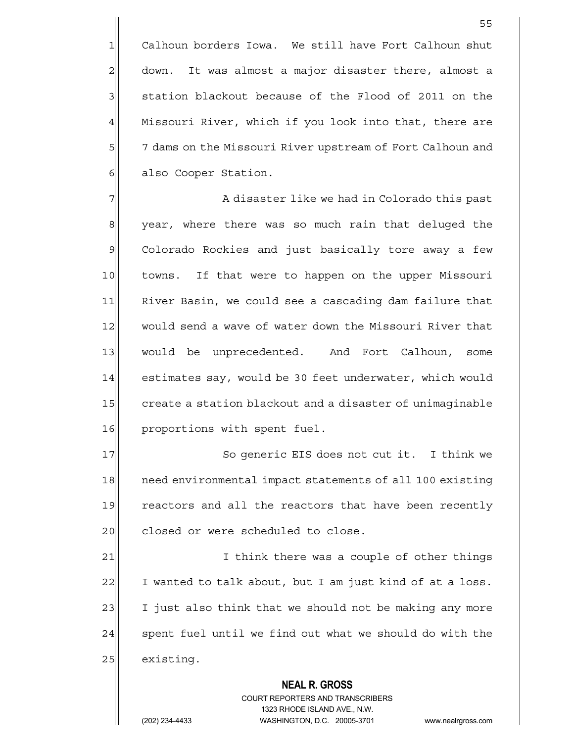Calhoun borders Iowa. We still have Fort Calhoun shut down. It was almost a major disaster there, almost a station blackout because of the Flood of 2011 on the Missouri River, which if you look into that, there are 7 dams on the Missouri River upstream of Fort Calhoun and also Cooper Station.

A disaster like we had in Colorado this past year, where there was so much rain that deluged the Colorado Rockies and just basically tore away a few towns. If that were to happen on the upper Missouri River Basin, we could see a cascading dam failure that would send a wave of water down the Missouri River that would be unprecedented. And Fort Calhoun, some estimates say, would be 30 feet underwater, which would create a station blackout and a disaster of unimaginable proportions with spent fuel.

So generic EIS does not cut it. I think we need environmental impact statements of all 100 existing reactors and all the reactors that have been recently closed or were scheduled to close.

I think there was a couple of other things I wanted to talk about, but I am just kind of at a loss. I just also think that we should not be making any more spent fuel until we find out what we should do with the existing.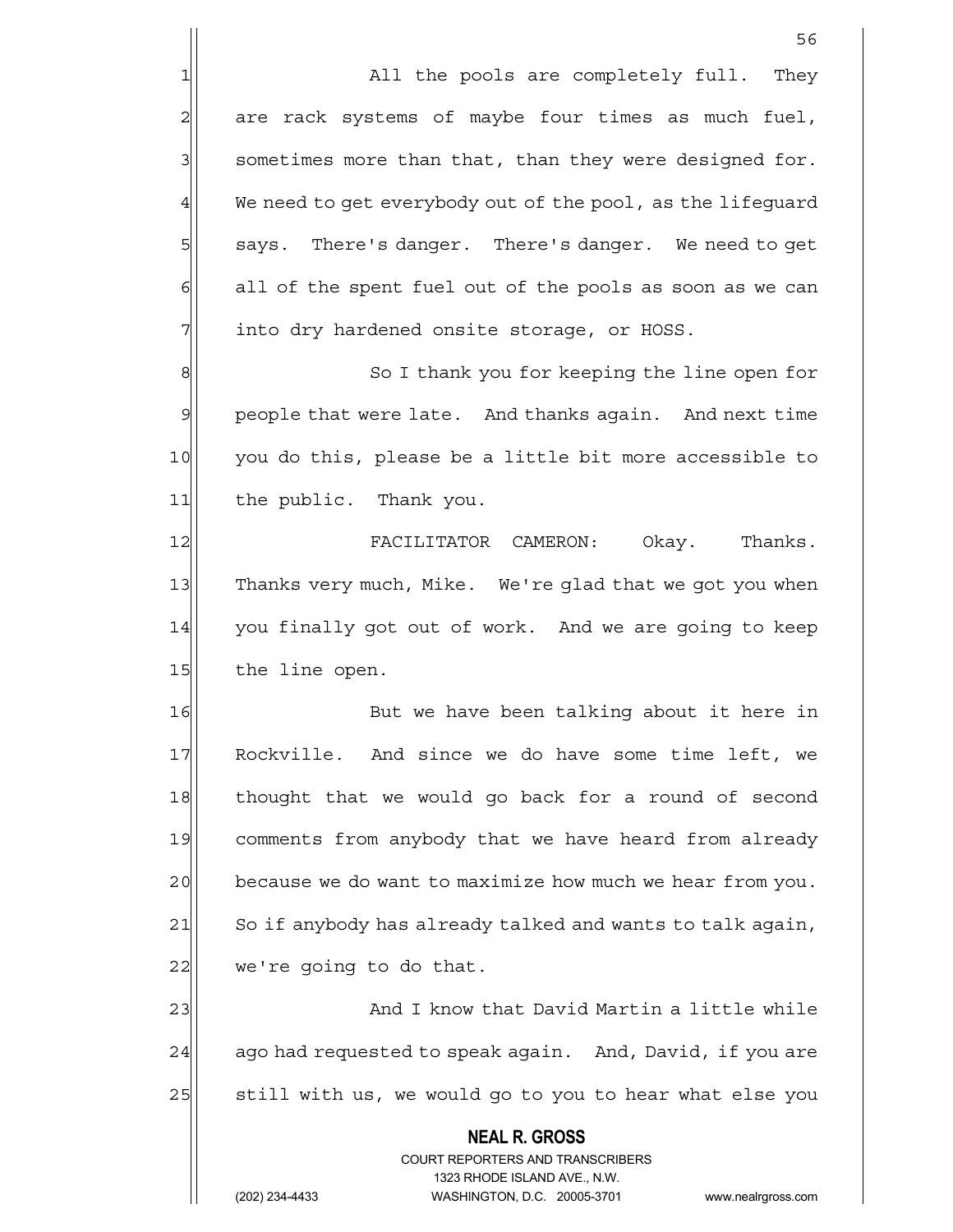All the pools are completely full. They are rack systems of maybe four times as much fuel, sometimes more than that, than they were designed for. We need to get everybody out of the pool, as the lifeguard says. There's danger. There's danger. We need to get all of the spent fuel out of the pools as soon as we can into dry hardened onsite storage, or HOSS.

So I thank you for keeping the line open for people that were late. And thanks again. And next time you do this, please be a little bit more accessible to the public. Thank you.

FACILITATOR CAMERON: Okay. Thanks. Thanks very much, Mike. We're glad that we got you when you finally got out of work. And we are going to keep the line open.

But we have been talking about it here in Rockville. And since we do have some time left, we thought that we would go back for a round of second comments from anybody that we have heard from already because we do want to maximize how much we hear from you. So if anybody has already talked and wants to talk again, we're going to do that.

And I know that David Martin a little while ago had requested to speak again. And, David, if you are still with us, we would go to you to hear what else you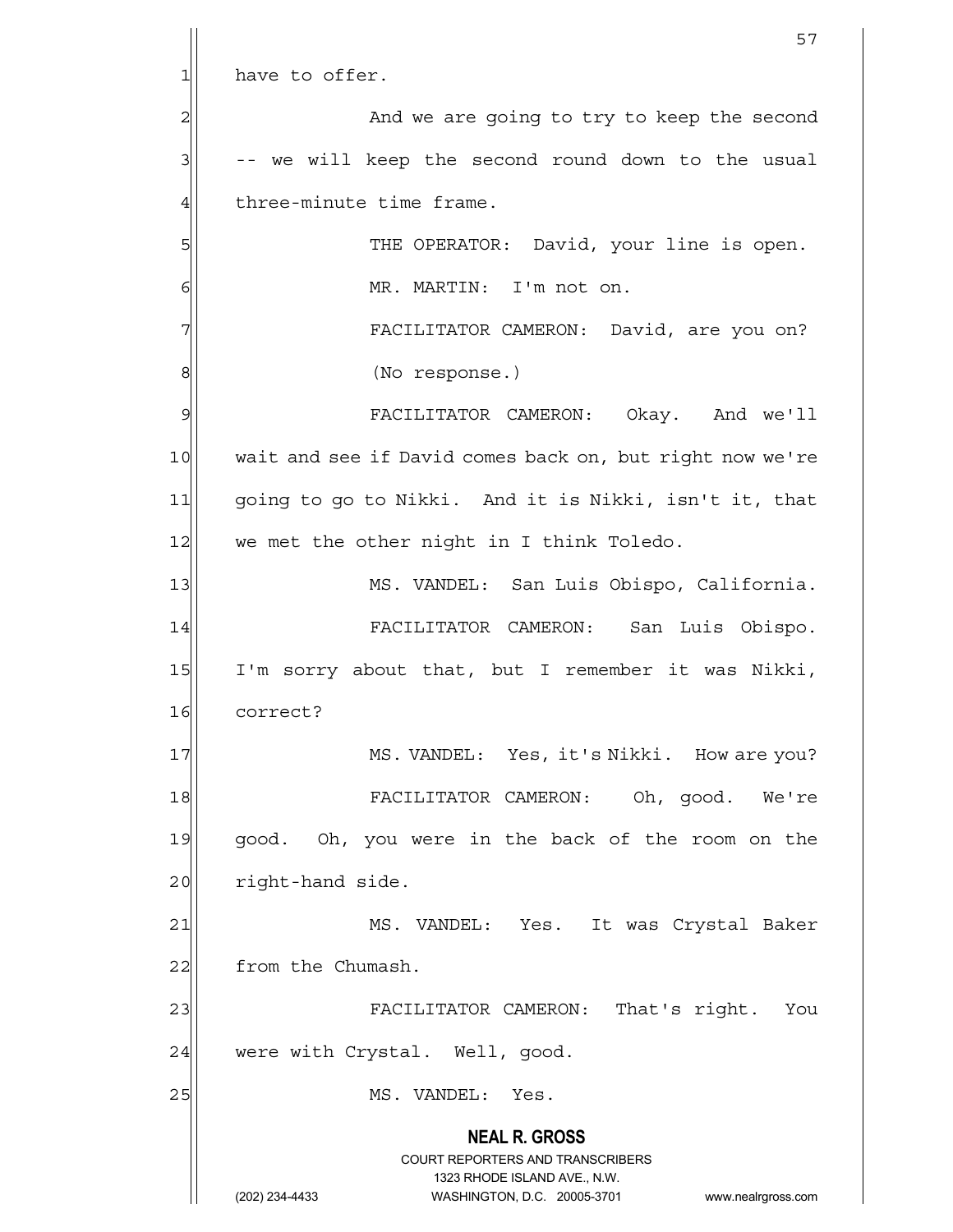have to offer.

And we are going to try to keep the second -- we will keep the second round down to the usual three-minute time frame.

THE OPERATOR: David, your line is open.

MR. MARTIN: I'm not on.

FACILITATOR CAMERON: David, are you on?

(No response.)

FACILITATOR CAMERON: Okay. And we'll wait and see if David comes back on, but right now we're going to go to Nikki. And it is Nikki, isn't it, that we met the other night in I think Toledo.

MS. VANDEL: San Luis Obispo, California.

FACILITATOR CAMERON: San Luis Obispo. I'm sorry about that, but I remember it was Nikki, correct?

MS. VANDEL: Yes, it's Nikki. How are you?

FACILITATOR CAMERON: Oh, good. We're good. Oh, you were in the back of the room on the right-hand side.

MS. VANDEL: Yes. It was Crystal Baker from the Chumash.

FACILITATOR CAMERON: That's right. You were with Crystal. Well, good.

MS. VANDEL: Yes.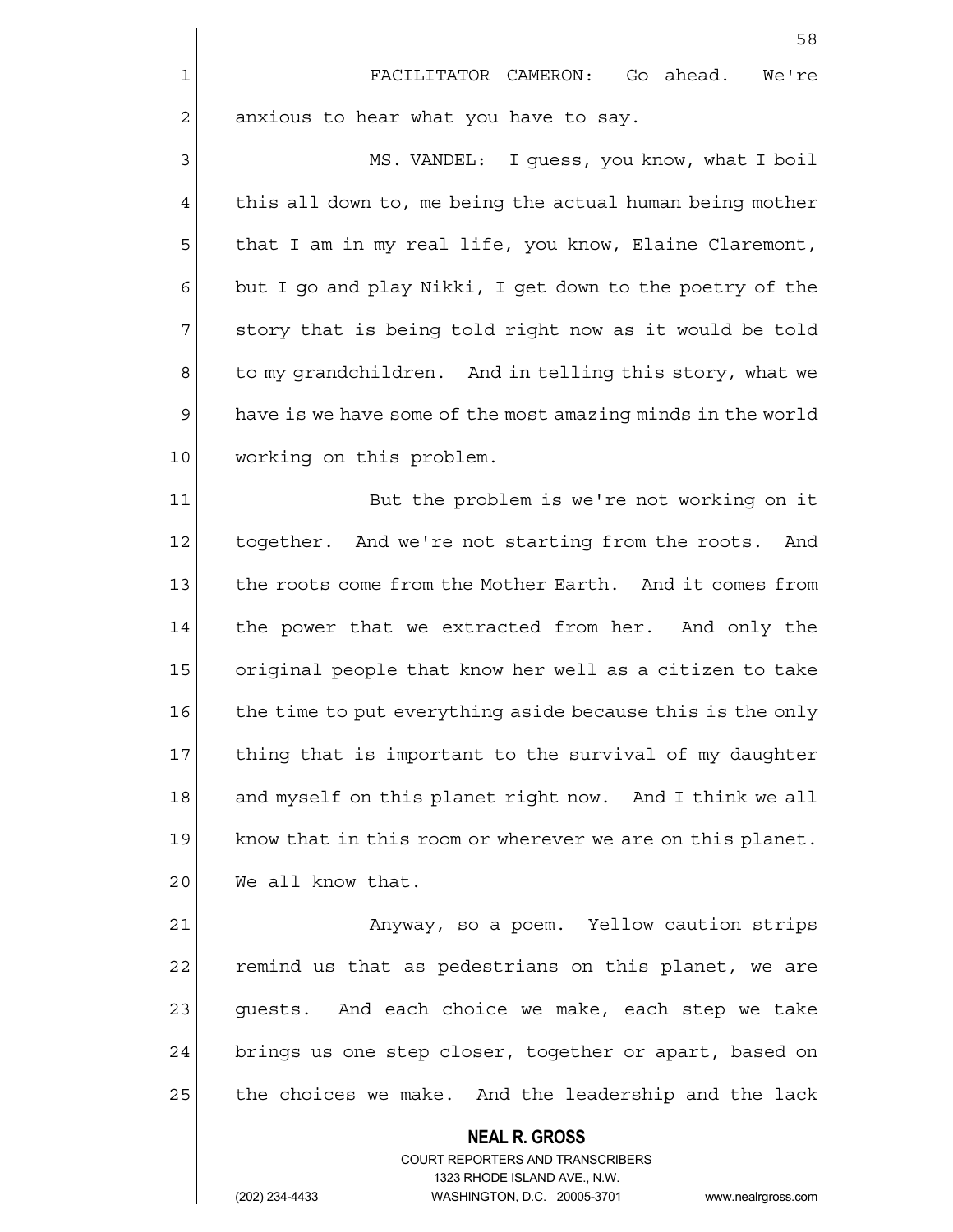FACILITATOR CAMERON: Go ahead. We're anxious to hear what you have to say.

MS. VANDEL: I guess, you know, what I boil this all down to, me being the actual human being mother that I am in my real life, you know, Elaine Claremont, but I go and play Nikki, I get down to the poetry of the story that is being told right now as it would be told to my grandchildren. And in telling this story, what we have is we have some of the most amazing minds in the world working on this problem.

But the problem is we're not working on it together. And we're not starting from the roots. And the roots come from the Mother Earth. And it comes from the power that we extracted from her. And only the original people that know her well as a citizen to take the time to put everything aside because this is the only thing that is important to the survival of my daughter and myself on this planet right now. And I think we all know that in this room or wherever we are on this planet. We all know that.

Anyway, so a poem. Yellow caution strips remind us that as pedestrians on this planet, we are guests. And each choice we make, each step we take brings us one step closer, together or apart, based on the choices we make. And the leadership and the lack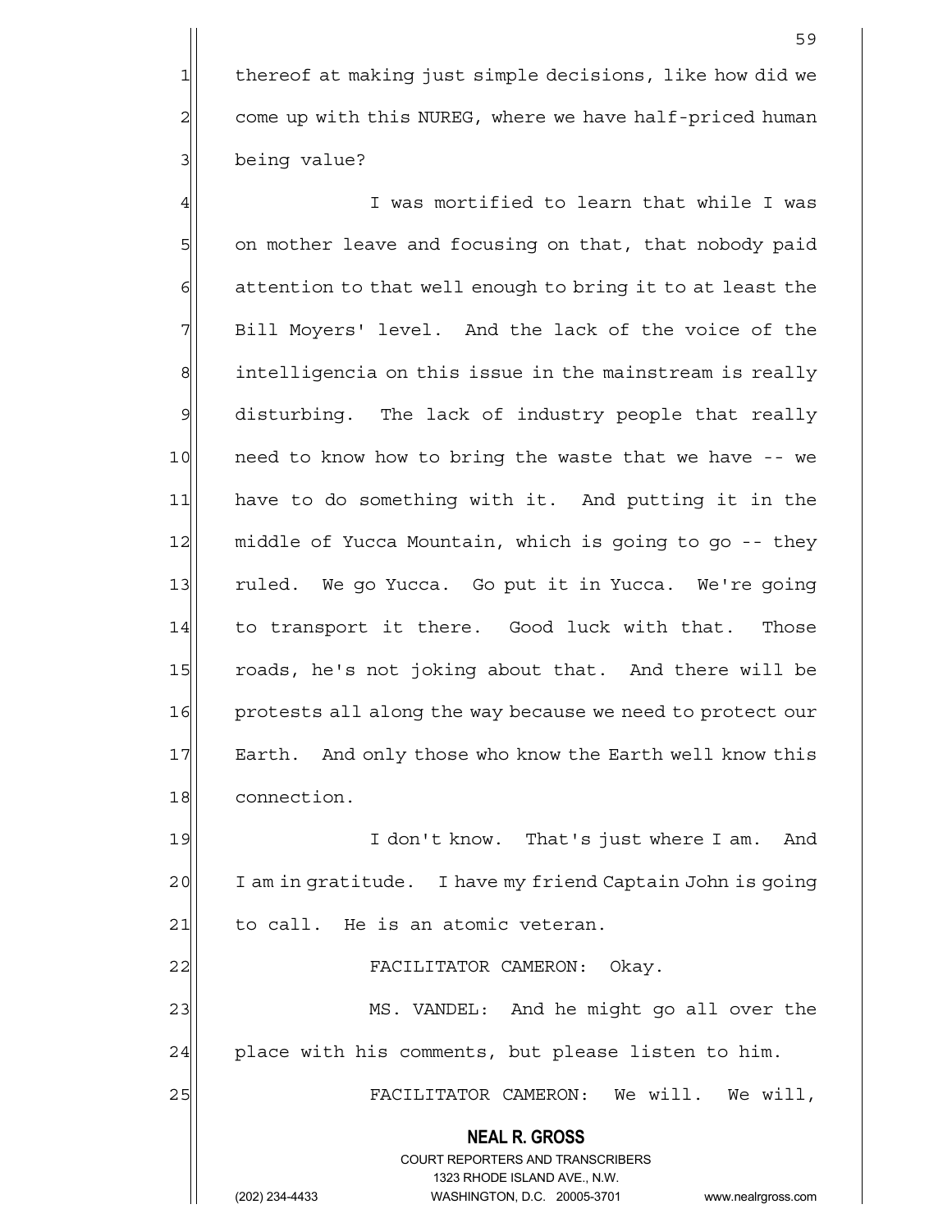thereof at making just simple decisions, like how did we come up with this NUREG, where we have half-priced human being value?

I was mortified to learn that while I was on mother leave and focusing on that, that nobody paid attention to that well enough to bring it to at least the Bill Moyers' level. And the lack of the voice of the intelligencia on this issue in the mainstream is really disturbing. The lack of industry people that really need to know how to bring the waste that we have -- we have to do something with it. And putting it in the middle of Yucca Mountain, which is going to go -- they ruled. We go Yucca. Go put it in Yucca. We're going to transport it there. Good luck with that. Those roads, he's not joking about that. And there will be protests all along the way because we need to protect our Earth. And only those who know the Earth well know this connection.

I don't know. That's just where I am. And I am in gratitude. I have my friend Captain John is going to call. He is an atomic veteran.

FACILITATOR CAMERON: Okay.

MS. VANDEL: And he might go all over the place with his comments, but please listen to him.

FACILITATOR CAMERON: We will. We will,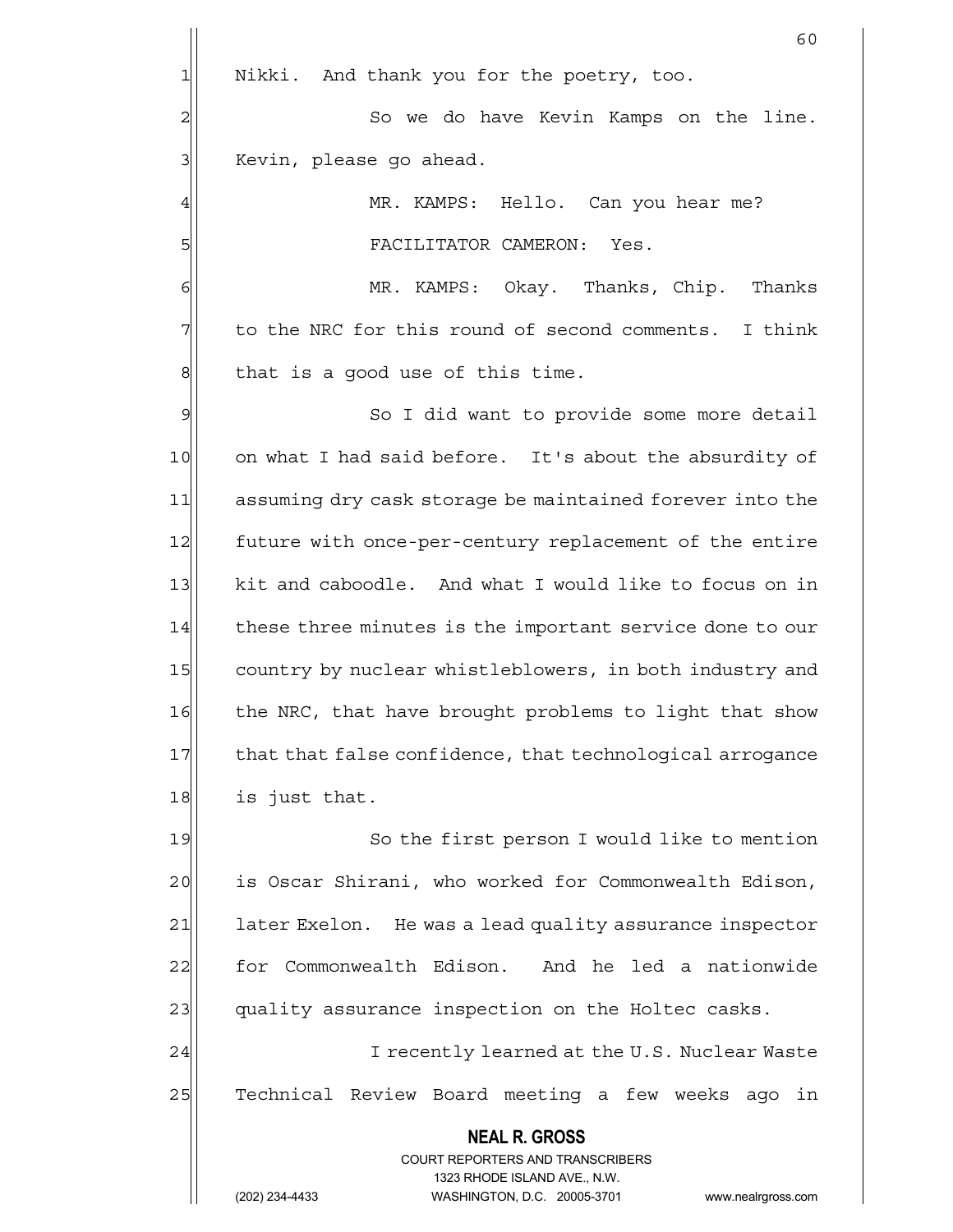Nikki. And thank you for the poetry, too.

So we do have Kevin Kamps on the line. Kevin, please go ahead.

MR. KAMPS: Hello. Can you hear me?

FACILITATOR CAMERON: Yes.

MR. KAMPS: Okay. Thanks, Chip. Thanks to the NRC for this round of second comments. I think that is a good use of this time.

So I did want to provide some more detail on what I had said before. It's about the absurdity of assuming dry cask storage be maintained forever into the future with once-per-century replacement of the entire kit and caboodle. And what I would like to focus on in these three minutes is the important service done to our country by nuclear whistleblowers, in both industry and the NRC, that have brought problems to light that show that that false confidence, that technological arrogance is just that.

So the first person I would like to mention is Oscar Shirani, who worked for Commonwealth Edison, later Exelon. He was a lead quality assurance inspector for Commonwealth Edison. And he led a nationwide quality assurance inspection on the Holtec casks.

I recently learned at the U.S. Nuclear Waste Technical Review Board meeting a few weeks ago in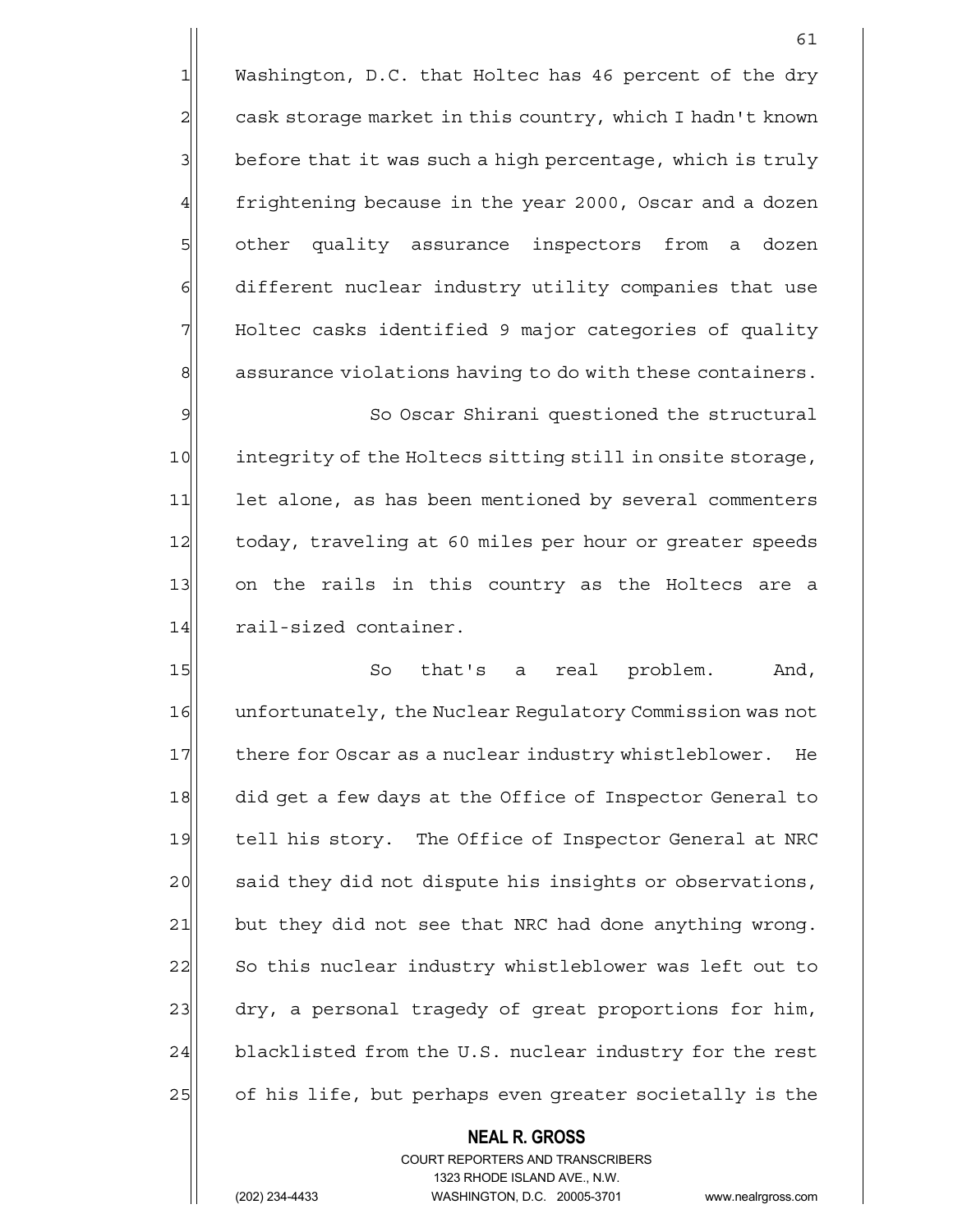Washington, D.C. that Holtec has 46 percent of the dry cask storage market in this country, which I hadn't known before that it was such a high percentage, which is truly frightening because in the year 2000, Oscar and a dozen other quality assurance inspectors from a dozen different nuclear industry utility companies that use Holtec casks identified 9 major categories of quality assurance violations having to do with these containers.

So Oscar Shirani questioned the structural integrity of the Holtecs sitting still in onsite storage, let alone, as has been mentioned by several commenters today, traveling at 60 miles per hour or greater speeds on the rails in this country as the Holtecs are a rail-sized container.

So that's a real problem. And, unfortunately, the Nuclear Regulatory Commission was not there for Oscar as a nuclear industry whistleblower. He did get a few days at the Office of Inspector General to tell his story. The Office of Inspector General at NRC said they did not dispute his insights or observations, but they did not see that NRC had done anything wrong. So this nuclear industry whistleblower was left out to dry, a personal tragedy of great proportions for him, blacklisted from the U.S. nuclear industry for the rest of his life, but perhaps even greater societally is the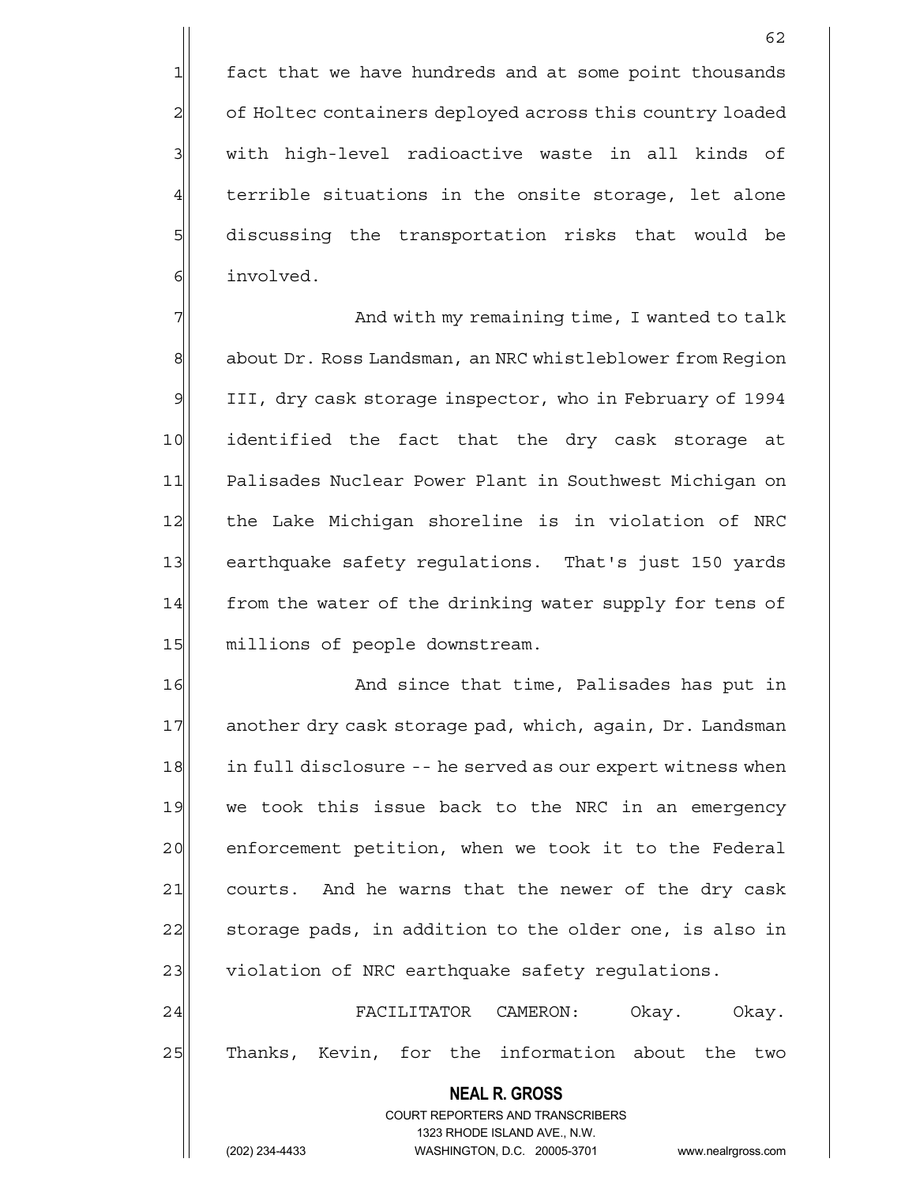fact that we have hundreds and at some point thousands of Holtec containers deployed across this country loaded with high-level radioactive waste in all kinds of terrible situations in the onsite storage, let alone discussing the transportation risks that would be involved.

And with my remaining time, I wanted to talk about Dr. Ross Landsman, an NRC whistleblower from Region III, dry cask storage inspector, who in February of 1994 identified the fact that the dry cask storage at Palisades Nuclear Power Plant in Southwest Michigan on the Lake Michigan shoreline is in violation of NRC earthquake safety regulations. That's just 150 yards from the water of the drinking water supply for tens of millions of people downstream.

And since that time, Palisades has put in another dry cask storage pad, which, again, Dr. Landsman in full disclosure -- he served as our expert witness when we took this issue back to the NRC in an emergency enforcement petition, when we took it to the Federal courts. And he warns that the newer of the dry cask storage pads, in addition to the older one, is also in violation of NRC earthquake safety regulations.

FACILITATOR CAMERON: Okay. Okay. Thanks, Kevin, for the information about the two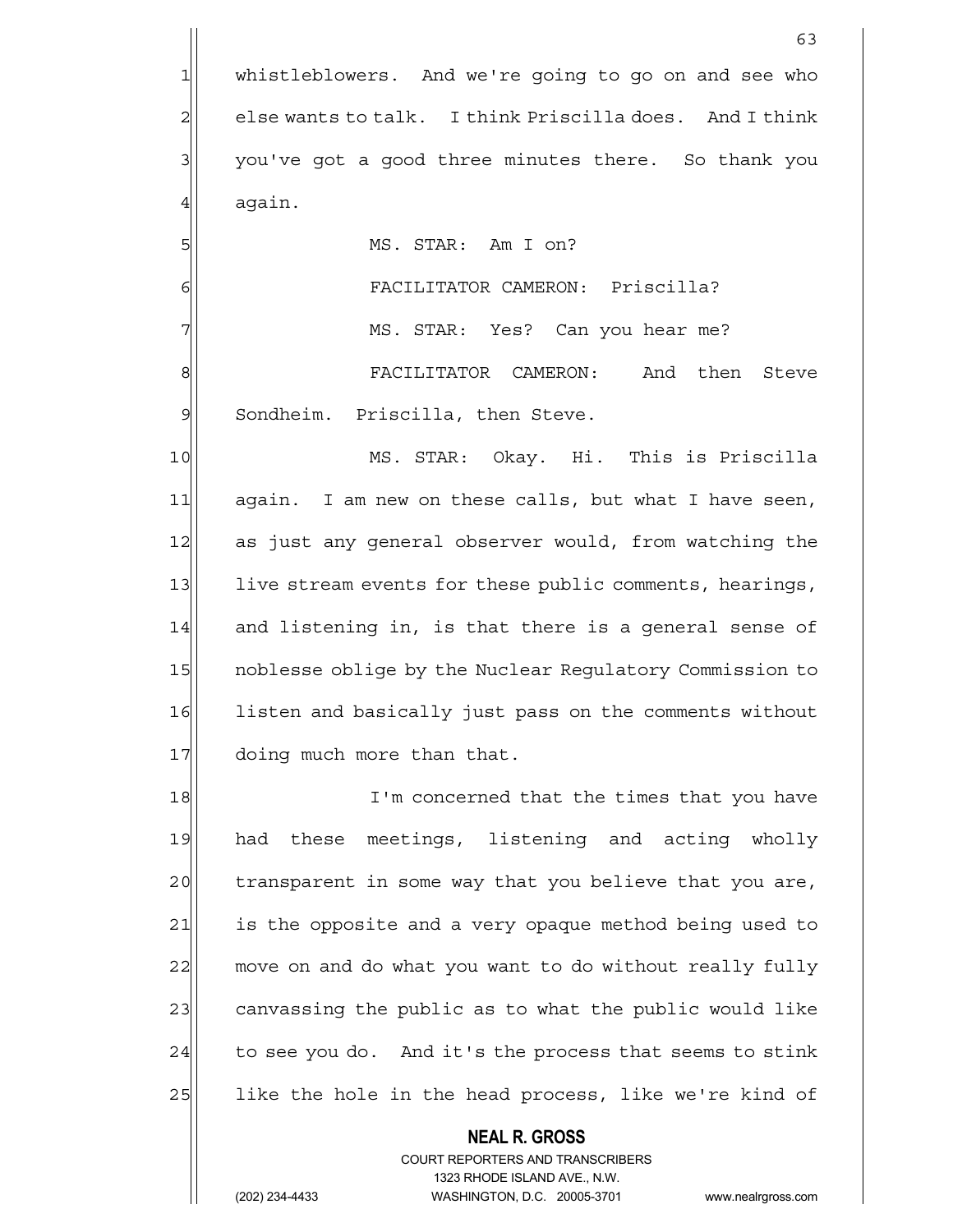whistleblowers. And we're going to go on and see who else wants to talk. I think Priscilla does. And I think you've got a good three minutes there. So thank you again.

MS. STAR: Am I on?

FACILITATOR CAMERON: Priscilla?

MS. STAR: Yes? Can you hear me?

FACILITATOR CAMERON: And then Steve Sondheim. Priscilla, then Steve.

MS. STAR: Okay. Hi. This is Priscilla again. I am new on these calls, but what I have seen, as just any general observer would, from watching the live stream events for these public comments, hearings, and listening in, is that there is a general sense of noblesse oblige by the Nuclear Regulatory Commission to listen and basically just pass on the comments without doing much more than that.

I'm concerned that the times that you have had these meetings, listening and acting wholly transparent in some way that you believe that you are, is the opposite and a very opaque method being used to move on and do what you want to do without really fully canvassing the public as to what the public would like to see you do. And it's the process that seems to stink like the hole in the head process, like we're kind of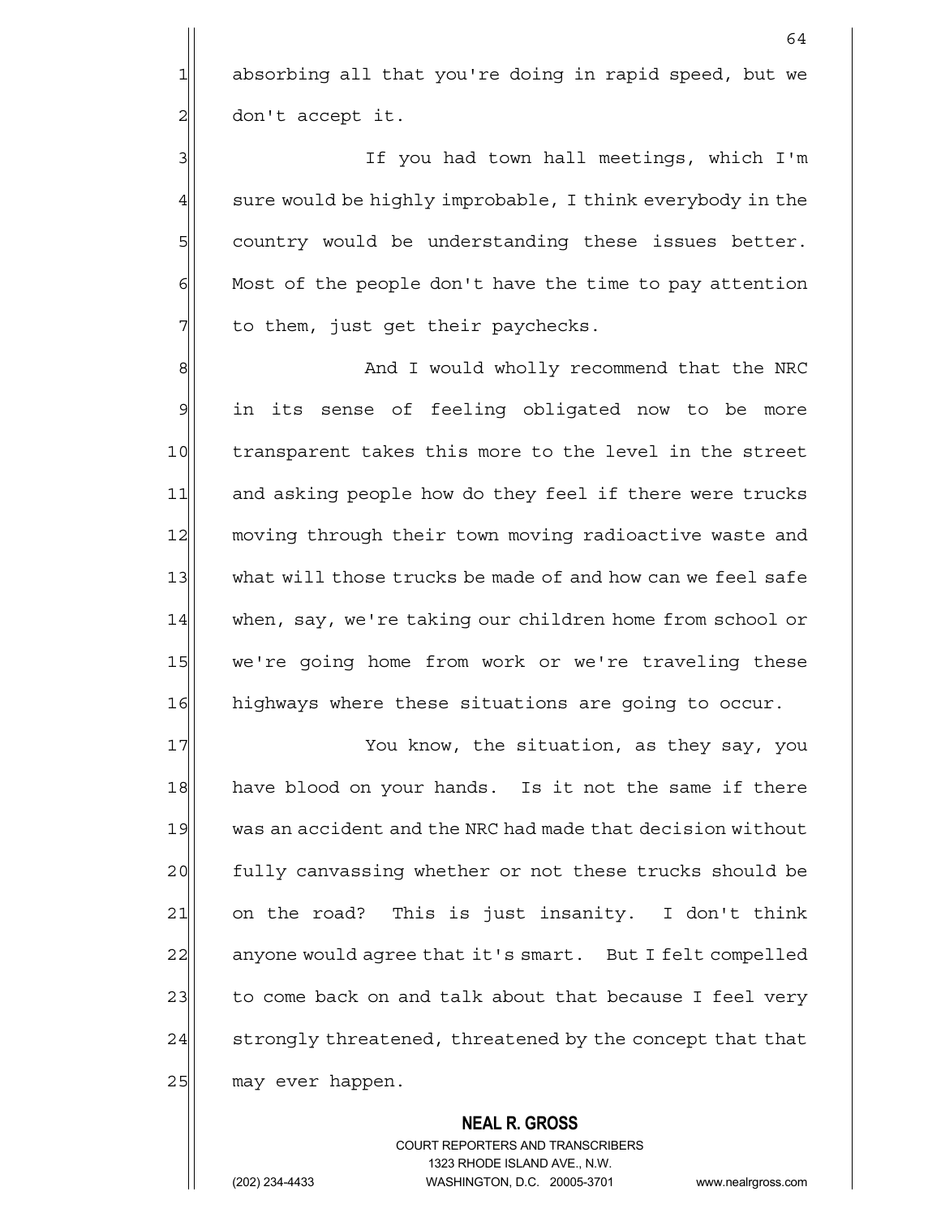absorbing all that you're doing in rapid speed, but we don't accept it.

If you had town hall meetings, which I'm sure would be highly improbable, I think everybody in the country would be understanding these issues better. Most of the people don't have the time to pay attention to them, just get their paychecks.

And I would wholly recommend that the NRC in its sense of feeling obligated now to be more transparent takes this more to the level in the street and asking people how do they feel if there were trucks moving through their town moving radioactive waste and what will those trucks be made of and how can we feel safe when, say, we're taking our children home from school or we're going home from work or we're traveling these highways where these situations are going to occur.

You know, the situation, as they say, you have blood on your hands. Is it not the same if there was an accident and the NRC had made that decision without fully canvassing whether or not these trucks should be on the road? This is just insanity. I don't think anyone would agree that it's smart. But I felt compelled to come back on and talk about that because I feel very strongly threatened, threatened by the concept that that may ever happen.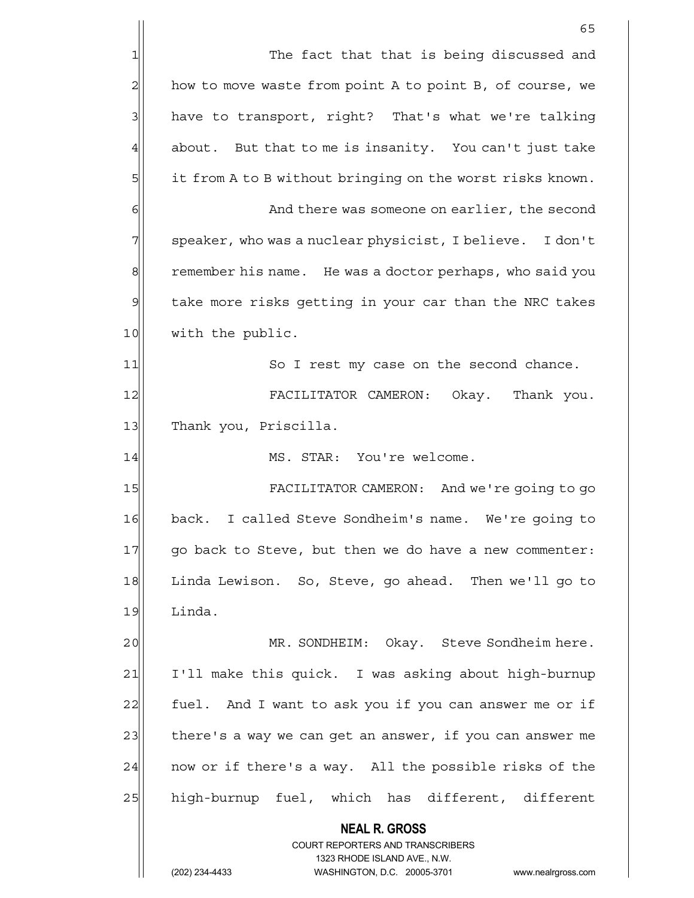The fact that that is being discussed and how to move waste from point A to point B, of course, we have to transport, right? That's what we're talking about. But that to me is insanity. You can't just take it from A to B without bringing on the worst risks known.

And there was someone on earlier, the second speaker, who was a nuclear physicist, I believe. I don't remember his name. He was a doctor perhaps, who said you take more risks getting in your car than the NRC takes with the public.

So I rest my case on the second chance.

FACILITATOR CAMERON: Okay. Thank you. Thank you, Priscilla.

MS. STAR: You're welcome.

FACILITATOR CAMERON: And we're going to go back. I called Steve Sondheim's name. We're going to go back to Steve, but then we do have a new commenter: Linda Lewison. So, Steve, go ahead. Then we'll go to Linda.

MR. SONDHEIM: Okay. Steve Sondheim here. I'll make this quick. I was asking about high-burnup fuel. And I want to ask you if you can answer me or if there's a way we can get an answer, if you can answer me now or if there's a way. All the possible risks of the high-burnup fuel, which has different, different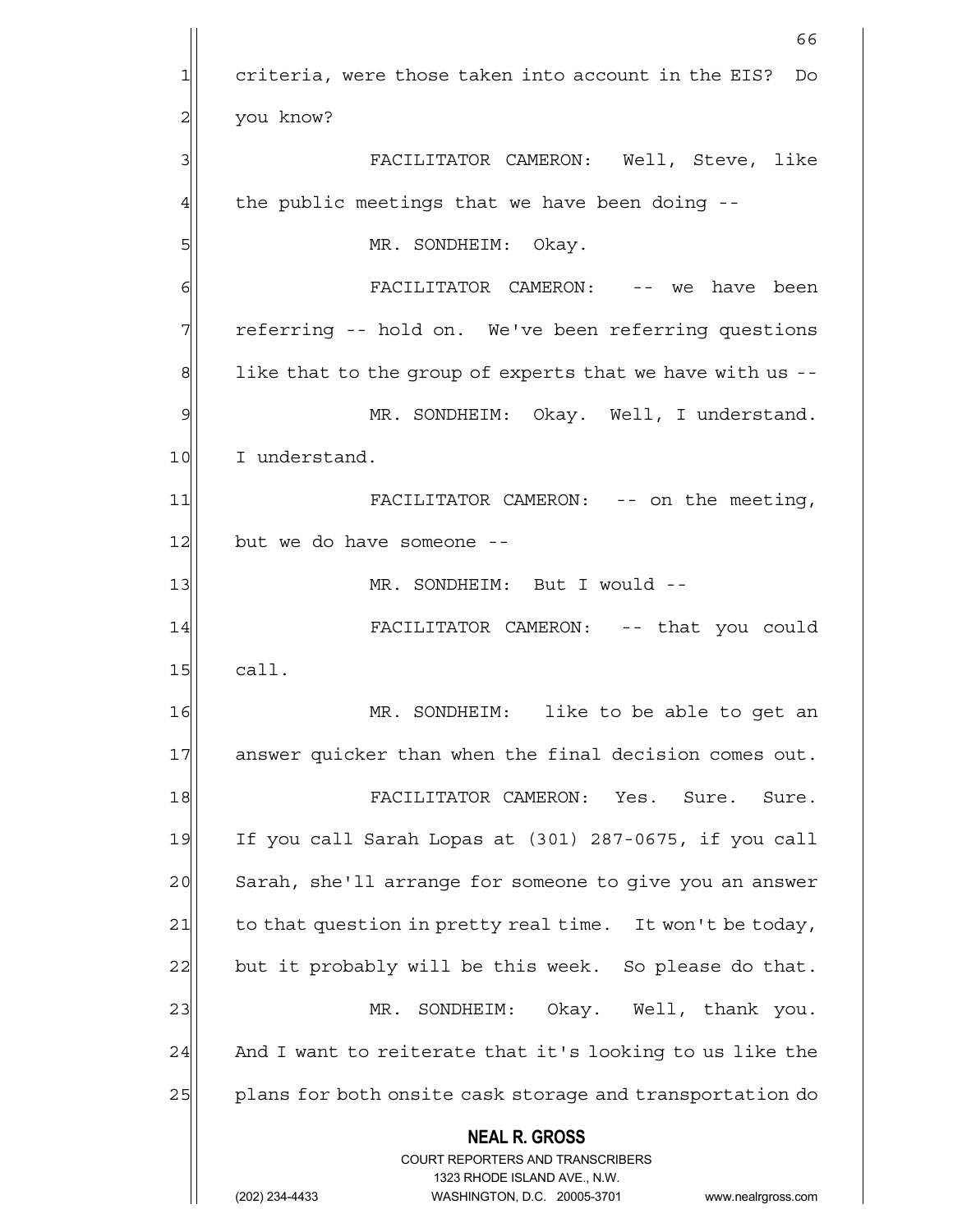criteria, were those taken into account in the EIS? Do you know?

FACILITATOR CAMERON: Well, Steve, like the public meetings that we have been doing --

MR. SONDHEIM: Okay.

FACILITATOR CAMERON: -- we have been referring -- hold on. We've been referring questions like that to the group of experts that we have with us --

MR. SONDHEIM: Okay. Well, I understand. I understand.

FACILITATOR CAMERON: -- on the meeting, but we do have someone --

MR. SONDHEIM: But I would --

FACILITATOR CAMERON: -- that you could call.

MR. SONDHEIM: like to be able to get an answer quicker than when the final decision comes out.

FACILITATOR CAMERON: Yes. Sure. Sure. If you call Sarah Lopas at (301) 287-0675, if you call Sarah, she'll arrange for someone to give you an answer to that question in pretty real time. It won't be today, but it probably will be this week. So please do that.

MR. SONDHEIM: Okay. Well, thank you. And I want to reiterate that it's looking to us like the plans for both onsite cask storage and transportation do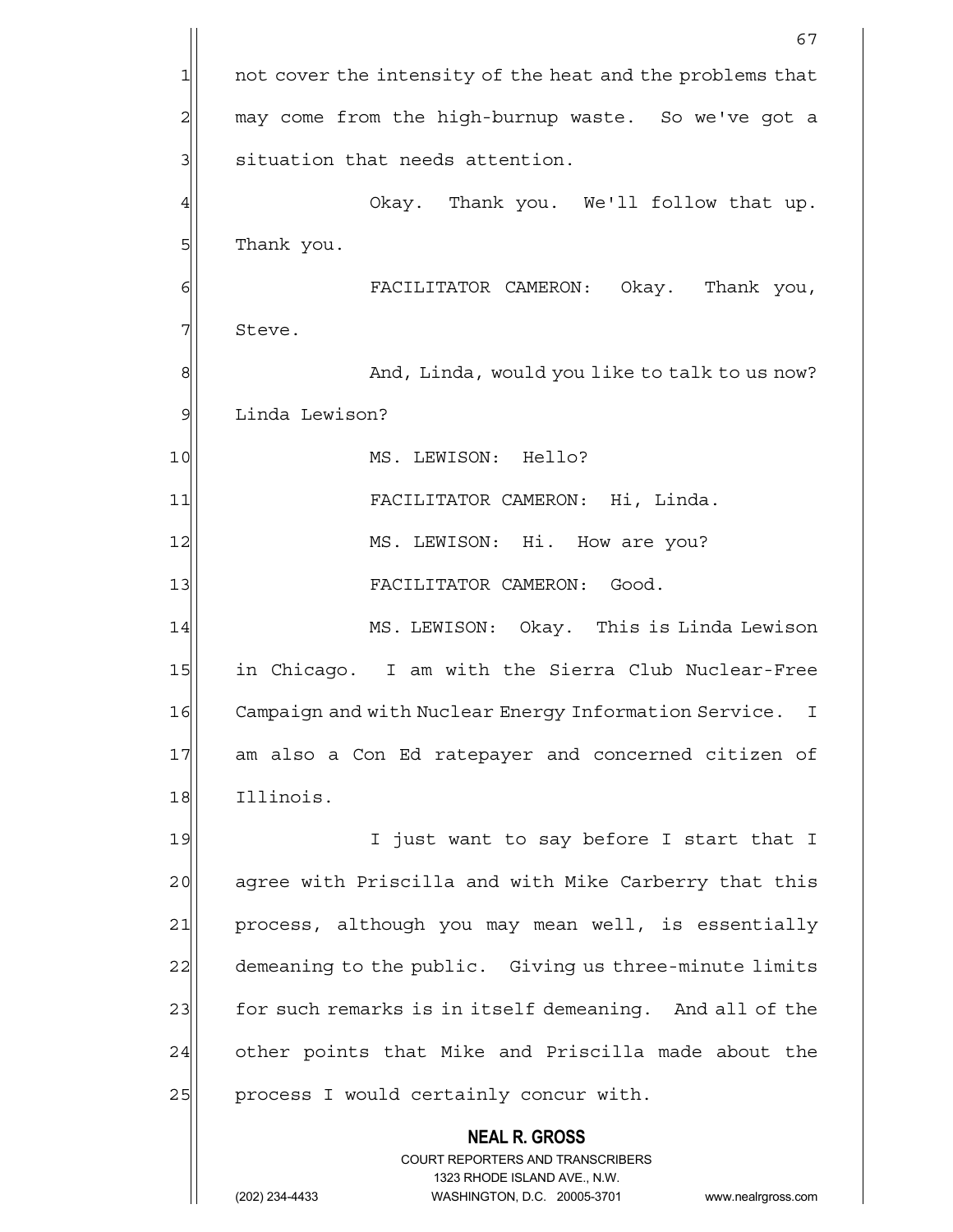not cover the intensity of the heat and the problems that may come from the high-burnup waste. So we've got a situation that needs attention.

Okay. Thank you. We'll follow that up. Thank you.

FACILITATOR CAMERON: Okay. Thank you, Steve.

And, Linda, would you like to talk to us now? Linda Lewison?

MS. LEWISON: Hello?

FACILITATOR CAMERON: Hi, Linda.

MS. LEWISON: Hi. How are you?

FACILITATOR CAMERON: Good.

MS. LEWISON: Okay. This is Linda Lewison in Chicago. I am with the Sierra Club Nuclear-Free Campaign and with Nuclear Energy Information Service. I am also a Con Ed ratepayer and concerned citizen of Illinois.

I just want to say before I start that I agree with Priscilla and with Mike Carberry that this process, although you may mean well, is essentially demeaning to the public. Giving us three-minute limits for such remarks is in itself demeaning. And all of the other points that Mike and Priscilla made about the process I would certainly concur with.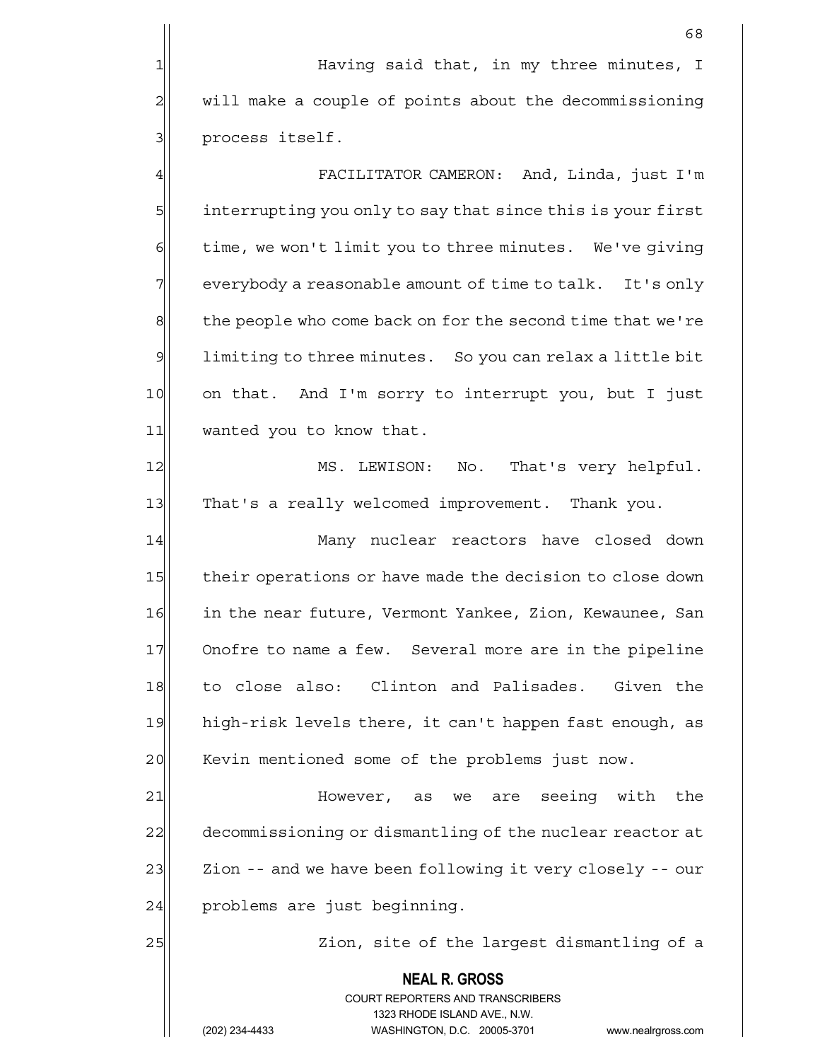Having said that, in my three minutes, I will make a couple of points about the decommissioning process itself.

FACILITATOR CAMERON: And, Linda, just I'm interrupting you only to say that since this is your first time, we won't limit you to three minutes. We've giving everybody a reasonable amount of time to talk. It's only the people who come back on for the second time that we're limiting to three minutes. So you can relax a little bit on that. And I'm sorry to interrupt you, but I just wanted you to know that.

MS. LEWISON: No. That's very helpful. That's a really welcomed improvement. Thank you.

Many nuclear reactors have closed down their operations or have made the decision to close down in the near future, Vermont Yankee, Zion, Kewaunee, San Onofre to name a few. Several more are in the pipeline to close also: Clinton and Palisades. Given the high-risk levels there, it can't happen fast enough, as Kevin mentioned some of the problems just now.

However, as we are seeing with the decommissioning or dismantling of the nuclear reactor at Zion -- and we have been following it very closely -- our problems are just beginning.

Zion, site of the largest dismantling of a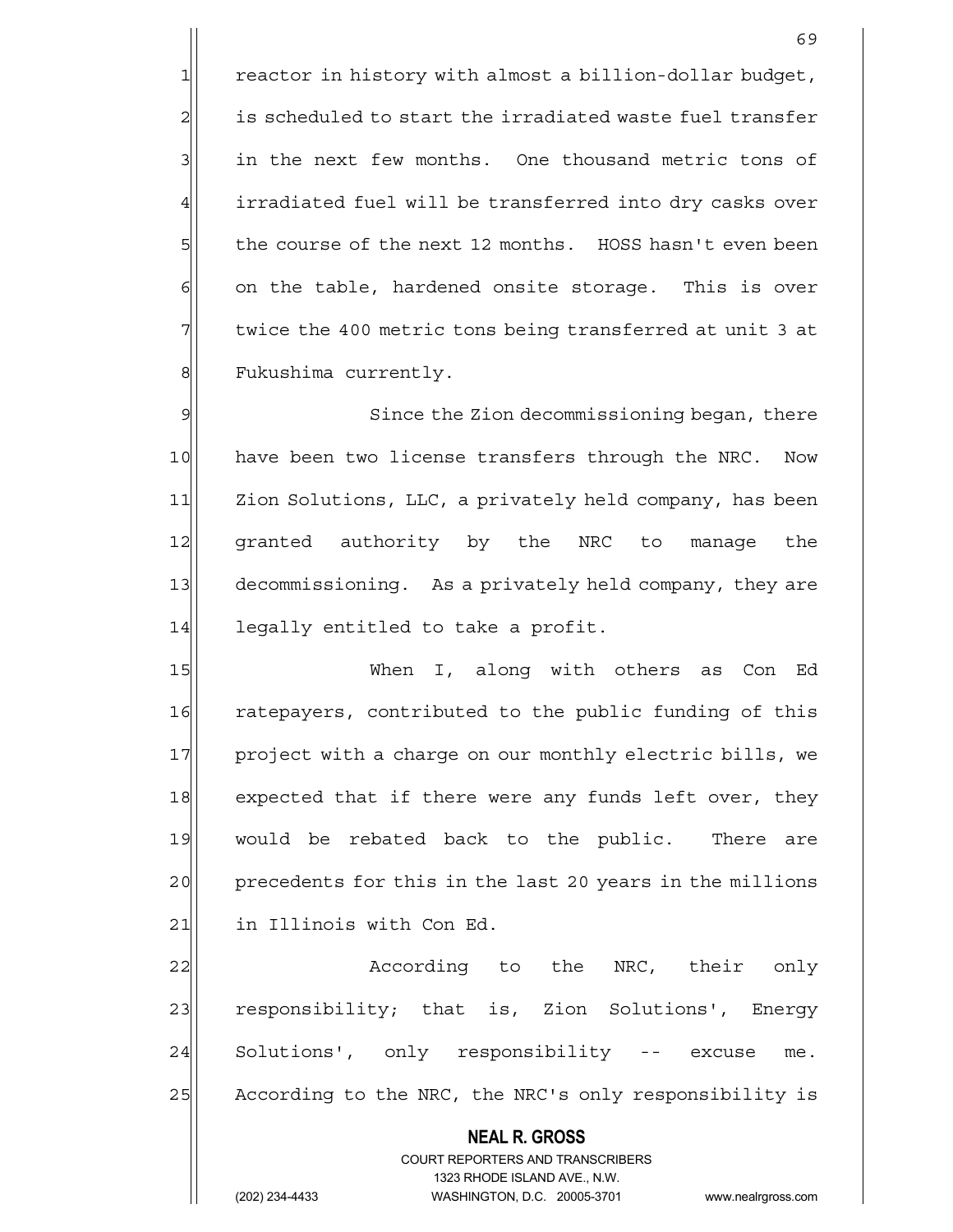reactor in history with almost a billion-dollar budget, is scheduled to start the irradiated waste fuel transfer in the next few months. One thousand metric tons of irradiated fuel will be transferred into dry casks over the course of the next 12 months. HOSS hasn't even been on the table, hardened onsite storage. This is over twice the 400 metric tons being transferred at unit 3 at Fukushima currently.

Since the Zion decommissioning began, there have been two license transfers through the NRC. Now Zion Solutions, LLC, a privately held company, has been granted authority by the NRC to manage the decommissioning. As a privately held company, they are legally entitled to take a profit.

When I, along with others as Con Ed ratepayers, contributed to the public funding of this project with a charge on our monthly electric bills, we expected that if there were any funds left over, they would be rebated back to the public. There are precedents for this in the last 20 years in the millions in Illinois with Con Ed.

According to the NRC, their only responsibility; that is, Zion Solutions', Energy Solutions', only responsibility -- excuse me. According to the NRC, the NRC's only responsibility is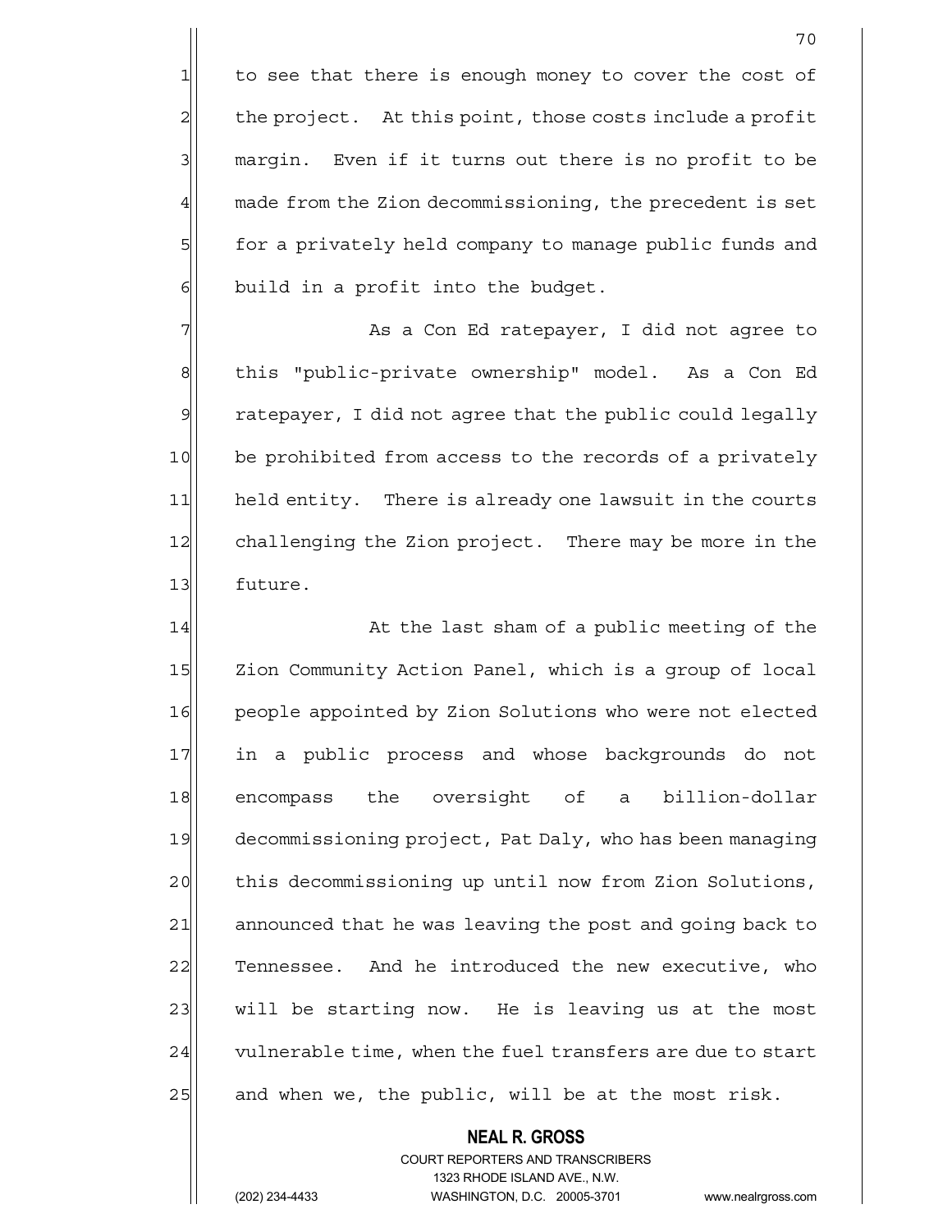to see that there is enough money to cover the cost of the project. At this point, those costs include a profit margin. Even if it turns out there is no profit to be made from the Zion decommissioning, the precedent is set for a privately held company to manage public funds and build in a profit into the budget.

As a Con Ed ratepayer, I did not agree to this "public-private ownership" model. As a Con Ed ratepayer, I did not agree that the public could legally be prohibited from access to the records of a privately held entity. There is already one lawsuit in the courts challenging the Zion project. There may be more in the future.

At the last sham of a public meeting of the Zion Community Action Panel, which is a group of local people appointed by Zion Solutions who were not elected in a public process and whose backgrounds do not encompass the oversight of a billion-dollar decommissioning project, Pat Daly, who has been managing this decommissioning up until now from Zion Solutions, announced that he was leaving the post and going back to Tennessee. And he introduced the new executive, who will be starting now. He is leaving us at the most vulnerable time, when the fuel transfers are due to start and when we, the public, will be at the most risk.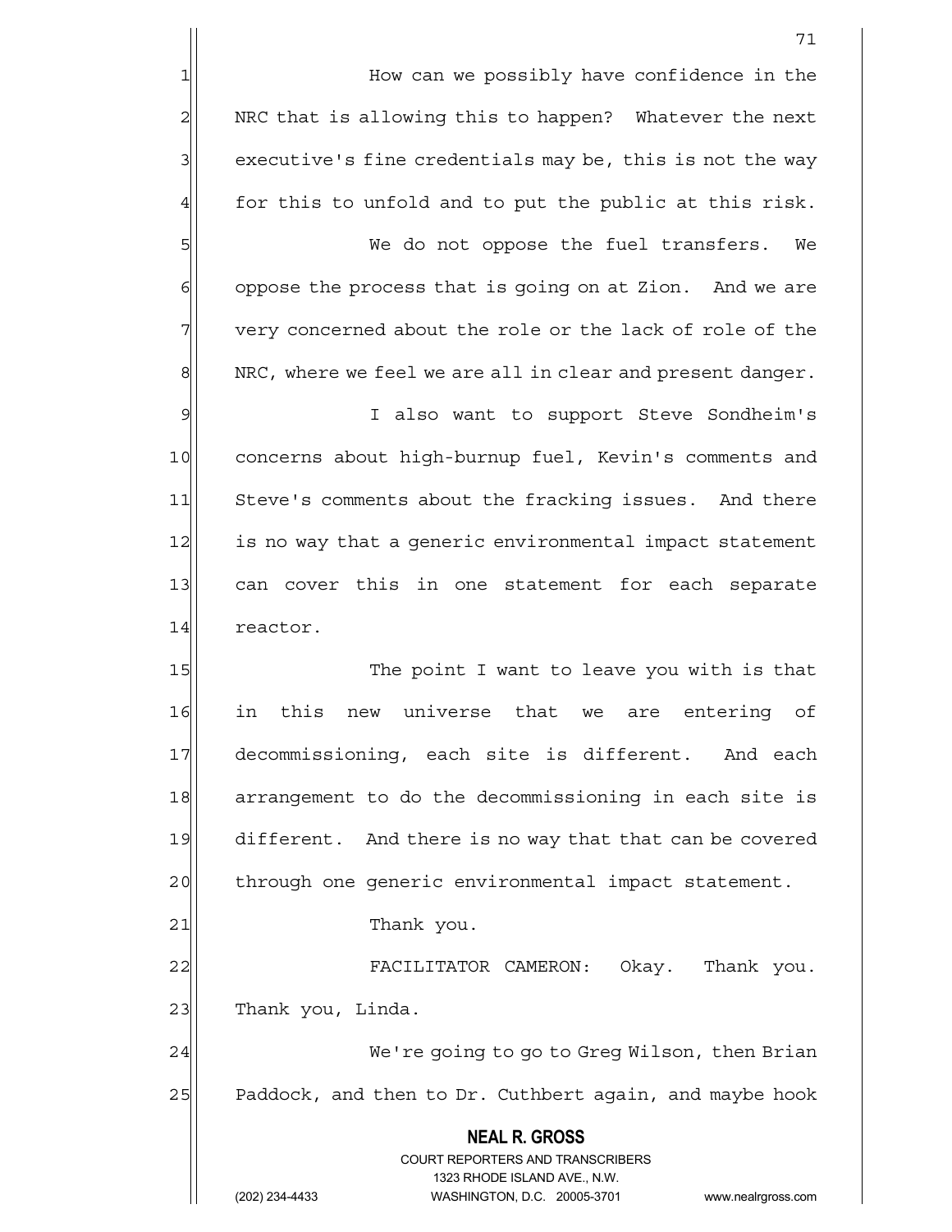How can we possibly have confidence in the NRC that is allowing this to happen? Whatever the next executive's fine credentials may be, this is not the way for this to unfold and to put the public at this risk.

We do not oppose the fuel transfers. We oppose the process that is going on at Zion. And we are very concerned about the role or the lack of role of the NRC, where we feel we are all in clear and present danger.

I also want to support Steve Sondheim's concerns about high-burnup fuel, Kevin's comments and Steve's comments about the fracking issues. And there is no way that a generic environmental impact statement can cover this in one statement for each separate reactor.

The point I want to leave you with is that in this new universe that we are entering of decommissioning, each site is different. And each arrangement to do the decommissioning in each site is different. And there is no way that that can be covered through one generic environmental impact statement.

Thank you.

FACILITATOR CAMERON: Okay. Thank you. Thank you, Linda.

We're going to go to Greg Wilson, then Brian Paddock, and then to Dr. Cuthbert again, and maybe hook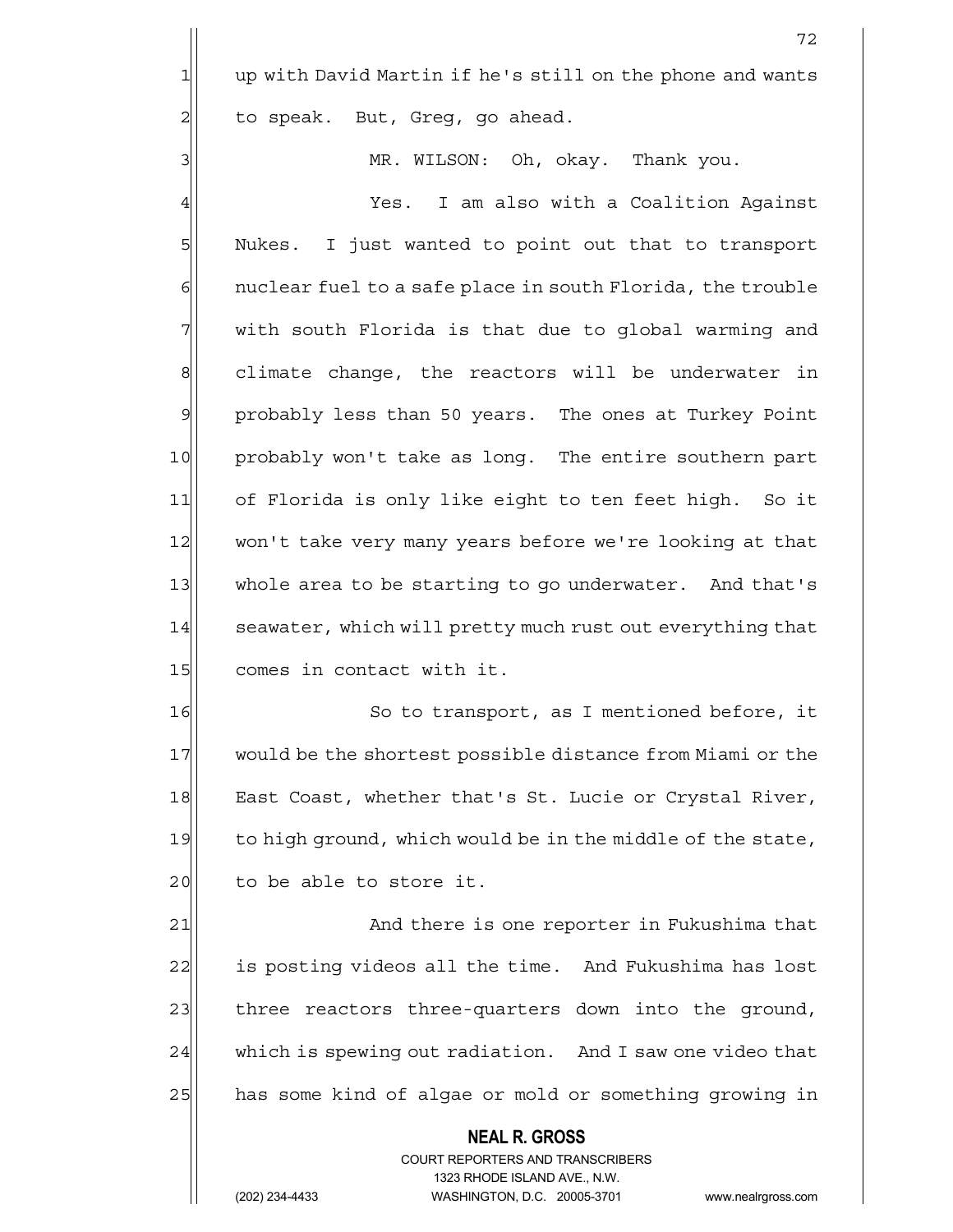up with David Martin if he's still on the phone and wants to speak. But, Greg, go ahead.

MR. WILSON: Oh, okay. Thank you.

Yes. I am also with a Coalition Against Nukes. I just wanted to point out that to transport nuclear fuel to a safe place in south Florida, the trouble with south Florida is that due to global warming and climate change, the reactors will be underwater in probably less than 50 years. The ones at Turkey Point probably won't take as long. The entire southern part of Florida is only like eight to ten feet high. So it won't take very many years before we're looking at that whole area to be starting to go underwater. And that's seawater, which will pretty much rust out everything that comes in contact with it.

So to transport, as I mentioned before, it would be the shortest possible distance from Miami or the East Coast, whether that's St. Lucie or Crystal River, to high ground, which would be in the middle of the state, to be able to store it.

And there is one reporter in Fukushima that is posting videos all the time. And Fukushima has lost three reactors three-quarters down into the ground, which is spewing out radiation. And I saw one video that has some kind of algae or mold or something growing in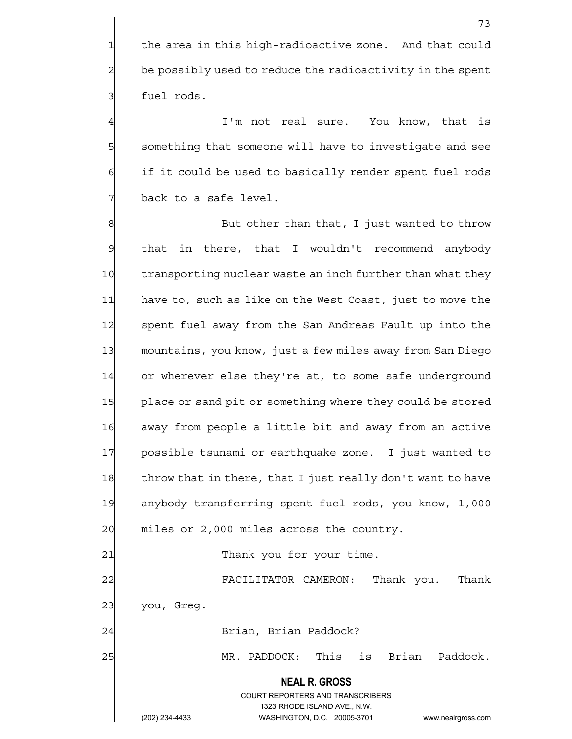the area in this high-radioactive zone. And that could be possibly used to reduce the radioactivity in the spent fuel rods.

I'm not real sure. You know, that is something that someone will have to investigate and see if it could be used to basically render spent fuel rods back to a safe level.

But other than that, I just wanted to throw that in there, that I wouldn't recommend anybody transporting nuclear waste an inch further than what they have to, such as like on the West Coast, just to move the spent fuel away from the San Andreas Fault up into the mountains, you know, just a few miles away from San Diego or wherever else they're at, to some safe underground place or sand pit or something where they could be stored away from people a little bit and away from an active possible tsunami or earthquake zone. I just wanted to throw that in there, that I just really don't want to have anybody transferring spent fuel rods, you know, 1,000 miles or 2,000 miles across the country.

Thank you for your time.

FACILITATOR CAMERON: Thank you. Thank you, Greg.

Brian, Brian Paddock?

MR. PADDOCK: This is Brian Paddock.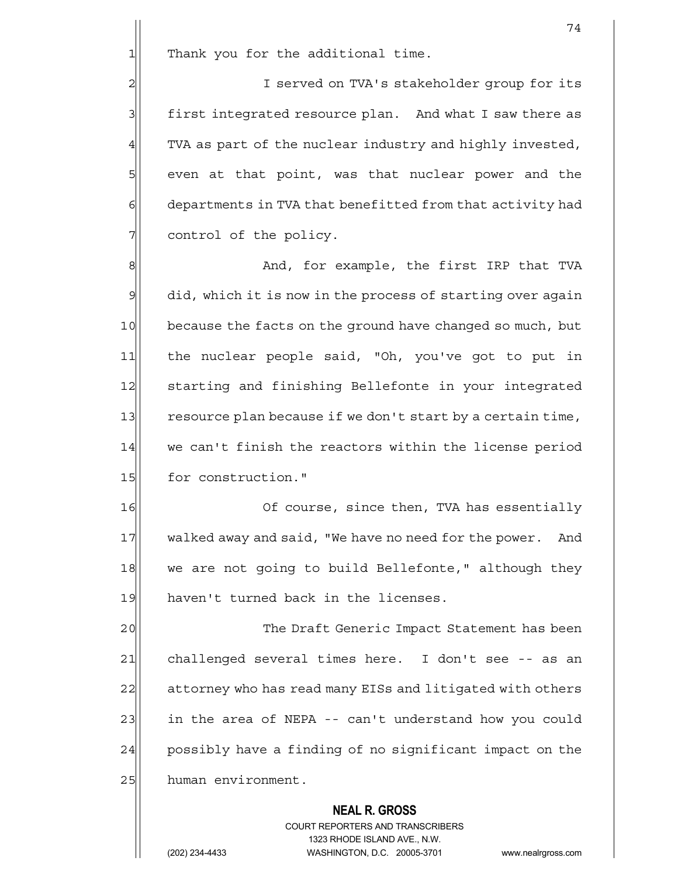Thank you for the additional time.

I served on TVA's stakeholder group for its first integrated resource plan. And what I saw there as TVA as part of the nuclear industry and highly invested, even at that point, was that nuclear power and the departments in TVA that benefitted from that activity had control of the policy.

And, for example, the first IRP that TVA did, which it is now in the process of starting over again because the facts on the ground have changed so much, but the nuclear people said, "Oh, you've got to put in starting and finishing Bellefonte in your integrated resource plan because if we don't start by a certain time, we can't finish the reactors within the license period for construction."

Of course, since then, TVA has essentially walked away and said, "We have no need for the power. And we are not going to build Bellefonte," although they haven't turned back in the licenses.

The Draft Generic Impact Statement has been challenged several times here. I don't see -- as an attorney who has read many EISs and litigated with others in the area of NEPA -- can't understand how you could possibly have a finding of no significant impact on the human environment.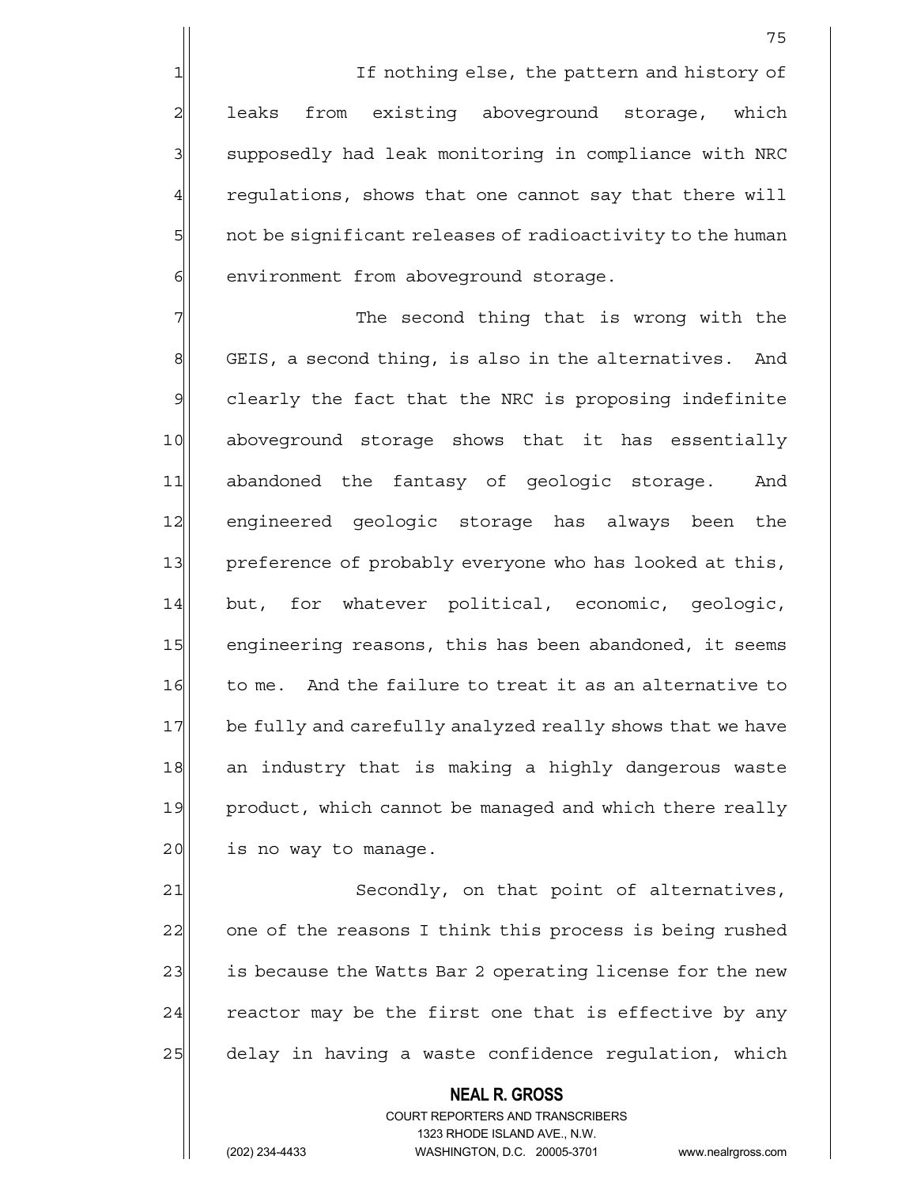If nothing else, the pattern and history of leaks from existing aboveground storage, which supposedly had leak monitoring in compliance with NRC regulations, shows that one cannot say that there will not be significant releases of radioactivity to the human environment from aboveground storage.

The second thing that is wrong with the GEIS, a second thing, is also in the alternatives. And clearly the fact that the NRC is proposing indefinite aboveground storage shows that it has essentially abandoned the fantasy of geologic storage. And engineered geologic storage has always been the preference of probably everyone who has looked at this, but, for whatever political, economic, geologic, engineering reasons, this has been abandoned, it seems to me. And the failure to treat it as an alternative to be fully and carefully analyzed really shows that we have an industry that is making a highly dangerous waste product, which cannot be managed and which there really is no way to manage.

Secondly, on that point of alternatives, one of the reasons I think this process is being rushed is because the Watts Bar 2 operating license for the new reactor may be the first one that is effective by any delay in having a waste confidence regulation, which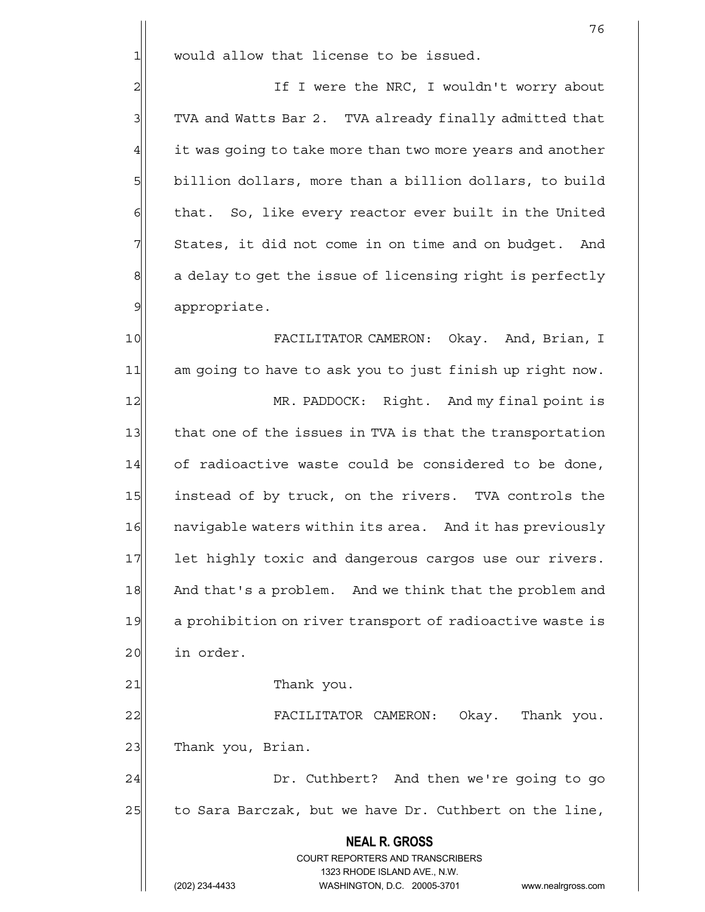would allow that license to be issued.

If I were the NRC, I wouldn't worry about TVA and Watts Bar 2. TVA already finally admitted that it was going to take more than two more years and another billion dollars, more than a billion dollars, to build that. So, like every reactor ever built in the United States, it did not come in on time and on budget. And a delay to get the issue of licensing right is perfectly appropriate.

FACILITATOR CAMERON: Okay. And, Brian, I am going to have to ask you to just finish up right now.

MR. PADDOCK: Right. And my final point is that one of the issues in TVA is that the transportation of radioactive waste could be considered to be done, instead of by truck, on the rivers. TVA controls the navigable waters within its area. And it has previously let highly toxic and dangerous cargos use our rivers. And that's a problem. And we think that the problem and a prohibition on river transport of radioactive waste is in order.

Thank you.

FACILITATOR CAMERON: Okay. Thank you. Thank you, Brian.

Dr. Cuthbert? And then we're going to go to Sara Barczak, but we have Dr. Cuthbert on the line,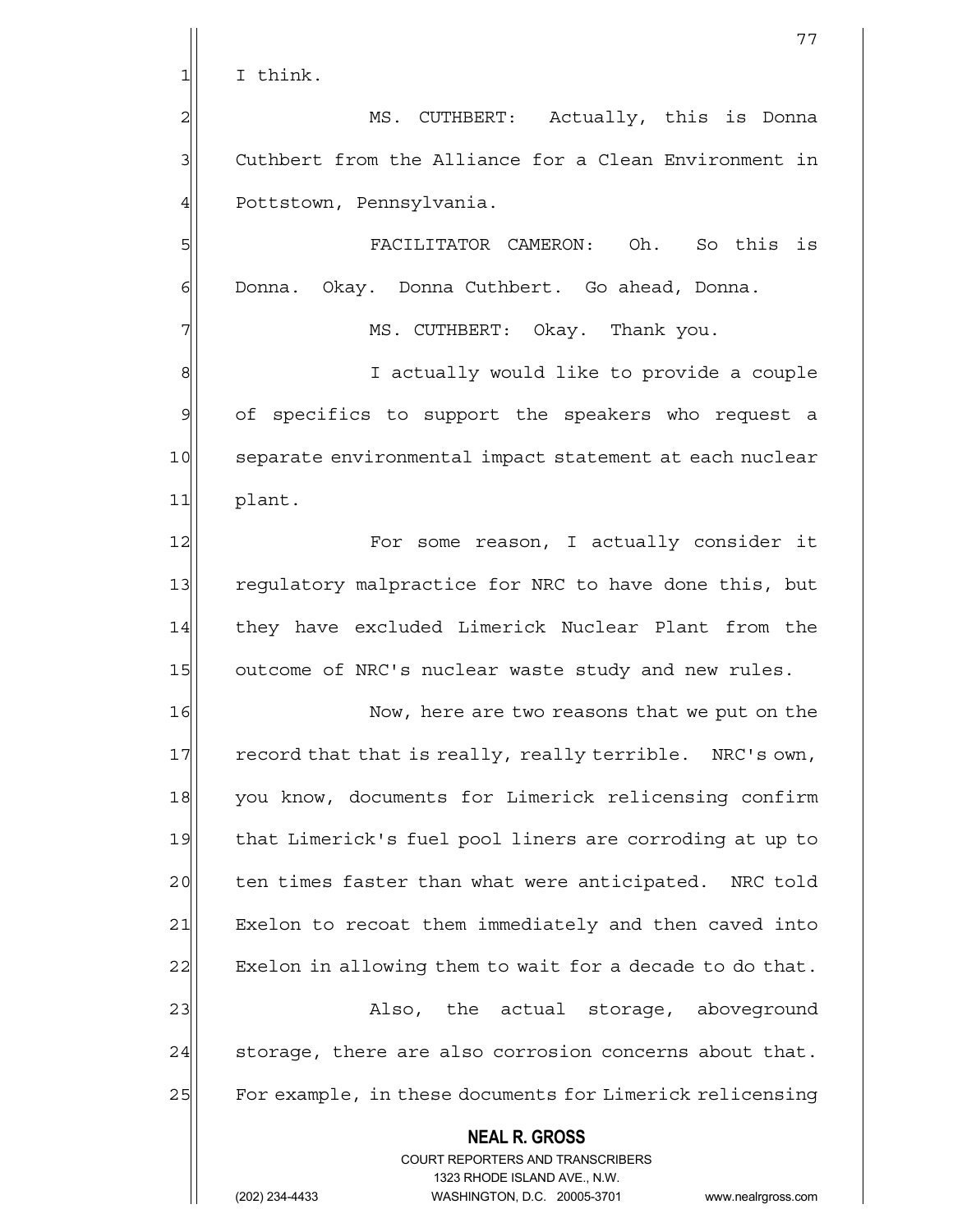I think.

MS. CUTHBERT: Actually, this is Donna Cuthbert from the Alliance for a Clean Environment in Pottstown, Pennsylvania.

FACILITATOR CAMERON: Oh. So this is Donna. Okay. Donna Cuthbert. Go ahead, Donna.

MS. CUTHBERT: Okay. Thank you.

I actually would like to provide a couple of specifics to support the speakers who request a separate environmental impact statement at each nuclear plant.

For some reason, I actually consider it regulatory malpractice for NRC to have done this, but they have excluded Limerick Nuclear Plant from the outcome of NRC's nuclear waste study and new rules.

Now, here are two reasons that we put on the record that that is really, really terrible. NRC's own, you know, documents for Limerick relicensing confirm that Limerick's fuel pool liners are corroding at up to ten times faster than what were anticipated. NRC told Exelon to recoat them immediately and then caved into Exelon in allowing them to wait for a decade to do that.

Also, the actual storage, aboveground storage, there are also corrosion concerns about that. For example, in these documents for Limerick relicensing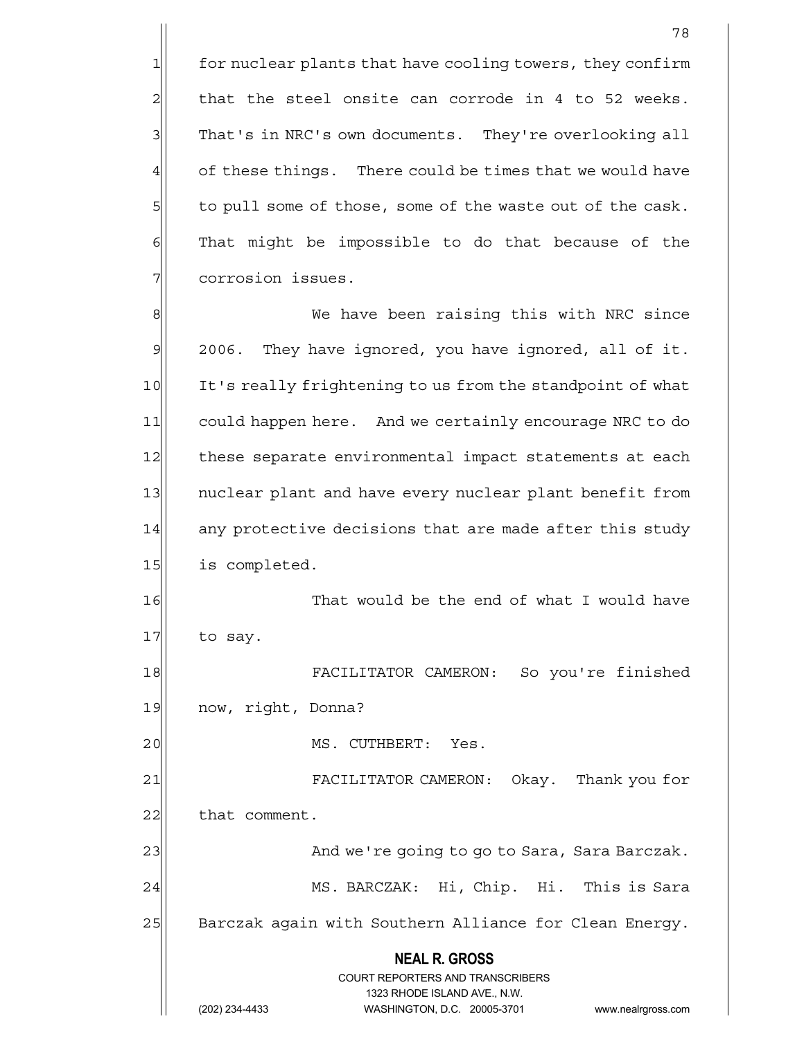for nuclear plants that have cooling towers, they confirm that the steel onsite can corrode in 4 to 52 weeks. That's in NRC's own documents. They're overlooking all of these things. There could be times that we would have to pull some of those, some of the waste out of the cask. That might be impossible to do that because of the corrosion issues.

We have been raising this with NRC since 2006. They have ignored, you have ignored, all of it. It's really frightening to us from the standpoint of what could happen here. And we certainly encourage NRC to do these separate environmental impact statements at each nuclear plant and have every nuclear plant benefit from any protective decisions that are made after this study is completed.

That would be the end of what I would have to say.

FACILITATOR CAMERON: So you're finished now, right, Donna?

MS. CUTHBERT: Yes.

FACILITATOR CAMERON: Okay. Thank you for that comment.

And we're going to go to Sara, Sara Barczak.

MS. BARCZAK: Hi, Chip. Hi. This is Sara Barczak again with Southern Alliance for Clean Energy.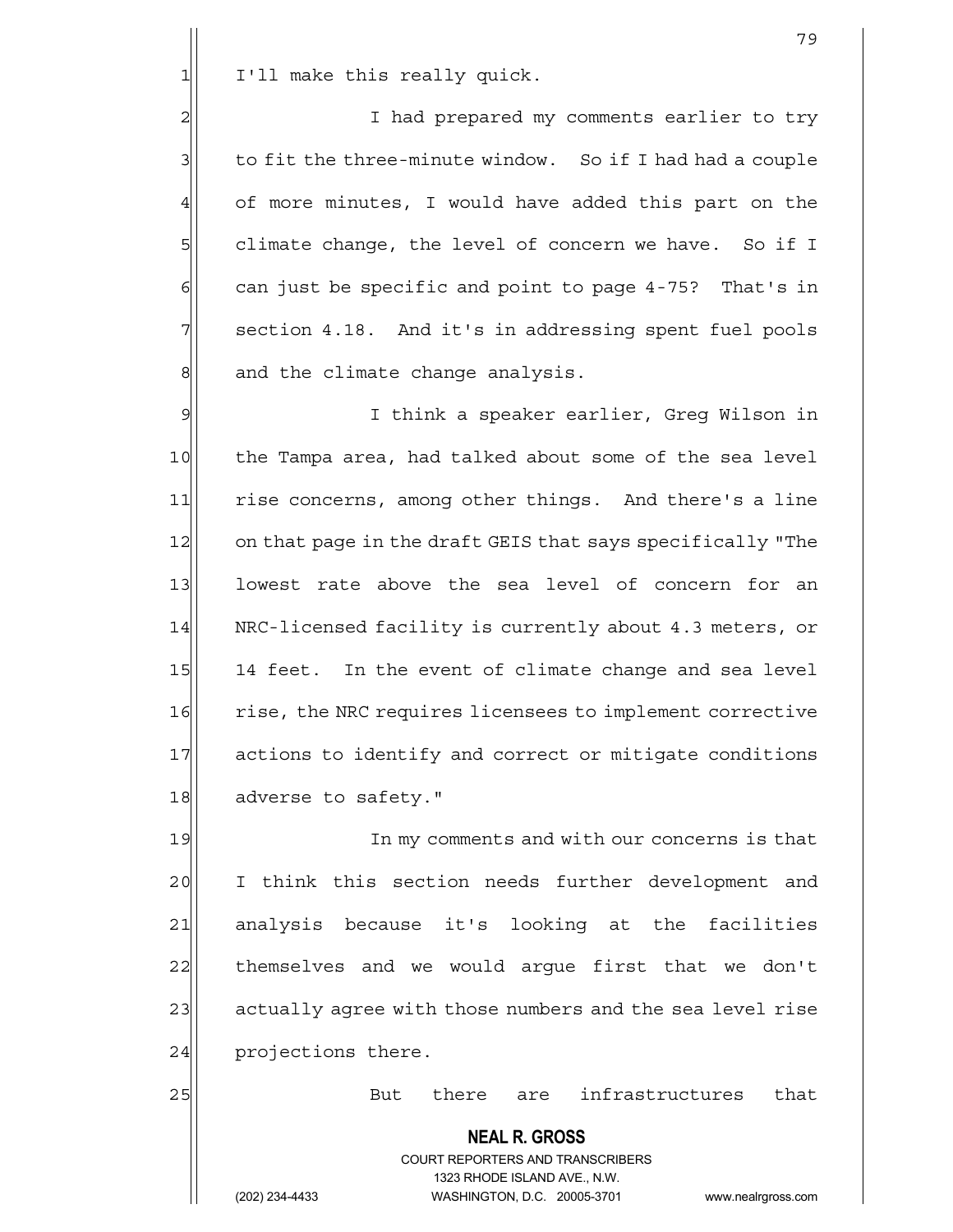I'll make this really quick.

I had prepared my comments earlier to try to fit the three-minute window. So if I had had a couple of more minutes, I would have added this part on the climate change, the level of concern we have. So if I can just be specific and point to page 4-75? That's in section 4.18. And it's in addressing spent fuel pools and the climate change analysis.

I think a speaker earlier, Greg Wilson in the Tampa area, had talked about some of the sea level rise concerns, among other things. And there's a line on that page in the draft GEIS that says specifically "The lowest rate above the sea level of concern for an NRC-licensed facility is currently about 4.3 meters, or 14 feet. In the event of climate change and sea level rise, the NRC requires licensees to implement corrective actions to identify and correct or mitigate conditions adverse to safety."

In my comments and with our concerns is that I think this section needs further development and analysis because it's looking at the facilities themselves and we would argue first that we don't actually agree with those numbers and the sea level rise projections there.

But there are infrastructures that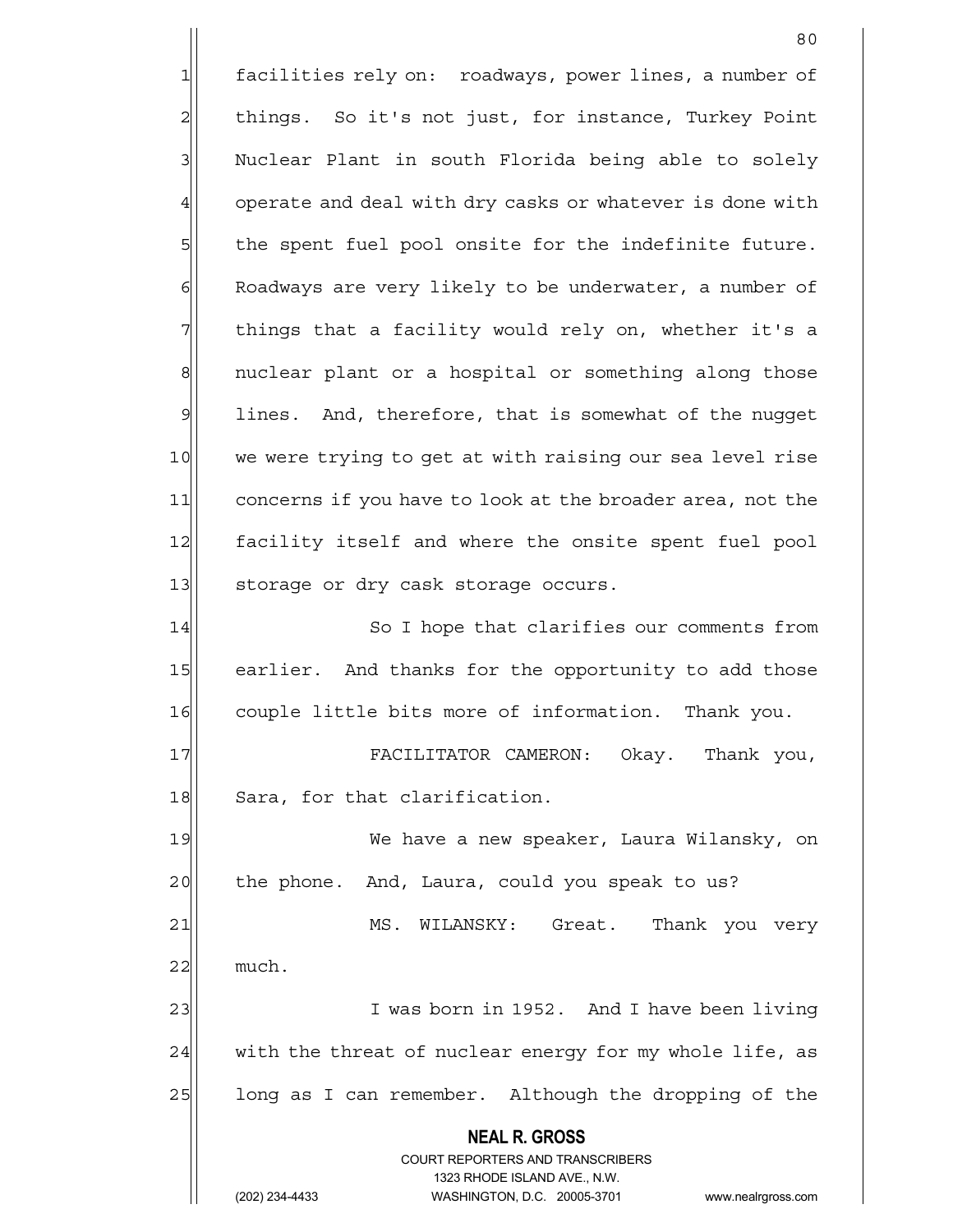facilities rely on: roadways, power lines, a number of things. So it's not just, for instance, Turkey Point Nuclear Plant in south Florida being able to solely operate and deal with dry casks or whatever is done with the spent fuel pool onsite for the indefinite future. Roadways are very likely to be underwater, a number of things that a facility would rely on, whether it's a nuclear plant or a hospital or something along those lines. And, therefore, that is somewhat of the nugget we were trying to get at with raising our sea level rise concerns if you have to look at the broader area, not the facility itself and where the onsite spent fuel pool storage or dry cask storage occurs.

So I hope that clarifies our comments from earlier. And thanks for the opportunity to add those couple little bits more of information. Thank you.

FACILITATOR CAMERON: Okay. Thank you, Sara, for that clarification.

We have a new speaker, Laura Wilansky, on the phone. And, Laura, could you speak to us?

MS. WILANSKY: Great. Thank you very much.

I was born in 1952. And I have been living with the threat of nuclear energy for my whole life, as long as I can remember. Although the dropping of the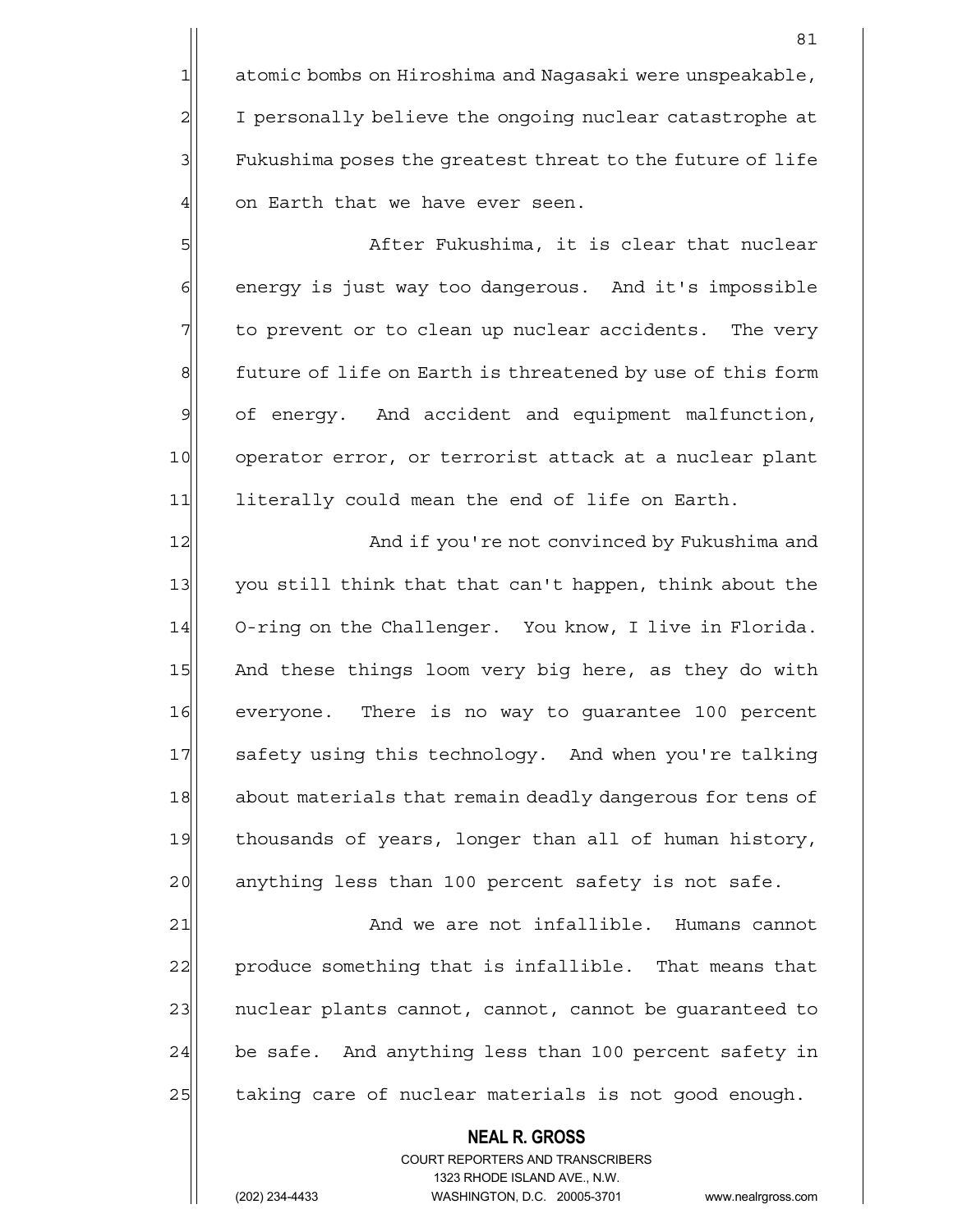atomic bombs on Hiroshima and Nagasaki were unspeakable, I personally believe the ongoing nuclear catastrophe at Fukushima poses the greatest threat to the future of life on Earth that we have ever seen.

After Fukushima, it is clear that nuclear energy is just way too dangerous. And it's impossible to prevent or to clean up nuclear accidents. The very future of life on Earth is threatened by use of this form of energy. And accident and equipment malfunction, operator error, or terrorist attack at a nuclear plant literally could mean the end of life on Earth.

And if you're not convinced by Fukushima and you still think that that can't happen, think about the O-ring on the Challenger. You know, I live in Florida. And these things loom very big here, as they do with everyone. There is no way to guarantee 100 percent safety using this technology. And when you're talking about materials that remain deadly dangerous for tens of thousands of years, longer than all of human history, anything less than 100 percent safety is not safe.

And we are not infallible. Humans cannot produce something that is infallible. That means that nuclear plants cannot, cannot, cannot be guaranteed to be safe. And anything less than 100 percent safety in taking care of nuclear materials is not good enough.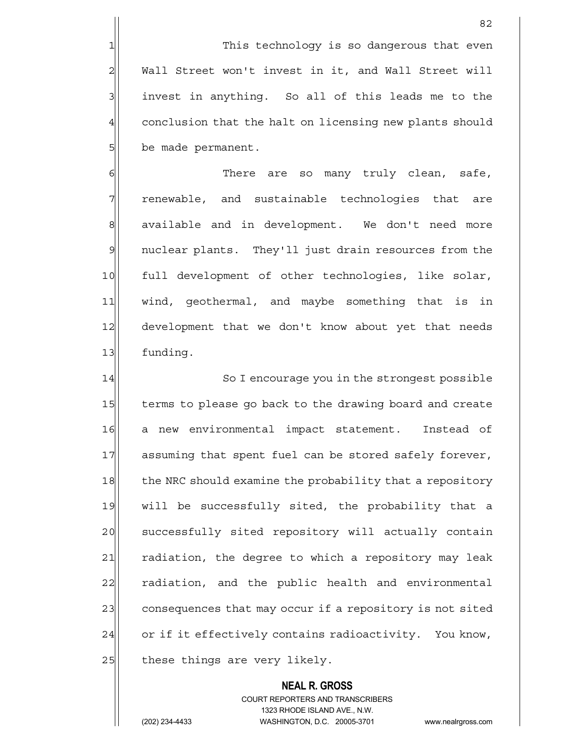This technology is so dangerous that even Wall Street won't invest in it, and Wall Street will invest in anything. So all of this leads me to the conclusion that the halt on licensing new plants should be made permanent.

There are so many truly clean, safe, renewable, and sustainable technologies that are available and in development. We don't need more nuclear plants. They'll just drain resources from the full development of other technologies, like solar, wind, geothermal, and maybe something that is in development that we don't know about yet that needs funding.

So I encourage you in the strongest possible terms to please go back to the drawing board and create a new environmental impact statement. Instead of assuming that spent fuel can be stored safely forever, the NRC should examine the probability that a repository will be successfully sited, the probability that a successfully sited repository will actually contain radiation, the degree to which a repository may leak radiation, and the public health and environmental consequences that may occur if a repository is not sited or if it effectively contains radioactivity. You know, these things are very likely.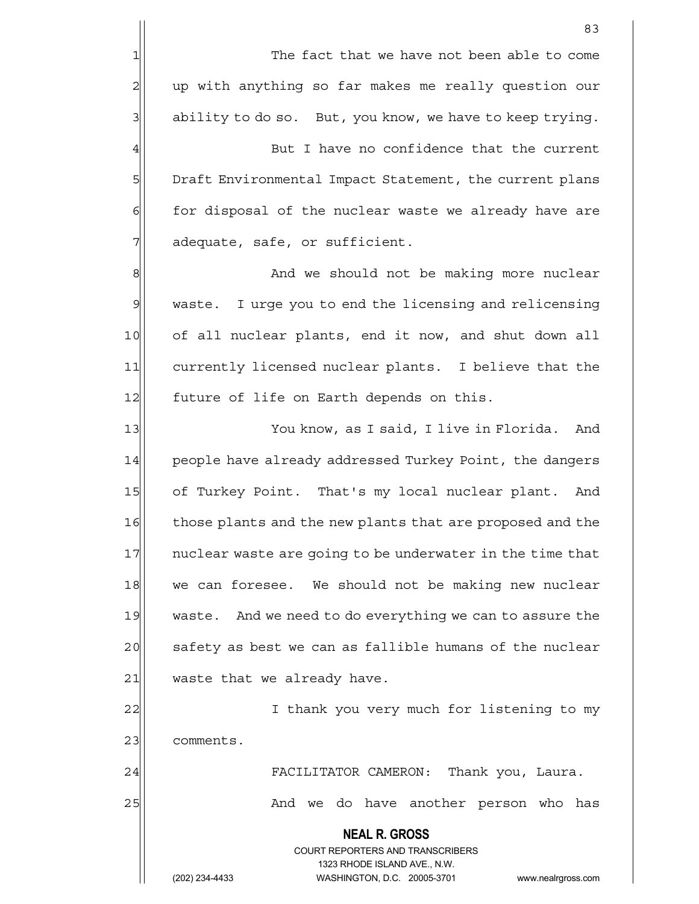The fact that we have not been able to come up with anything so far makes me really question our ability to do so. But, you know, we have to keep trying.

But I have no confidence that the current Draft Environmental Impact Statement, the current plans for disposal of the nuclear waste we already have are adequate, safe, or sufficient.

And we should not be making more nuclear waste. I urge you to end the licensing and relicensing of all nuclear plants, end it now, and shut down all currently licensed nuclear plants. I believe that the future of life on Earth depends on this.

You know, as I said, I live in Florida. And people have already addressed Turkey Point, the dangers of Turkey Point. That's my local nuclear plant. And those plants and the new plants that are proposed and the nuclear waste are going to be underwater in the time that we can foresee. We should not be making new nuclear waste. And we need to do everything we can to assure the safety as best we can as fallible humans of the nuclear waste that we already have.

I thank you very much for listening to my comments.

FACILITATOR CAMERON: Thank you, Laura.

And we do have another person who has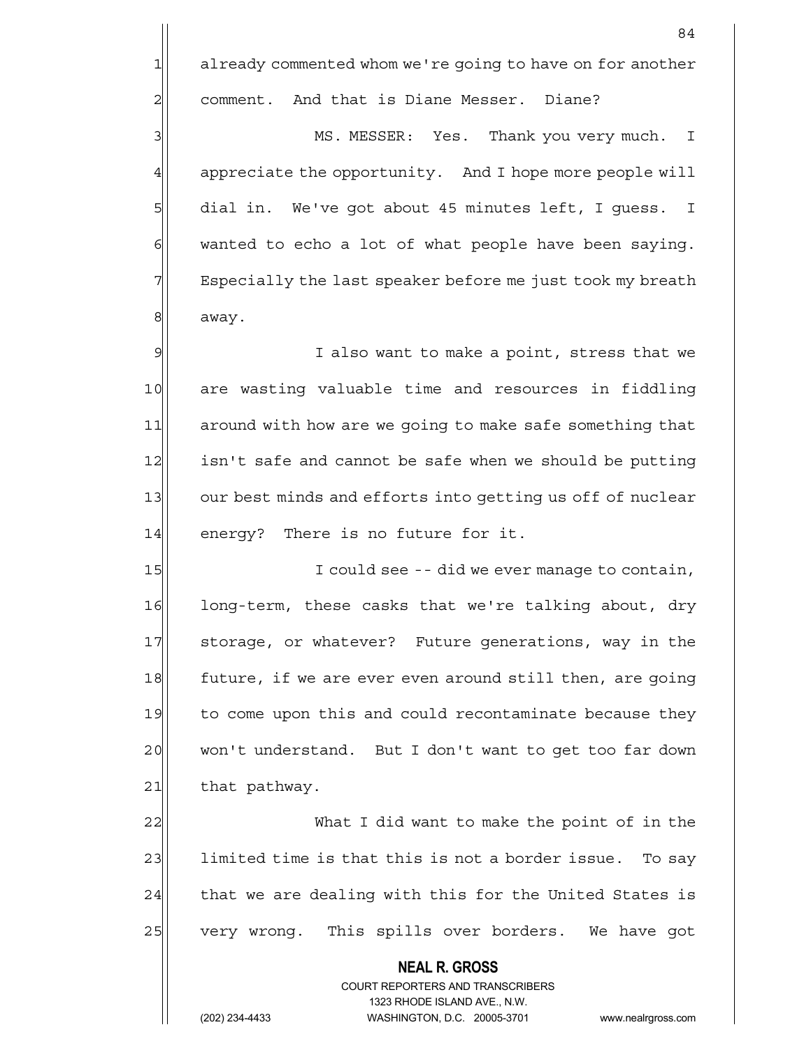already commented whom we're going to have on for another comment. And that is Diane Messer. Diane?

MS. MESSER: Yes. Thank you very much. I appreciate the opportunity. And I hope more people will dial in. We've got about 45 minutes left, I guess. I wanted to echo a lot of what people have been saying. Especially the last speaker before me just took my breath away.

I also want to make a point, stress that we are wasting valuable time and resources in fiddling around with how are we going to make safe something that isn't safe and cannot be safe when we should be putting our best minds and efforts into getting us off of nuclear energy? There is no future for it.

I could see -- did we ever manage to contain, long-term, these casks that we're talking about, dry storage, or whatever? Future generations, way in the future, if we are ever even around still then, are going to come upon this and could recontaminate because they won't understand. But I don't want to get too far down that pathway.

What I did want to make the point of in the limited time is that this is not a border issue. To say that we are dealing with this for the United States is very wrong. This spills over borders. We have got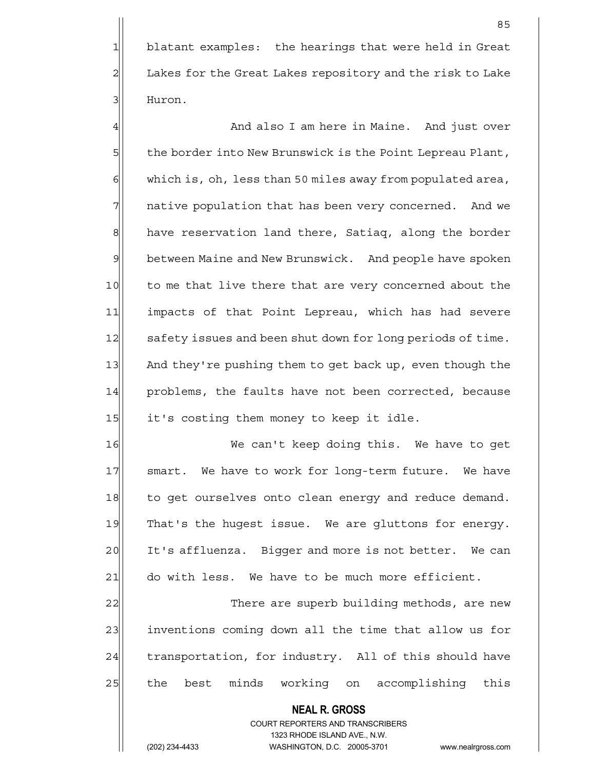blatant examples: the hearings that were held in Great Lakes for the Great Lakes repository and the risk to Lake Huron.

And also I am here in Maine. And just over the border into New Brunswick is the Point Lepreau Plant, which is, oh, less than 50 miles away from populated area, native population that has been very concerned. And we have reservation land there, Satiaq, along the border between Maine and New Brunswick. And people have spoken to me that live there that are very concerned about the impacts of that Point Lepreau, which has had severe safety issues and been shut down for long periods of time. And they're pushing them to get back up, even though the problems, the faults have not been corrected, because it's costing them money to keep it idle.

We can't keep doing this. We have to get smart. We have to work for long-term future. We have to get ourselves onto clean energy and reduce demand. That's the hugest issue. We are gluttons for energy. It's affluenza. Bigger and more is not better. We can do with less. We have to be much more efficient.

There are superb building methods, are new inventions coming down all the time that allow us for transportation, for industry. All of this should have the best minds working on accomplishing this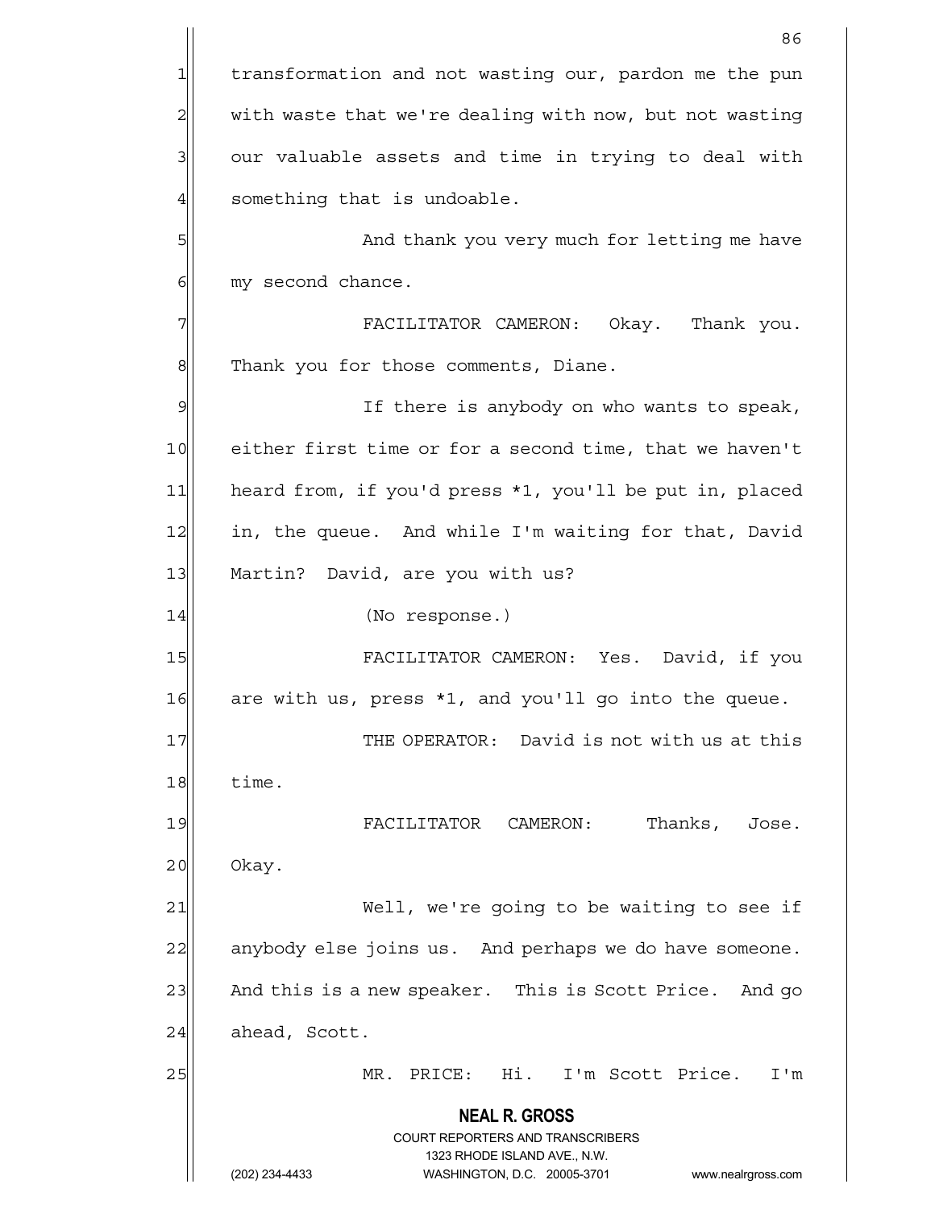transformation and not wasting our, pardon me the pun with waste that we're dealing with now, but not wasting our valuable assets and time in trying to deal with something that is undoable.

And thank you very much for letting me have my second chance.

FACILITATOR CAMERON: Okay. Thank you. Thank you for those comments, Diane.

If there is anybody on who wants to speak, either first time or for a second time, that we haven't heard from, if you'd press *1, you'll be put in, placed in, the queue. And while I'm waiting for that, David Martin? David, are you with us?

(No response.)

FACILITATOR CAMERON: Yes. David, if you are with us, press *1, and you'll go into the queue.

THE OPERATOR: David is not with us at this time.

FACILITATOR CAMERON: Thanks, Jose. Okay.

Well, we're going to be waiting to see if anybody else joins us. And perhaps we do have someone. And this is a new speaker. This is Scott Price. And go ahead, Scott.

MR. PRICE: Hi. I'm Scott Price. I'm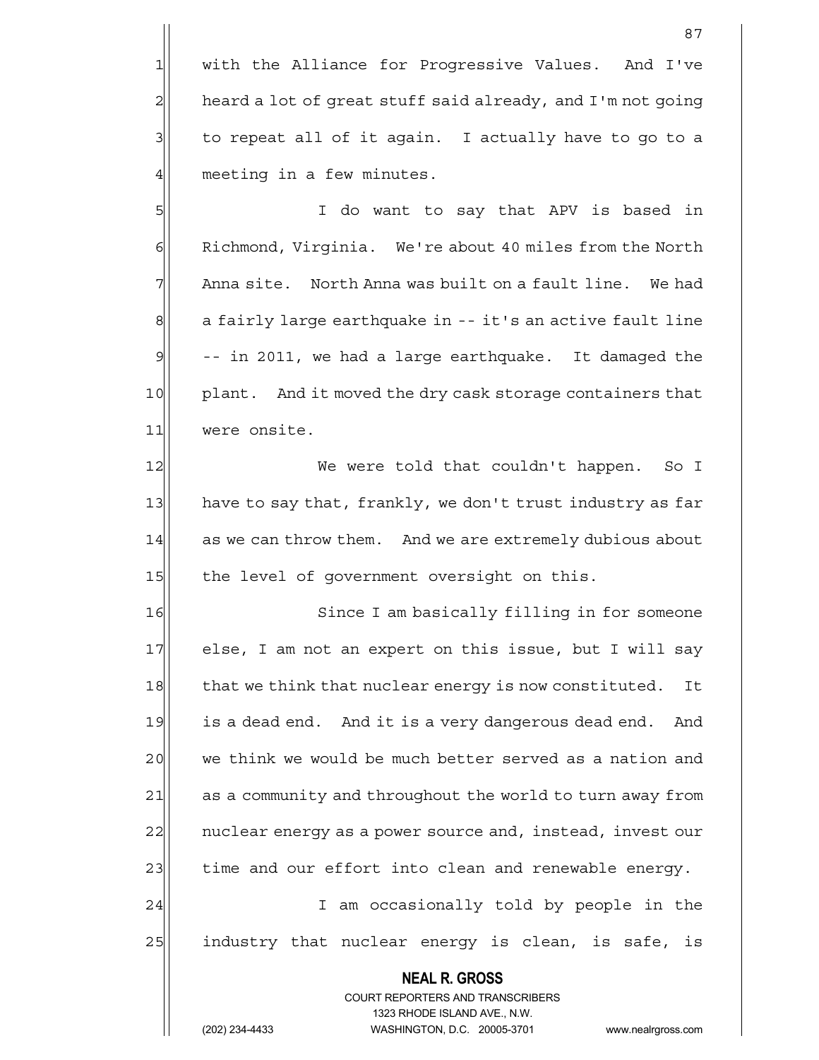with the Alliance for Progressive Values. And I've heard a lot of great stuff said already, and I'm not going to repeat all of it again. I actually have to go to a meeting in a few minutes.

I do want to say that APV is based in Richmond, Virginia. We're about 40 miles from the North Anna site. North Anna was built on a fault line. We had a fairly large earthquake in -- it's an active fault line -- in 2011, we had a large earthquake. It damaged the plant. And it moved the dry cask storage containers that were onsite.

We were told that couldn't happen. So I have to say that, frankly, we don't trust industry as far as we can throw them. And we are extremely dubious about the level of government oversight on this.

Since I am basically filling in for someone else, I am not an expert on this issue, but I will say that we think that nuclear energy is now constituted. It is a dead end. And it is a very dangerous dead end. And we think we would be much better served as a nation and as a community and throughout the world to turn away from nuclear energy as a power source and, instead, invest our time and our effort into clean and renewable energy.

I am occasionally told by people in the industry that nuclear energy is clean, is safe, is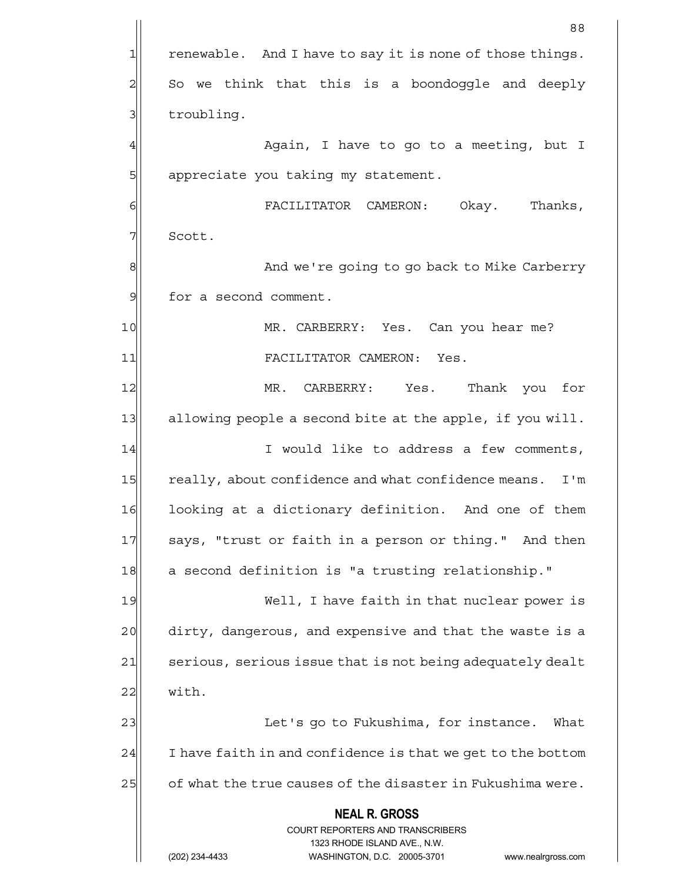renewable. And I have to say it is none of those things. So we think that this is a boondoggle and deeply troubling.

Again, I have to go to a meeting, but I appreciate you taking my statement.

FACILITATOR CAMERON: Okay. Thanks, Scott.

And we're going to go back to Mike Carberry for a second comment.

MR. CARBERRY: Yes. Can you hear me?

FACILITATOR CAMERON: Yes.

MR. CARBERRY: Yes. Thank you for allowing people a second bite at the apple, if you will.

I would like to address a few comments, really, about confidence and what confidence means. I'm looking at a dictionary definition. And one of them says, "trust or faith in a person or thing." And then a second definition is "a trusting relationship."

Well, I have faith in that nuclear power is dirty, dangerous, and expensive and that the waste is a serious, serious issue that is not being adequately dealt with.

Let's go to Fukushima, for instance. What I have faith in and confidence is that we get to the bottom of what the true causes of the disaster in Fukushima were.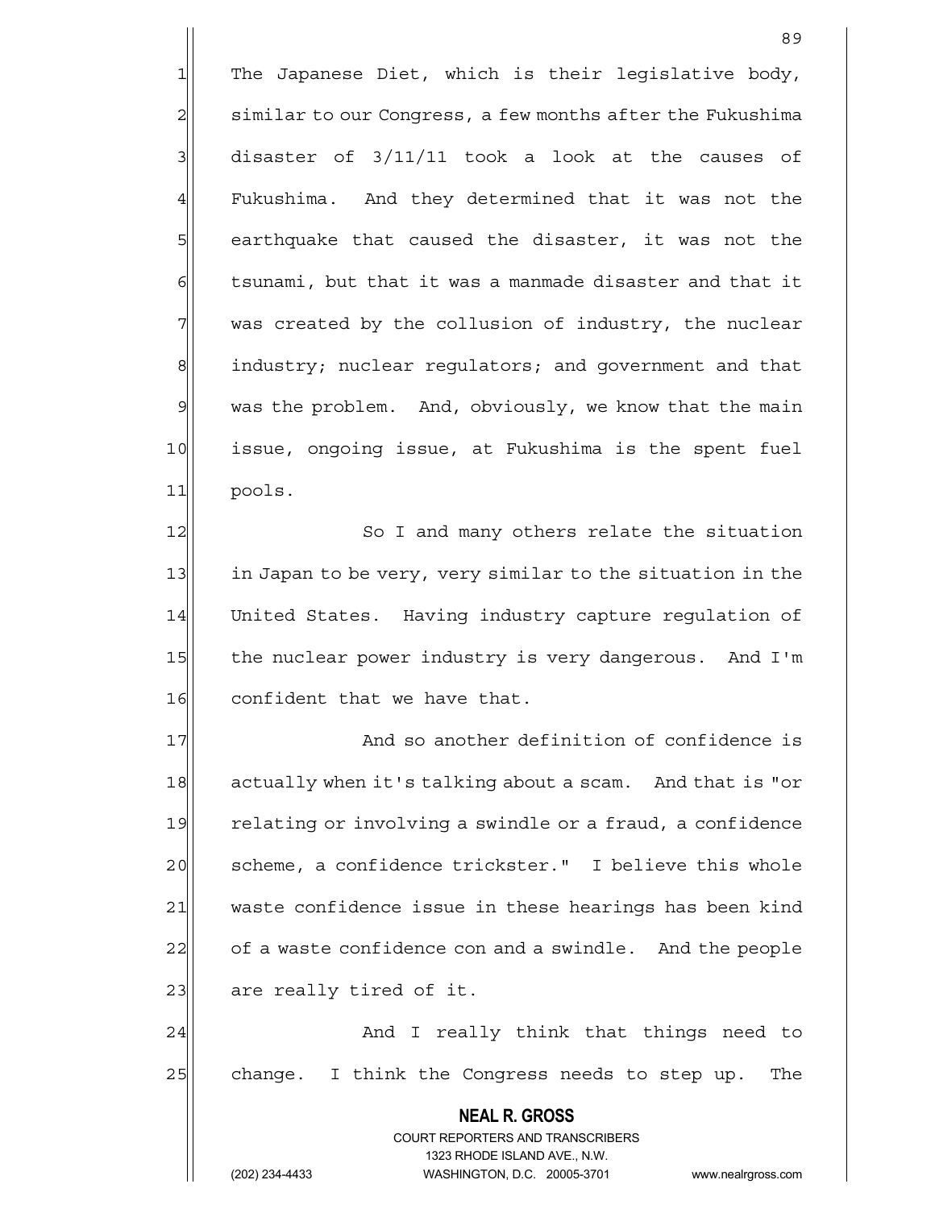The Japanese Diet, which is their legislative body, similar to our Congress, a few months after the Fukushima disaster of 3/11/11 took a look at the causes of Fukushima. And they determined that it was not the earthquake that caused the disaster, it was not the tsunami, but that it was a manmade disaster and that it was created by the collusion of industry, the nuclear industry; nuclear regulators; and government and that was the problem. And, obviously, we know that the main issue, ongoing issue, at Fukushima is the spent fuel pools.

So I and many others relate the situation in Japan to be very, very similar to the situation in the United States. Having industry capture regulation of the nuclear power industry is very dangerous. And I'm confident that we have that.

And so another definition of confidence is actually when it's talking about a scam. And that is "or relating or involving a swindle or a fraud, a confidence scheme, a confidence trickster." I believe this whole waste confidence issue in these hearings has been kind of a waste confidence con and a swindle. And the people are really tired of it.

And I really think that things need to change. I think the Congress needs to step up. The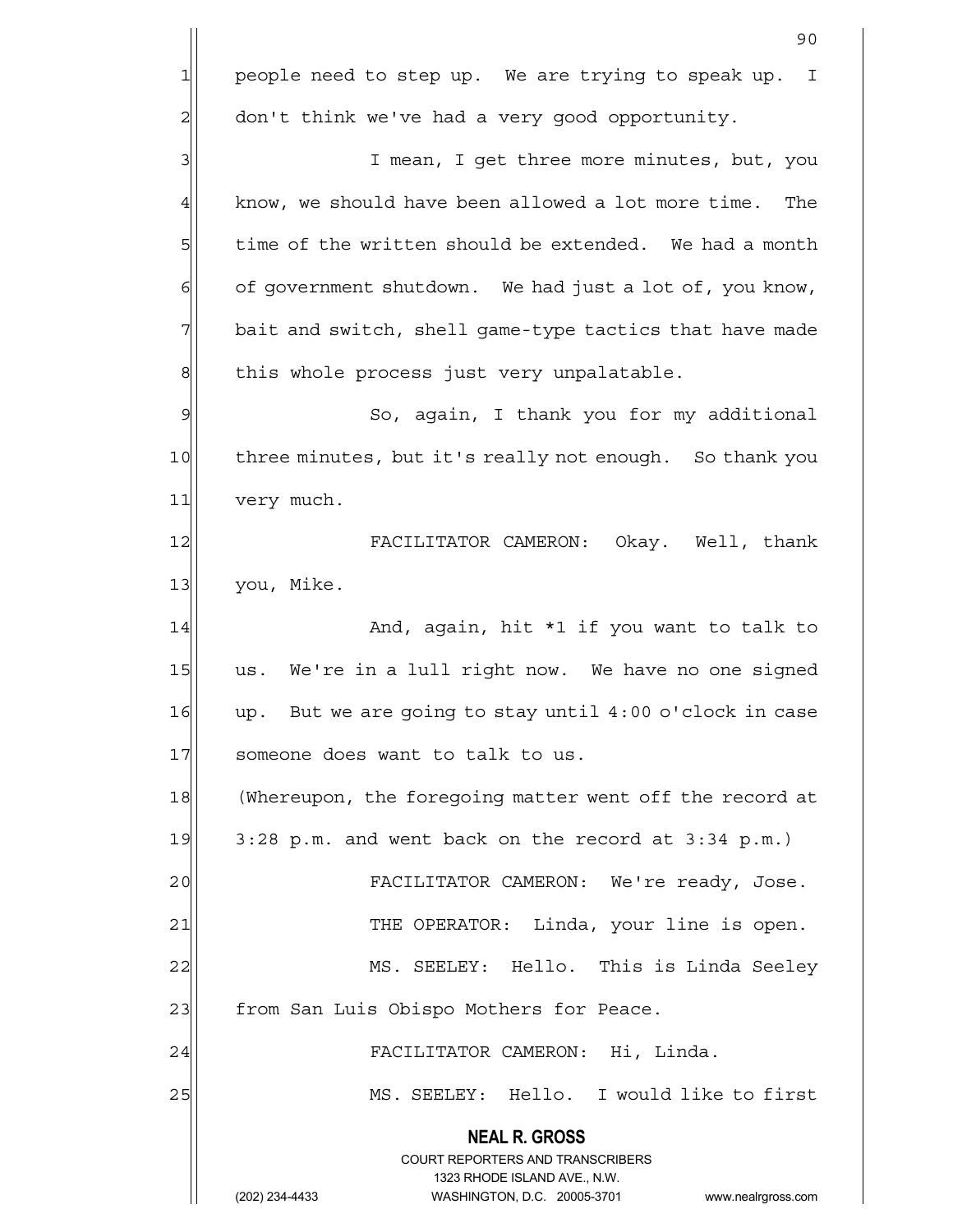people need to step up. We are trying to speak up. I don't think we've had a very good opportunity.

I mean, I get three more minutes, but, you know, we should have been allowed a lot more time. The time of the written should be extended. We had a month of government shutdown. We had just a lot of, you know, bait and switch, shell game-type tactics that have made this whole process just very unpalatable.

So, again, I thank you for my additional three minutes, but it's really not enough. So thank you very much.

FACILITATOR CAMERON: Okay. Well, thank you, Mike.

And, again, hit *1 if you want to talk to us. We're in a lull right now. We have no one signed up. But we are going to stay until 4:00 o'clock in case someone does want to talk to us.

(Whereupon, the foregoing matter went off the record at 3:28 p.m. and went back on the record at 3:34 p.m.)

FACILITATOR CAMERON: We're ready, Jose.

THE OPERATOR: Linda, your line is open.

MS. SEELEY: Hello. This is Linda Seeley from San Luis Obispo Mothers for Peace.

FACILITATOR CAMERON: Hi, Linda.

MS. SEELEY: Hello. I would like to first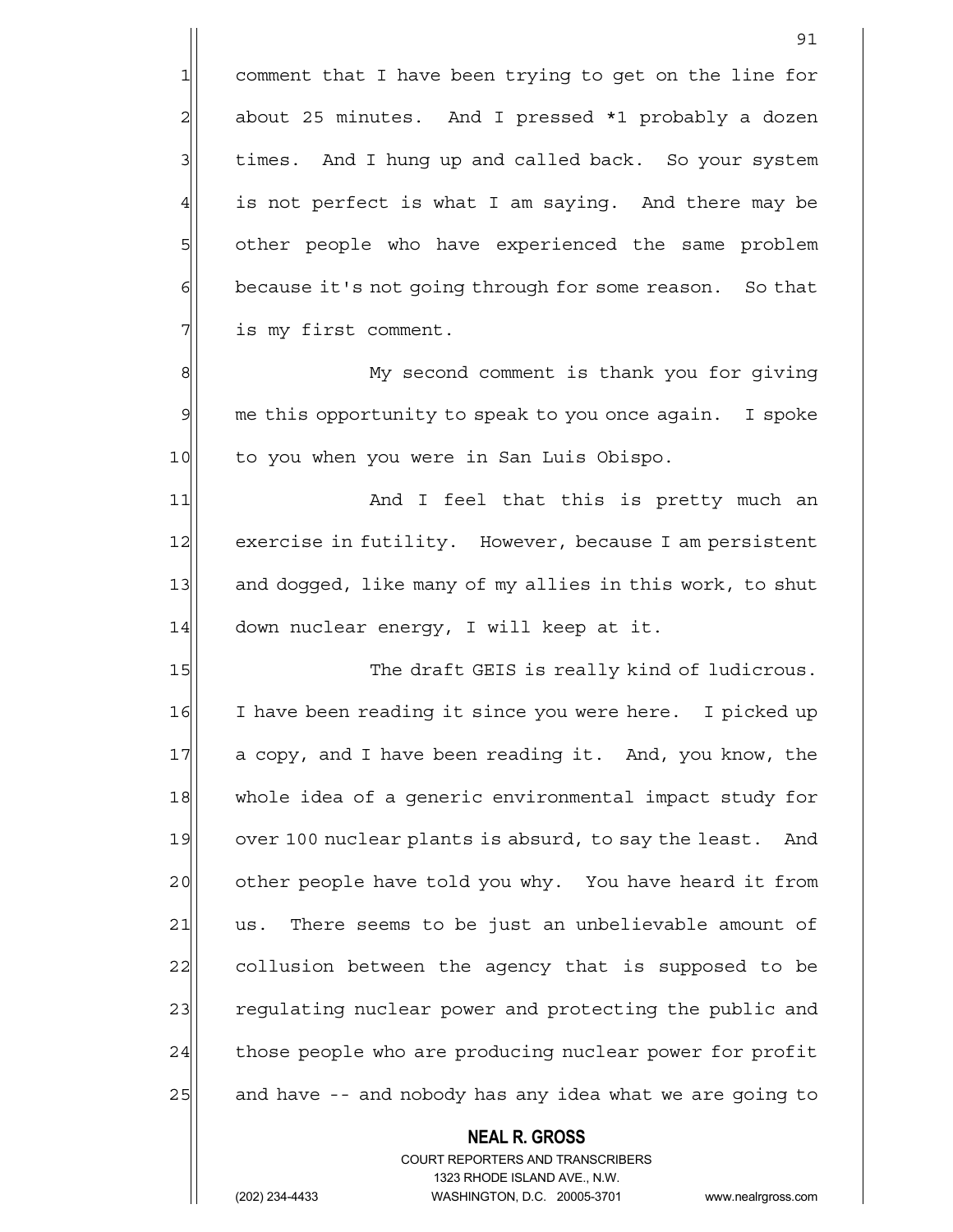comment that I have been trying to get on the line for about 25 minutes. And I pressed *1 probably a dozen times. And I hung up and called back. So your system is not perfect is what I am saying. And there may be other people who have experienced the same problem because it's not going through for some reason. So that is my first comment.

My second comment is thank you for giving me this opportunity to speak to you once again. I spoke to you when you were in San Luis Obispo.

And I feel that this is pretty much an exercise in futility. However, because I am persistent and dogged, like many of my allies in this work, to shut down nuclear energy, I will keep at it.

The draft GEIS is really kind of ludicrous. I have been reading it since you were here. I picked up a copy, and I have been reading it. And, you know, the whole idea of a generic environmental impact study for over 100 nuclear plants is absurd, to say the least. And other people have told you why. You have heard it from us. There seems to be just an unbelievable amount of collusion between the agency that is supposed to be regulating nuclear power and protecting the public and those people who are producing nuclear power for profit and have -- and nobody has any idea what we are going to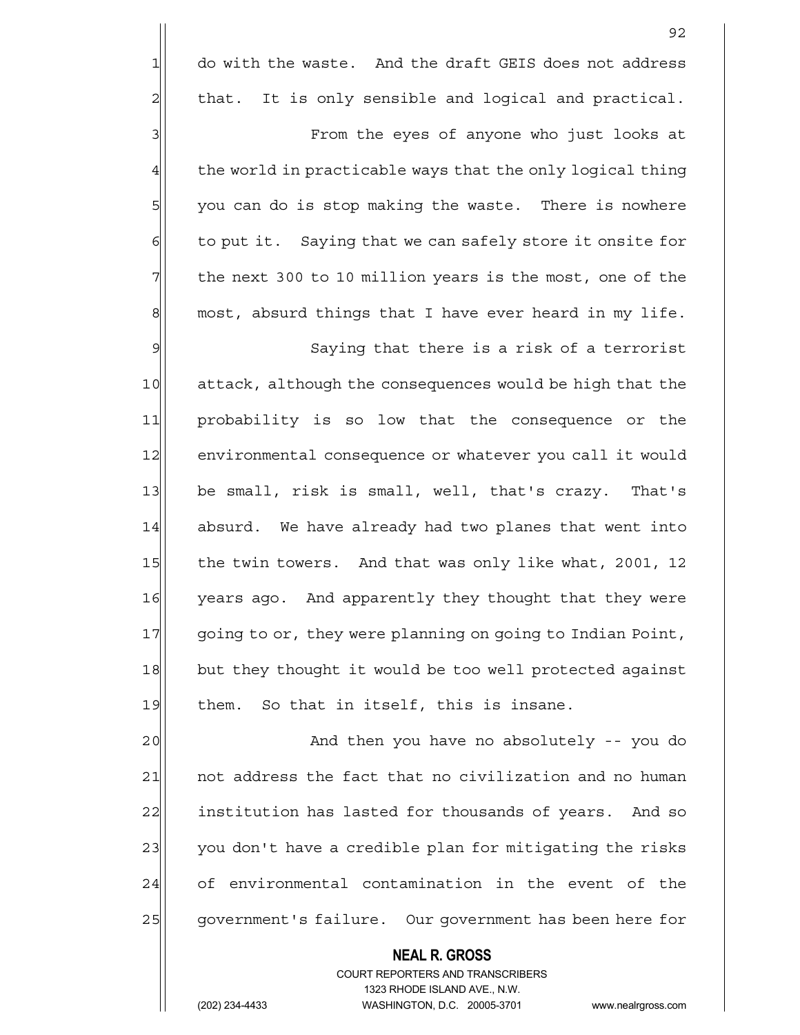do with the waste. And the draft GEIS does not address that. It is only sensible and logical and practical.

From the eyes of anyone who just looks at the world in practicable ways that the only logical thing you can do is stop making the waste. There is nowhere to put it. Saying that we can safely store it onsite for the next 300 to 10 million years is the most, one of the most, absurd things that I have ever heard in my life.

Saying that there is a risk of a terrorist attack, although the consequences would be high that the probability is so low that the consequence or the environmental consequence or whatever you call it would be small, risk is small, well, that's crazy. That's absurd. We have already had two planes that went into the twin towers. And that was only like what, 2001, 12 years ago. And apparently they thought that they were going to or, they were planning on going to Indian Point, but they thought it would be too well protected against them. So that in itself, this is insane.

And then you have no absolutely -- you do not address the fact that no civilization and no human institution has lasted for thousands of years. And so you don't have a credible plan for mitigating the risks of environmental contamination in the event of the government's failure. Our government has been here for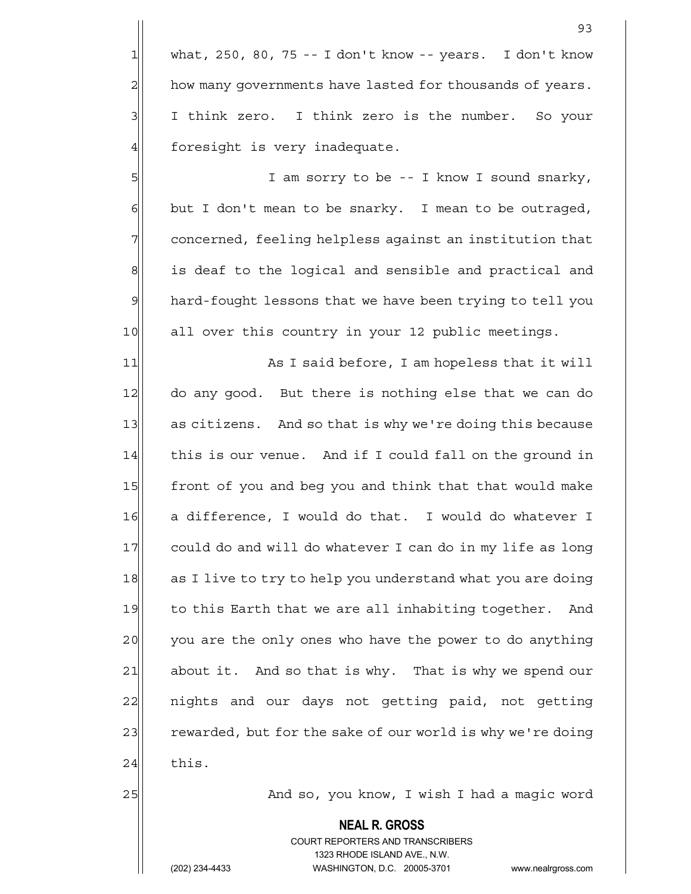what, 250, 80, 75 -- I don't know -- years. I don't know how many governments have lasted for thousands of years. I think zero. I think zero is the number. So your foresight is very inadequate.

I am sorry to be -- I know I sound snarky, but I don't mean to be snarky. I mean to be outraged, concerned, feeling helpless against an institution that is deaf to the logical and sensible and practical and hard-fought lessons that we have been trying to tell you all over this country in your 12 public meetings.

As I said before, I am hopeless that it will do any good. But there is nothing else that we can do as citizens. And so that is why we're doing this because this is our venue. And if I could fall on the ground in front of you and beg you and think that that would make a difference, I would do that. I would do whatever I could do and will do whatever I can do in my life as long as I live to try to help you understand what you are doing to this Earth that we are all inhabiting together. And you are the only ones who have the power to do anything about it. And so that is why. That is why we spend our nights and our days not getting paid, not getting rewarded, but for the sake of our world is why we're doing this.

And so, you know, I wish I had a magic word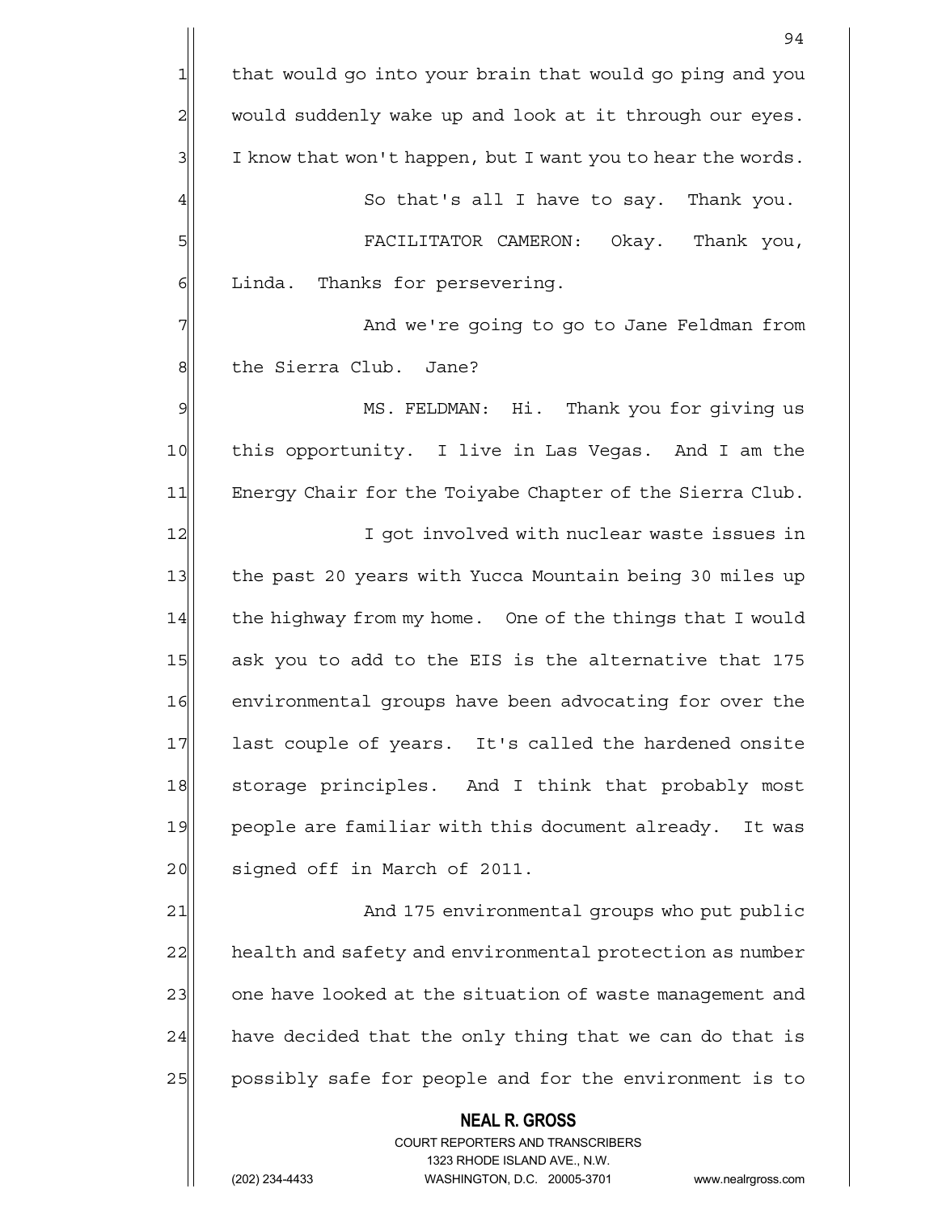that would go into your brain that would go ping and you would suddenly wake up and look at it through our eyes. I know that won't happen, but I want you to hear the words.

So that's all I have to say. Thank you.

FACILITATOR CAMERON: Okay. Thank you, Linda. Thanks for persevering.

And we're going to go to Jane Feldman from the Sierra Club. Jane?

MS. FELDMAN: Hi. Thank you for giving us this opportunity. I live in Las Vegas. And I am the Energy Chair for the Toiyabe Chapter of the Sierra Club.

I got involved with nuclear waste issues in the past 20 years with Yucca Mountain being 30 miles up the highway from my home. One of the things that I would ask you to add to the EIS is the alternative that 175 environmental groups have been advocating for over the last couple of years. It's called the hardened onsite storage principles. And I think that probably most people are familiar with this document already. It was signed off in March of 2011.

And 175 environmental groups who put public health and safety and environmental protection as number one have looked at the situation of waste management and have decided that the only thing that we can do that is possibly safe for people and for the environment is to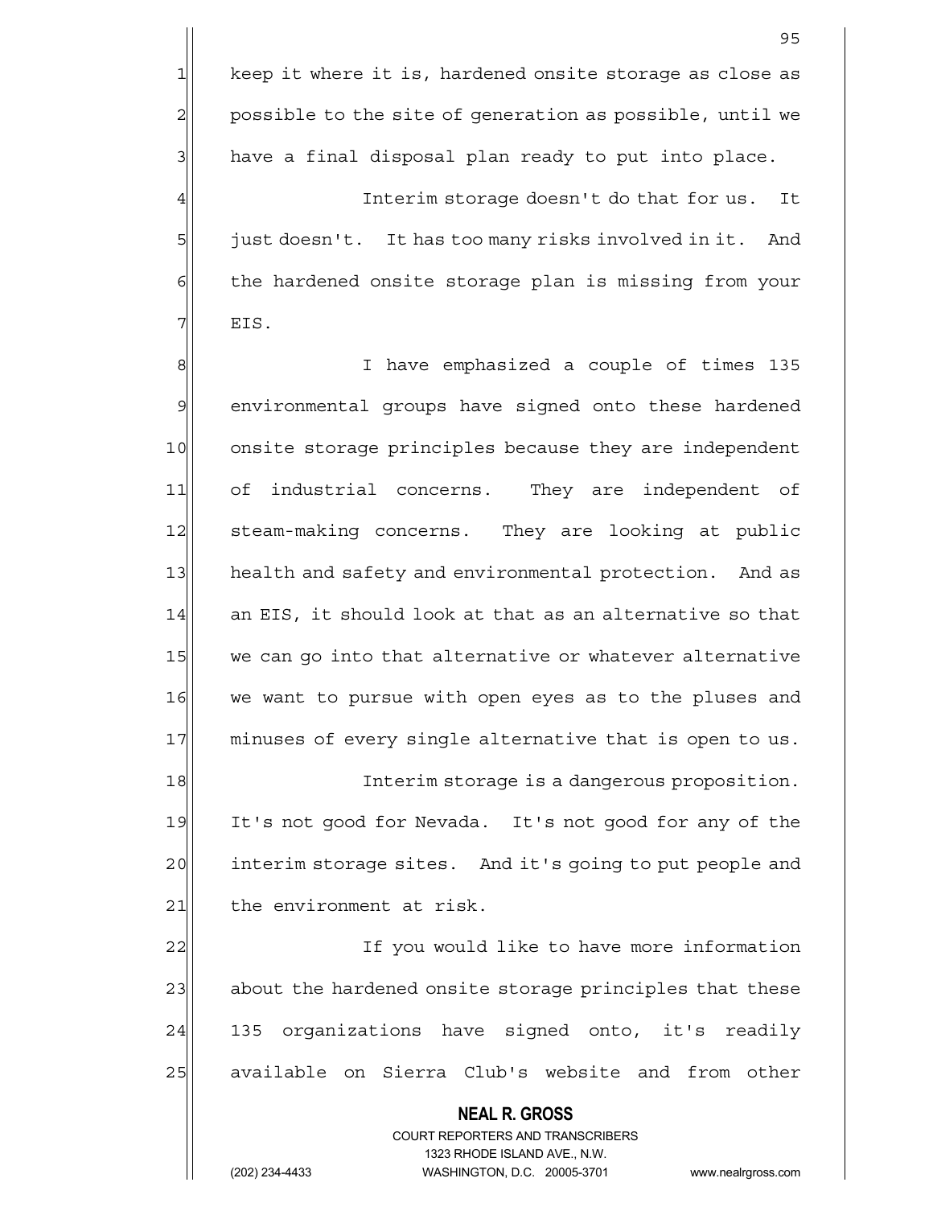keep it where it is, hardened onsite storage as close as possible to the site of generation as possible, until we have a final disposal plan ready to put into place.

Interim storage doesn't do that for us. It just doesn't. It has too many risks involved in it. And the hardened onsite storage plan is missing from your EIS.

I have emphasized a couple of times 135 environmental groups have signed onto these hardened onsite storage principles because they are independent of industrial concerns. They are independent of steam-making concerns. They are looking at public health and safety and environmental protection. And as an EIS, it should look at that as an alternative so that we can go into that alternative or whatever alternative we want to pursue with open eyes as to the pluses and minuses of every single alternative that is open to us.

Interim storage is a dangerous proposition. It's not good for Nevada. It's not good for any of the interim storage sites. And it's going to put people and the environment at risk.

If you would like to have more information about the hardened onsite storage principles that these 135 organizations have signed onto, it's readily available on Sierra Club's website and from other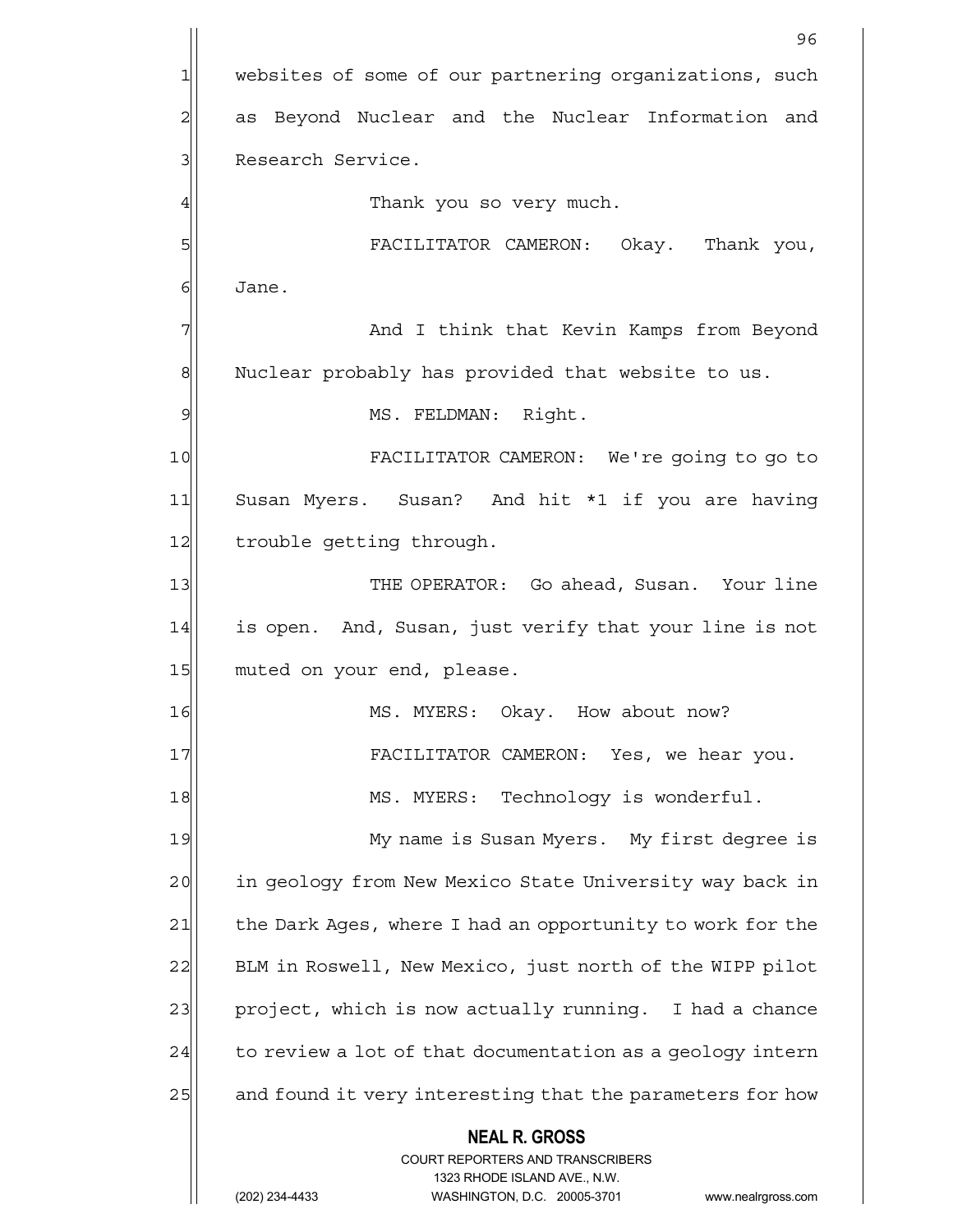websites of some of our partnering organizations, such as Beyond Nuclear and the Nuclear Information and Research Service.

Thank you so very much.

FACILITATOR CAMERON: Okay. Thank you, Jane.

And I think that Kevin Kamps from Beyond Nuclear probably has provided that website to us.

MS. FELDMAN: Right.

FACILITATOR CAMERON: We're going to go to Susan Myers. Susan? And hit *1 if you are having trouble getting through.

THE OPERATOR: Go ahead, Susan. Your line is open. And, Susan, just verify that your line is not muted on your end, please.

MS. MYERS: Okay. How about now?

FACILITATOR CAMERON: Yes, we hear you.

MS. MYERS: Technology is wonderful.

My name is Susan Myers. My first degree is in geology from New Mexico State University way back in the Dark Ages, where I had an opportunity to work for the BLM in Roswell, New Mexico, just north of the WIPP pilot project, which is now actually running. I had a chance to review a lot of that documentation as a geology intern and found it very interesting that the parameters for how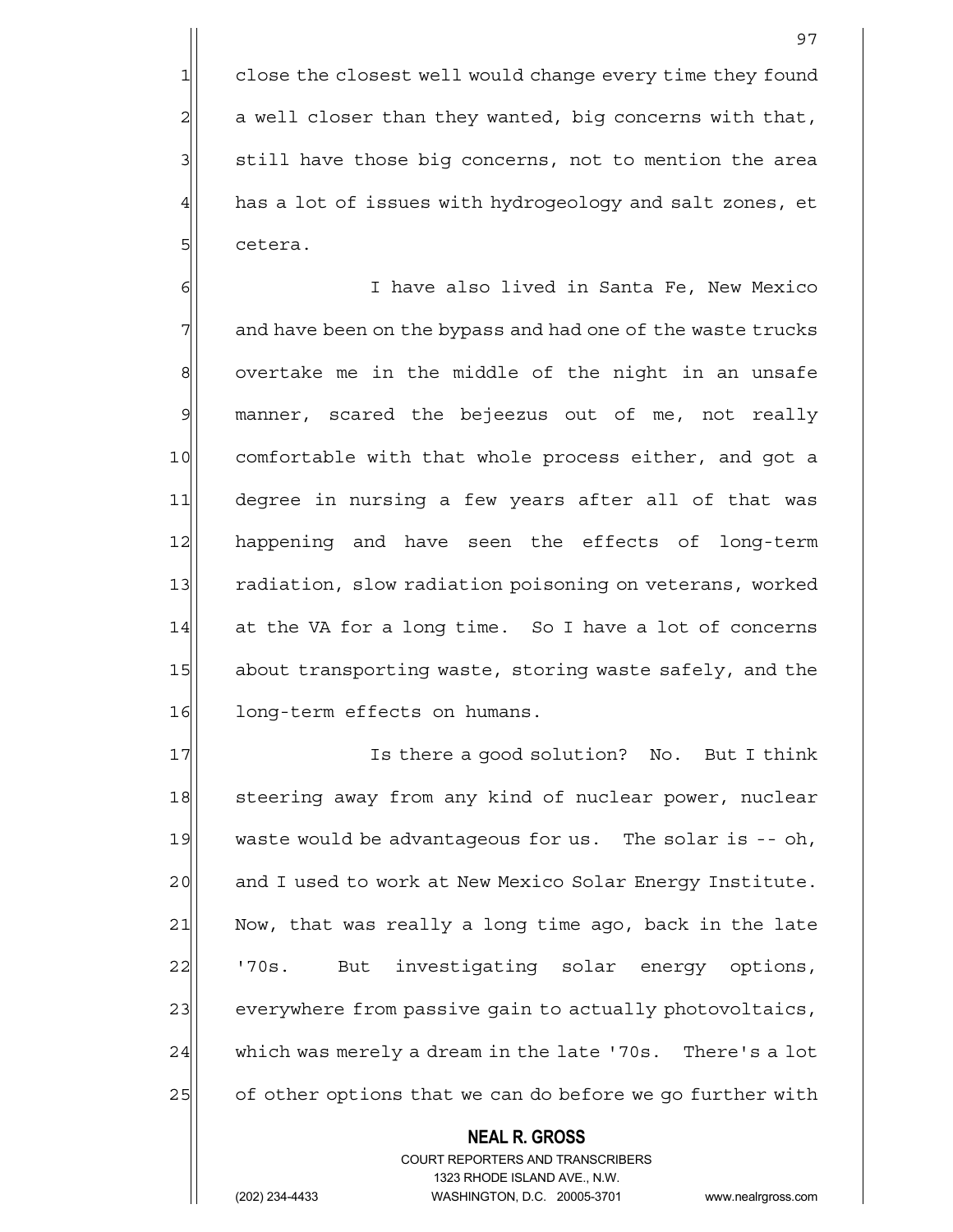close the closest well would change every time they found a well closer than they wanted, big concerns with that, still have those big concerns, not to mention the area has a lot of issues with hydrogeology and salt zones, et cetera.

I have also lived in Santa Fe, New Mexico and have been on the bypass and had one of the waste trucks overtake me in the middle of the night in an unsafe manner, scared the bejeezus out of me, not really comfortable with that whole process either, and got a degree in nursing a few years after all of that was happening and have seen the effects of long-term radiation, slow radiation poisoning on veterans, worked at the VA for a long time. So I have a lot of concerns about transporting waste, storing waste safely, and the long-term effects on humans.

Is there a good solution? No. But I think steering away from any kind of nuclear power, nuclear waste would be advantageous for us. The solar is -- oh, and I used to work at New Mexico Solar Energy Institute. Now, that was really a long time ago, back in the late '70s. But investigating solar energy options, everywhere from passive gain to actually photovoltaics, which was merely a dream in the late '70s. There's a lot of other options that we can do before we go further with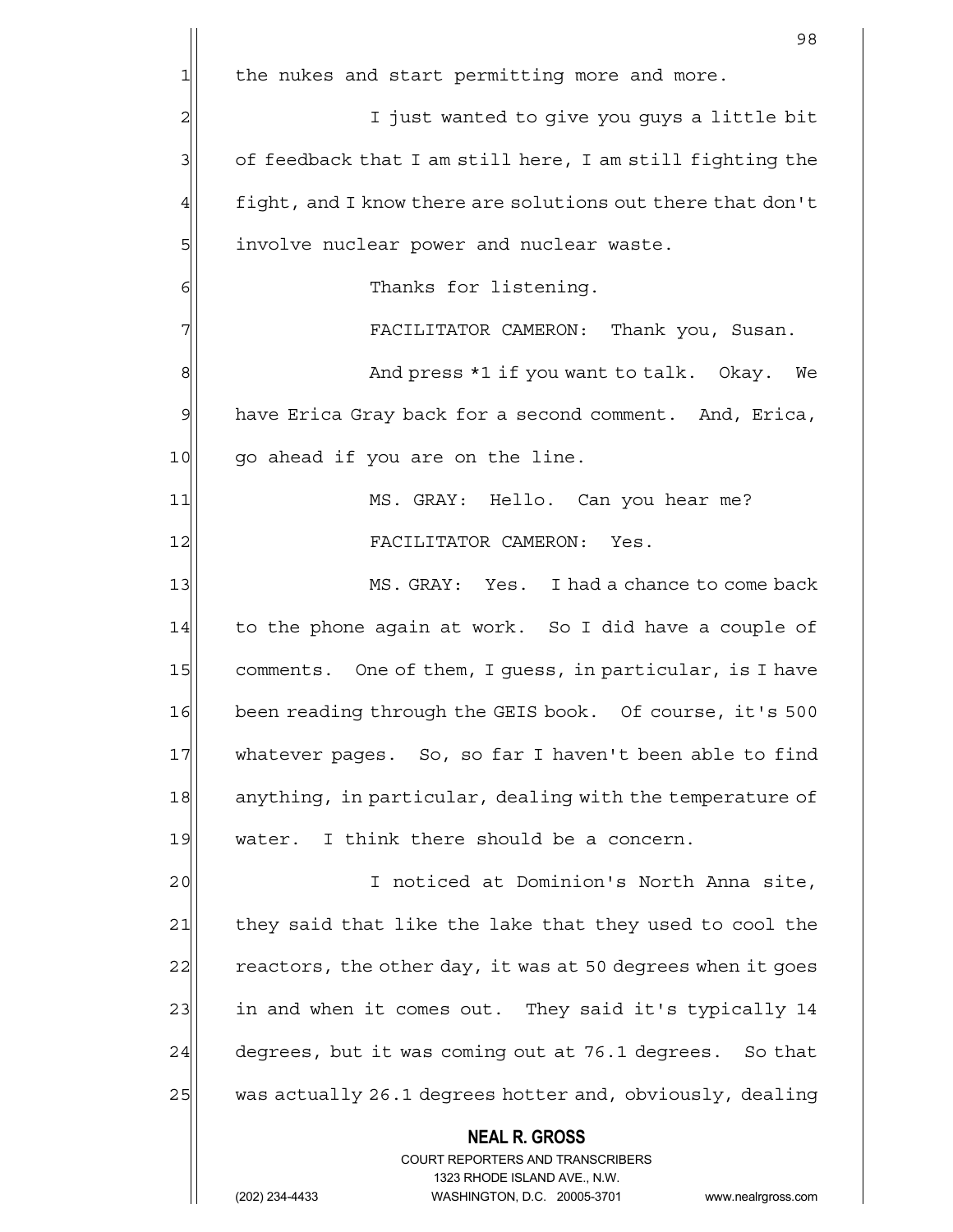the nukes and start permitting more and more.

I just wanted to give you guys a little bit of feedback that I am still here, I am still fighting the fight, and I know there are solutions out there that don't involve nuclear power and nuclear waste.

Thanks for listening.

FACILITATOR CAMERON: Thank you, Susan.

And press *1 if you want to talk. Okay. We have Erica Gray back for a second comment. And, Erica, go ahead if you are on the line.

MS. GRAY: Hello. Can you hear me?

FACILITATOR CAMERON: Yes.

MS. GRAY: Yes. I had a chance to come back to the phone again at work. So I did have a couple of comments. One of them, I guess, in particular, is I have been reading through the GEIS book. Of course, it's 500 whatever pages. So, so far I haven't been able to find anything, in particular, dealing with the temperature of water. I think there should be a concern.

I noticed at Dominion's North Anna site, they said that like the lake that they used to cool the reactors, the other day, it was at 50 degrees when it goes in and when it comes out. They said it's typically 14 degrees, but it was coming out at 76.1 degrees. So that was actually 26.1 degrees hotter and, obviously, dealing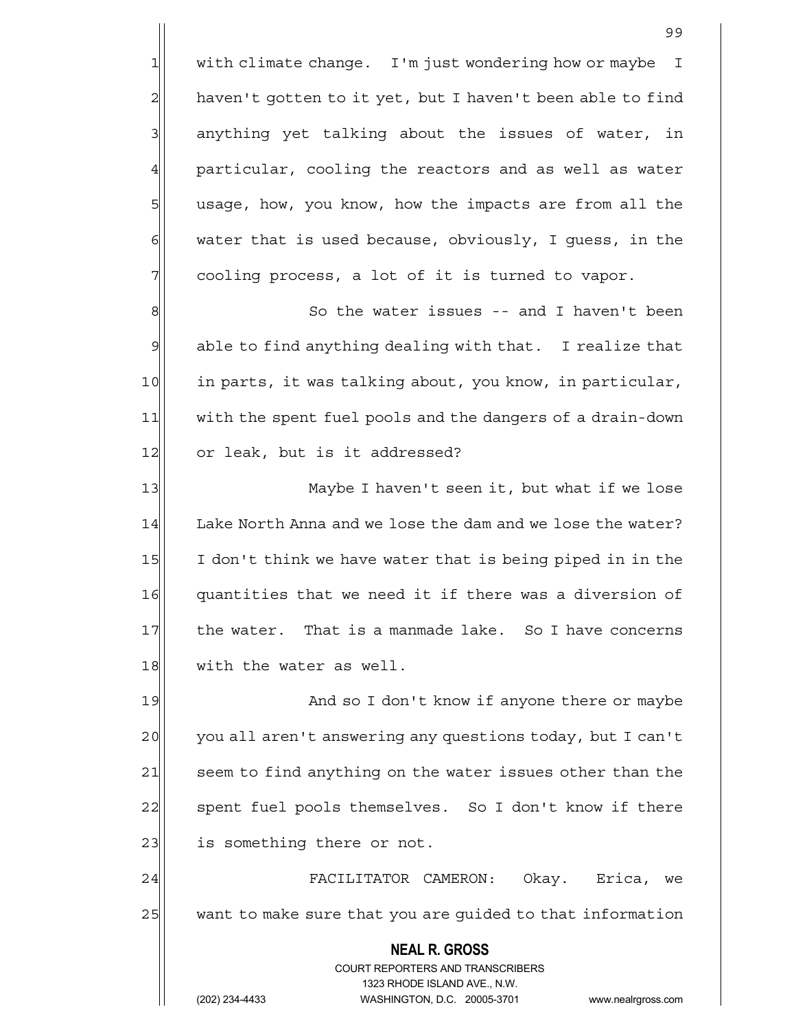with climate change. I'm just wondering how or maybe I haven't gotten to it yet, but I haven't been able to find anything yet talking about the issues of water, in particular, cooling the reactors and as well as water usage, how, you know, how the impacts are from all the water that is used because, obviously, I guess, in the cooling process, a lot of it is turned to vapor.

So the water issues -- and I haven't been able to find anything dealing with that. I realize that in parts, it was talking about, you know, in particular, with the spent fuel pools and the dangers of a drain-down or leak, but is it addressed?

Maybe I haven't seen it, but what if we lose Lake North Anna and we lose the dam and we lose the water? I don't think we have water that is being piped in in the quantities that we need it if there was a diversion of the water. That is a manmade lake. So I have concerns with the water as well.

And so I don't know if anyone there or maybe you all aren't answering any questions today, but I can't seem to find anything on the water issues other than the spent fuel pools themselves. So I don't know if there is something there or not.

FACILITATOR CAMERON: Okay. Erica, we want to make sure that you are guided to that information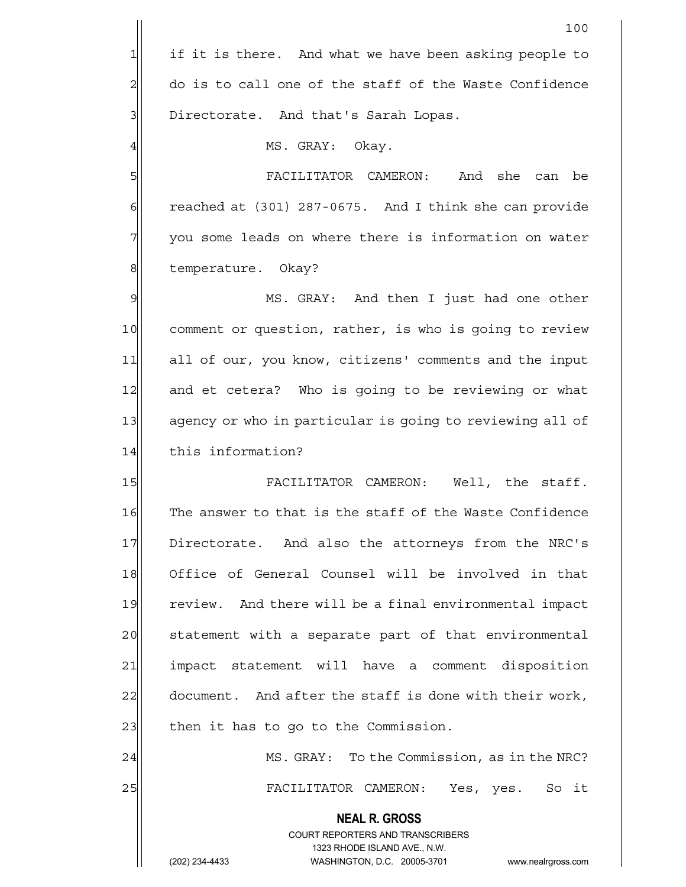if it is there. And what we have been asking people to do is to call one of the staff of the Waste Confidence Directorate. And that's Sarah Lopas.

MS. GRAY: Okay.

FACILITATOR CAMERON: And she can be reached at (301) 287-0675. And I think she can provide you some leads on where there is information on water temperature. Okay?

MS. GRAY: And then I just had one other comment or question, rather, is who is going to review all of our, you know, citizens' comments and the input and et cetera? Who is going to be reviewing or what agency or who in particular is going to reviewing all of this information?

FACILITATOR CAMERON: Well, the staff. The answer to that is the staff of the Waste Confidence Directorate. And also the attorneys from the NRC's Office of General Counsel will be involved in that review. And there will be a final environmental impact statement with a separate part of that environmental impact statement will have a comment disposition document. And after the staff is done with their work, then it has to go to the Commission.

MS. GRAY: To the Commission, as in the NRC?

FACILITATOR CAMERON: Yes, yes. So it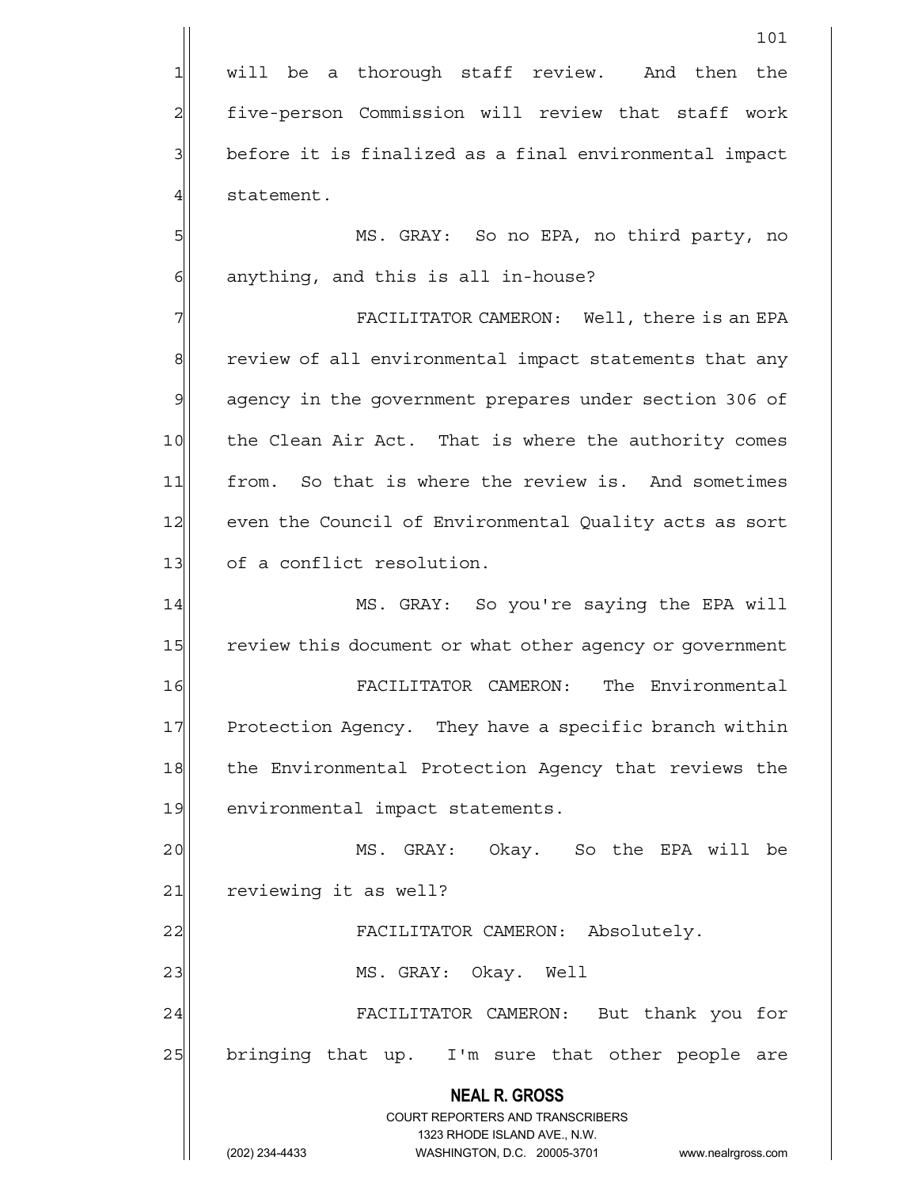will be a thorough staff review. And then the five-person Commission will review that staff work before it is finalized as a final environmental impact statement.

MS. GRAY: So no EPA, no third party, no anything, and this is all in-house?

FACILITATOR CAMERON: Well, there is an EPA review of all environmental impact statements that any agency in the government prepares under section 306 of the Clean Air Act. That is where the authority comes from. So that is where the review is. And sometimes even the Council of Environmental Quality acts as sort of a conflict resolution.

MS. GRAY: So you're saying the EPA will review this document or what other agency or government

FACILITATOR CAMERON: The Environmental Protection Agency. They have a specific branch within the Environmental Protection Agency that reviews the environmental impact statements.

MS. GRAY: Okay. So the EPA will be reviewing it as well?

FACILITATOR CAMERON: Absolutely.

MS. GRAY: Okay. Well

FACILITATOR CAMERON: But thank you for bringing that up. I'm sure that other people are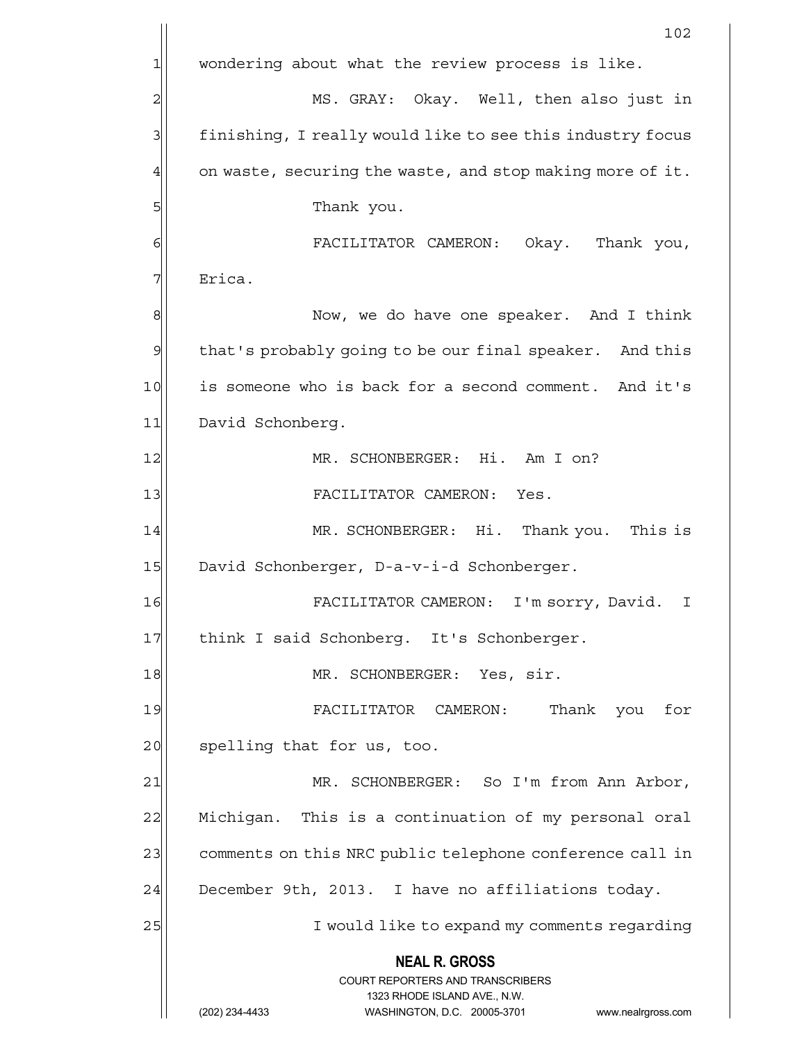wondering about what the review process is like.

MS. GRAY: Okay. Well, then also just in finishing, I really would like to see this industry focus on waste, securing the waste, and stop making more of it.

Thank you.

FACILITATOR CAMERON: Okay. Thank you, Erica.

Now, we do have one speaker. And I think that's probably going to be our final speaker. And this is someone who is back for a second comment. And it's David Schonberg.

MR. SCHONBERGER: Hi. Am I on?

FACILITATOR CAMERON: Yes.

MR. SCHONBERGER: Hi. Thank you. This is David Schonberger, D-a-v-i-d Schonberger.

FACILITATOR CAMERON: I'm sorry, David. I think I said Schonberg. It's Schonberger.

MR. SCHONBERGER: Yes, sir.

FACILITATOR CAMERON: Thank you for spelling that for us, too.

MR. SCHONBERGER: So I'm from Ann Arbor, Michigan. This is a continuation of my personal oral comments on this NRC public telephone conference call in December 9th, 2013. I have no affiliations today.

I would like to expand my comments regarding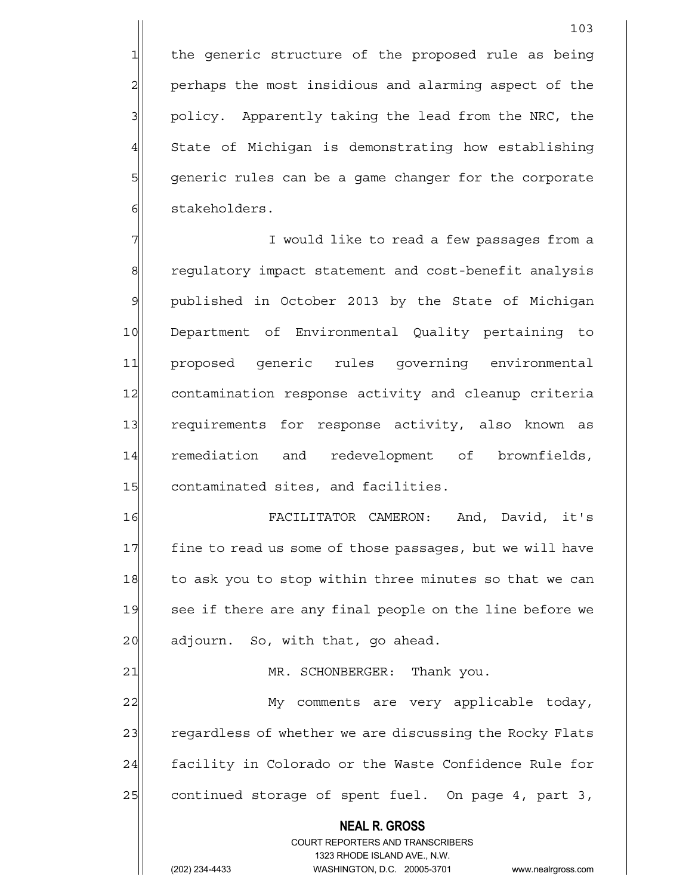the generic structure of the proposed rule as being perhaps the most insidious and alarming aspect of the policy. Apparently taking the lead from the NRC, the State of Michigan is demonstrating how establishing generic rules can be a game changer for the corporate stakeholders.

I would like to read a few passages from a regulatory impact statement and cost-benefit analysis published in October 2013 by the State of Michigan Department of Environmental Quality pertaining to proposed generic rules governing environmental contamination response activity and cleanup criteria requirements for response activity, also known as remediation and redevelopment of brownfields, contaminated sites, and facilities.

FACILITATOR CAMERON: And, David, it's fine to read us some of those passages, but we will have to ask you to stop within three minutes so that we can see if there are any final people on the line before we adjourn. So, with that, go ahead.

MR. SCHONBERGER: Thank you.

My comments are very applicable today, regardless of whether we are discussing the Rocky Flats facility in Colorado or the Waste Confidence Rule for continued storage of spent fuel. On page 4, part 3,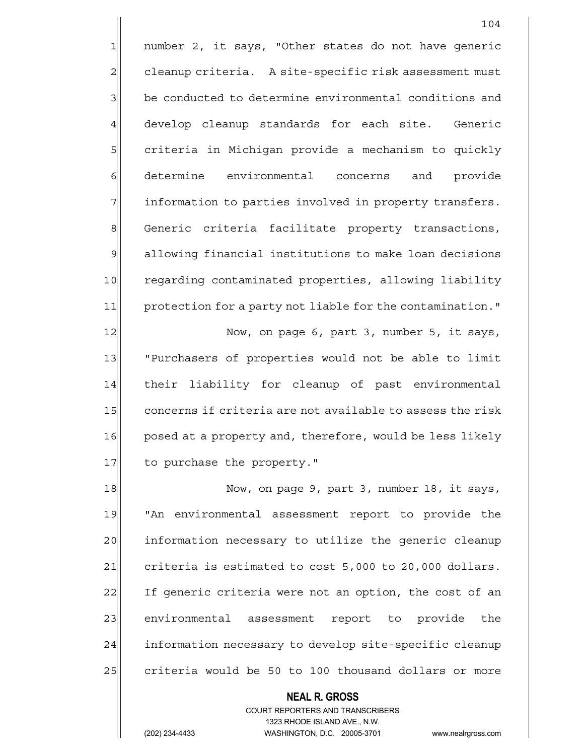number 2, it says, "Other states do not have generic cleanup criteria. A site-specific risk assessment must be conducted to determine environmental conditions and develop cleanup standards for each site. Generic criteria in Michigan provide a mechanism to quickly determine environmental concerns and provide information to parties involved in property transfers. Generic criteria facilitate property transactions, allowing financial institutions to make loan decisions regarding contaminated properties, allowing liability protection for a party not liable for the contamination."

Now, on page 6, part 3, number 5, it says, "Purchasers of properties would not be able to limit their liability for cleanup of past environmental concerns if criteria are not available to assess the risk posed at a property and, therefore, would be less likely to purchase the property."

Now, on page 9, part 3, number 18, it says, "An environmental assessment report to provide the information necessary to utilize the generic cleanup criteria is estimated to cost 5,000 to 20,000 dollars. If generic criteria were not an option, the cost of an environmental assessment report to provide the information necessary to develop site-specific cleanup criteria would be 50 to 100 thousand dollars or more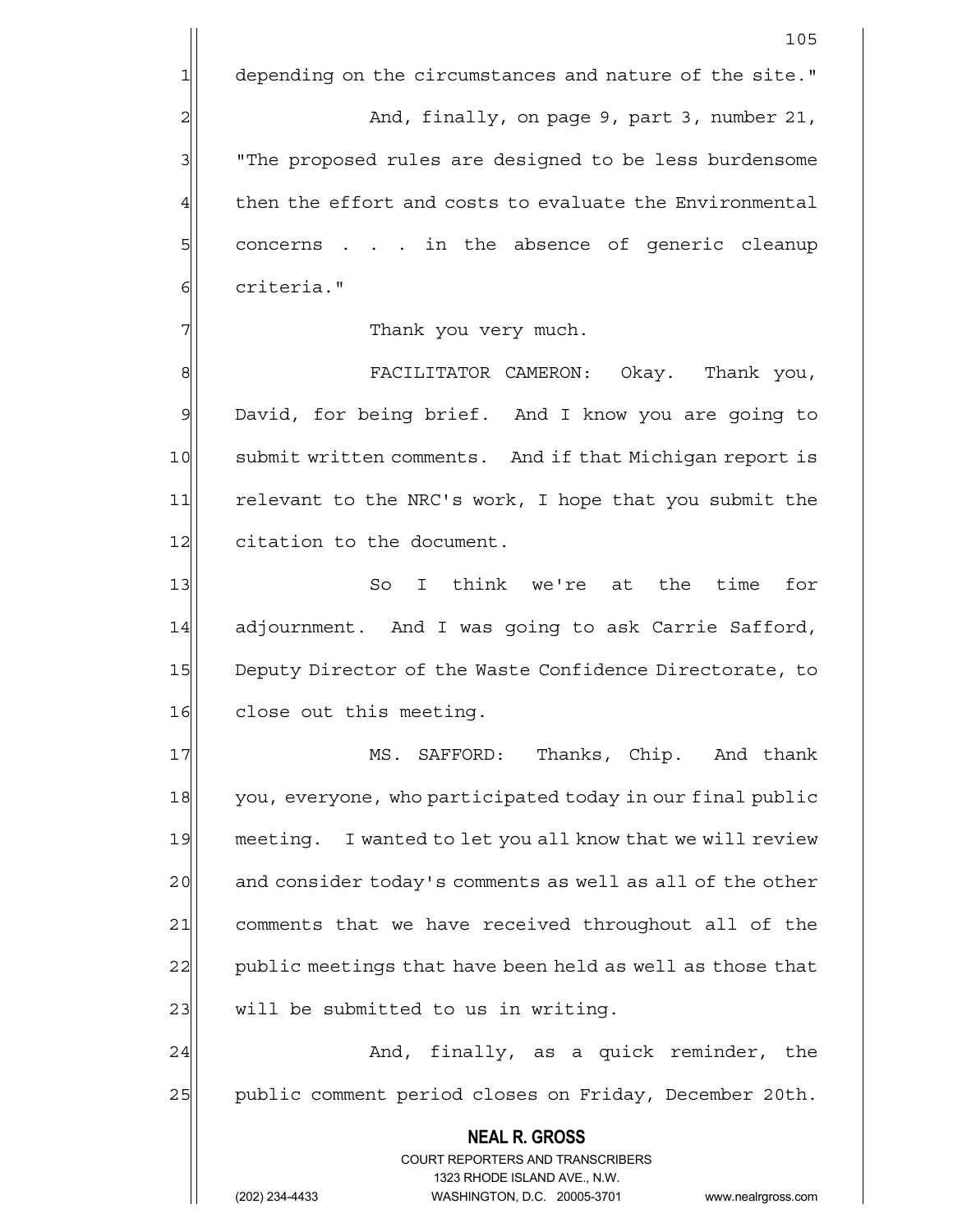depending on the circumstances and nature of the site."

And, finally, on page 9, part 3, number 21, "The proposed rules are designed to be less burdensome then the effort and costs to evaluate the Environmental concerns . . . in the absence of generic cleanup criteria."

Thank you very much.

FACILITATOR CAMERON: Okay. Thank you, David, for being brief. And I know you are going to submit written comments. And if that Michigan report is relevant to the NRC's work, I hope that you submit the citation to the document.

So I think we're at the time for adjournment. And I was going to ask Carrie Safford, Deputy Director of the Waste Confidence Directorate, to close out this meeting.

MS. SAFFORD: Thanks, Chip. And thank you, everyone, who participated today in our final public meeting. I wanted to let you all know that we will review and consider today's comments as well as all of the other comments that we have received throughout all of the public meetings that have been held as well as those that will be submitted to us in writing.

And, finally, as a quick reminder, the public comment period closes on Friday, December 20th.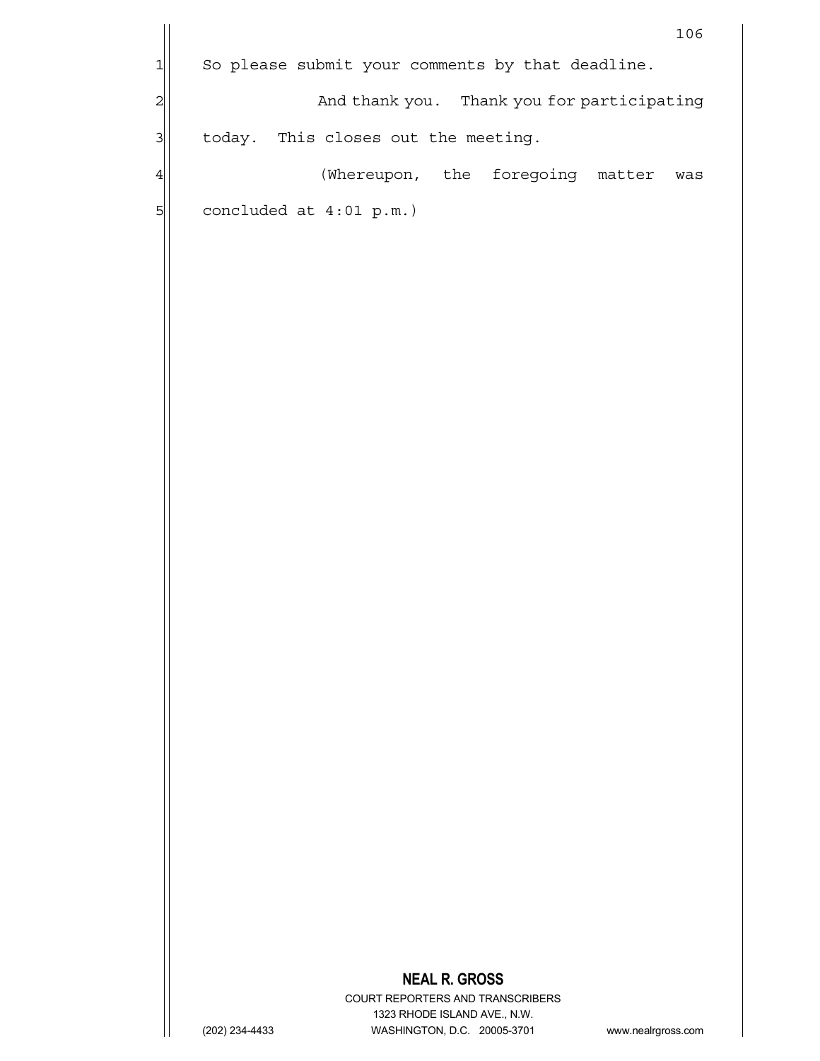So please submit your comments by that deadline.

And thank you. Thank you for participating today. This closes out the meeting.

(Whereupon, the foregoing matter was concluded at 4:01 p.m.)